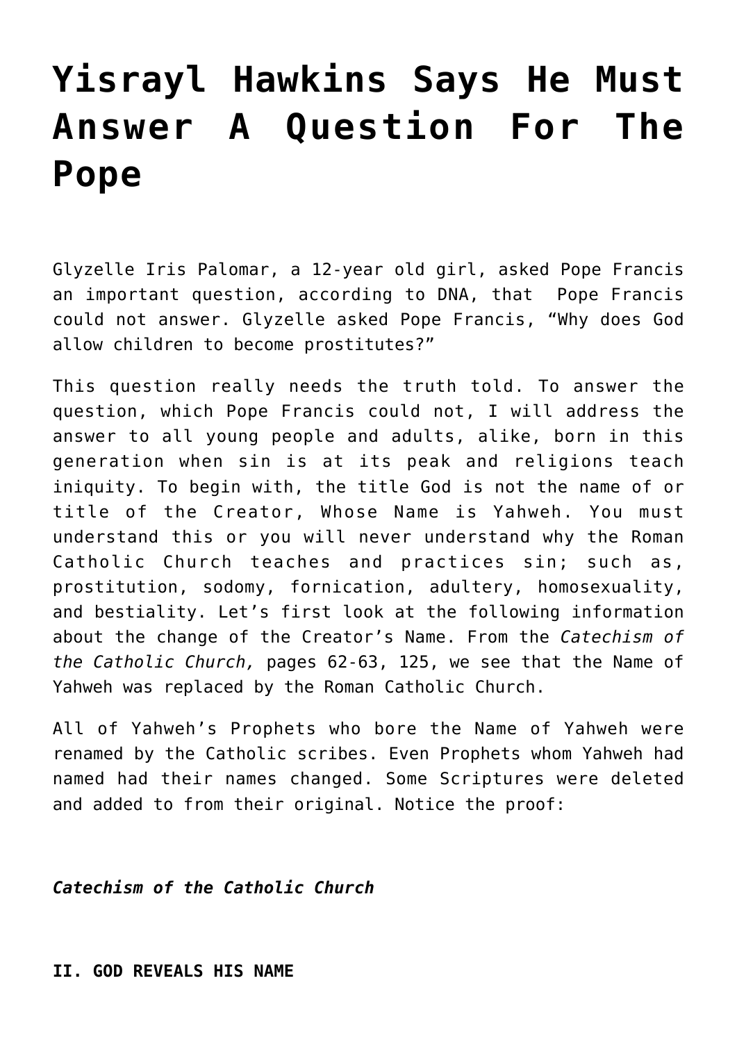# Yisrayl Hawkins Says He Must Answer A Question For The Pope

Glyzelle Iris Palomar, a 12-year old girl, asked Pope Francis an important question, according to DNA, that Pope Francis could not answer. Glyzelle asked Pope Francis, "Why does God allow children to become prostitutes?"

This question really needs the truth told. To answer the question, which Pope Francis could not, I will address the answer to all young people and adults, alike, born in this generation when sin is at its peak and religions teach iniquity. To begin with, the title God is not the name of or title of the Creator, Whose Name is Yahweh. You must understand this or you will never understand why the Roman Catholic Church teaches and practices sin; such as, prostitution, sodomy, fornication, adultery, homosexuality, and bestiality. Let's first look at the following information about the change of the Creator's Name. From the *Catechism of the Catholic Church,* pages 62-63, 125, we see that the Name of Yahweh was replaced by the Roman Catholic Church.

All of Yahweh's Prophets who bore the Name of Yahweh were renamed by the Catholic scribes. Even Prophets whom Yahweh had named had their names changed. Some Scriptures were deleted and added to from their original. Notice the proof:

***Catechism of the Catholic Church***

**II. GOD REVEALS HIS NAME**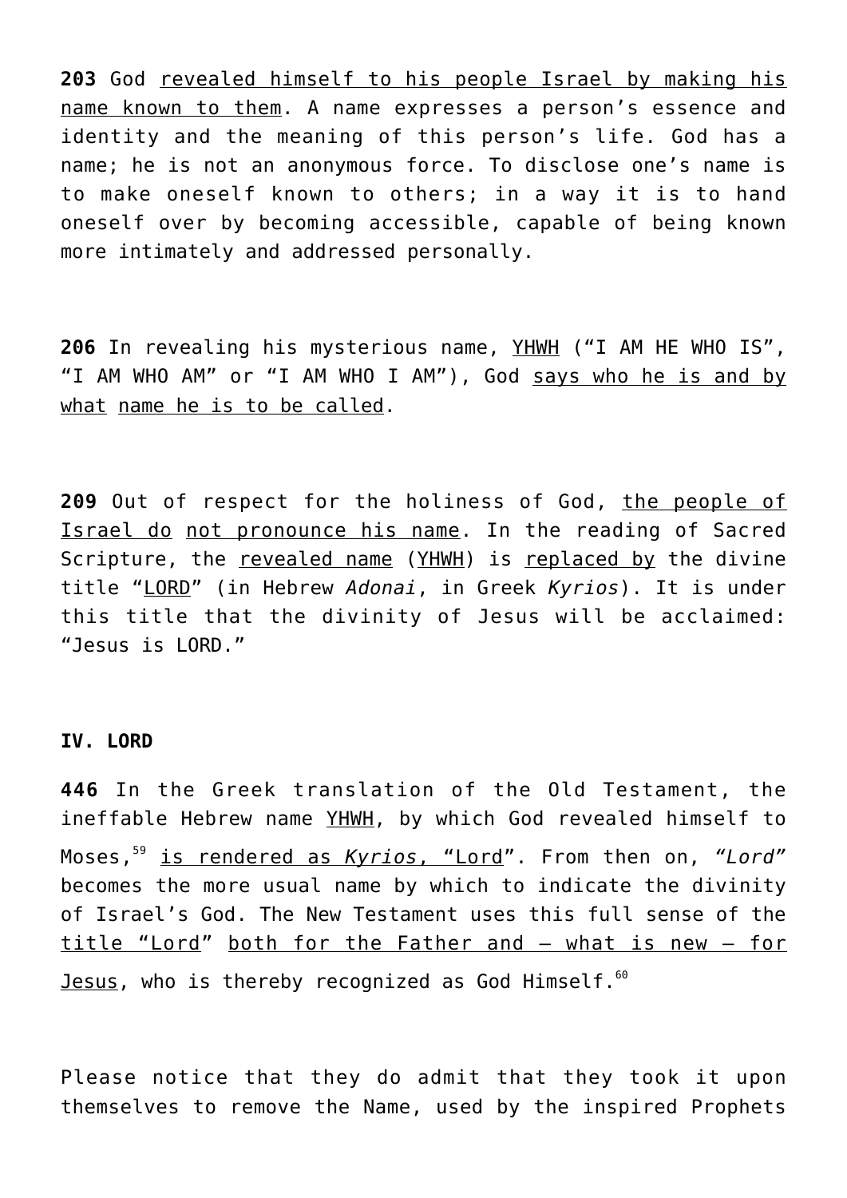**203** God <u>revealed himself to his people Israel by making his name known to them</u>. A name expresses a person's essence and identity and the meaning of this person's life. God has a name; he is not an anonymous force. To disclose one's name is to make oneself known to others; in a way it is to hand oneself over by becoming accessible, capable of being known more intimately and addressed personally.

**206** In revealing his mysterious name, <u>YHWH</u> ("I AM HE WHO IS", "I AM WHO AM" or "I AM WHO I AM"), God <u>says who he is and by what</u> <u>name he is to be called</u>.

**209** Out of respect for the holiness of God, <u>the people of Israel do</u> <u>not pronounce his name</u>. In the reading of Sacred Scripture, the <u>revealed name</u> (<u>YHWH</u>) is <u>replaced by</u> the divine title "<u>LORD</u>" (in Hebrew *Adonai*, in Greek *Kyrios*). It is under this title that the divinity of Jesus will be acclaimed: "Jesus is LORD."

**IV. LORD**

**446** In the Greek translation of the Old Testament, the ineffable Hebrew name <u>YHWH</u>, by which God revealed himself to Moses,[59] <u>is rendered as *Kyrios*, "Lord</u>". From then on, *"Lord"* becomes the more usual name by which to indicate the divinity of Israel's God. The New Testament uses this full sense of the <u>title "Lord</u>" <u>both for the Father and – what is new – for Jesus</u>, who is thereby recognized as God Himself.[60]

Please notice that they do admit that they took it upon themselves to remove the Name, used by the inspired Prophets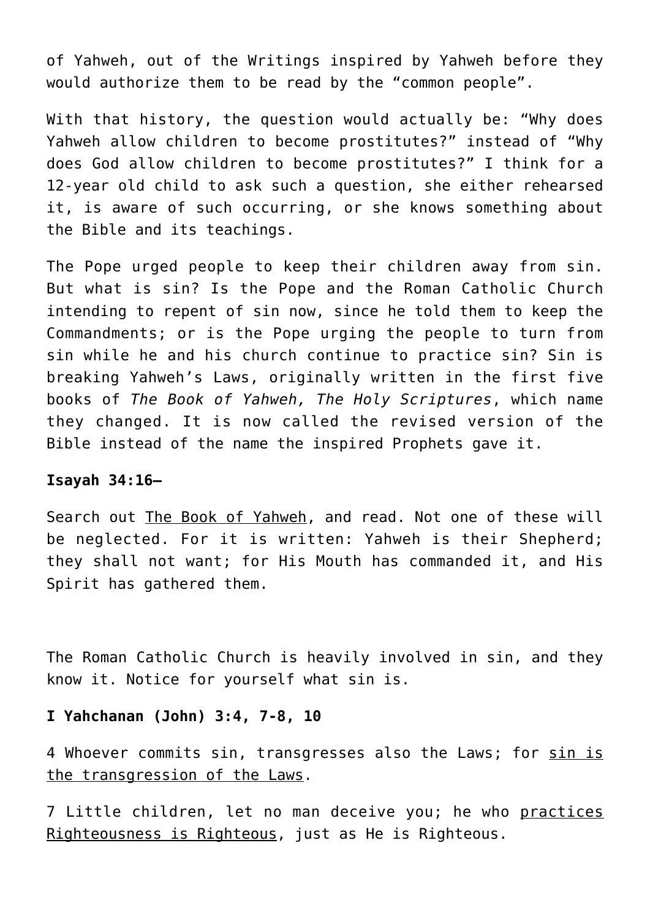of Yahweh, out of the Writings inspired by Yahweh before they would authorize them to be read by the "common people".

With that history, the question would actually be: "Why does Yahweh allow children to become prostitutes?" instead of "Why does God allow children to become prostitutes?" I think for a 12-year old child to ask such a question, she either rehearsed it, is aware of such occurring, or she knows something about the Bible and its teachings.

The Pope urged people to keep their children away from sin. But what is sin? Is the Pope and the Roman Catholic Church intending to repent of sin now, since he told them to keep the Commandments; or is the Pope urging the people to turn from sin while he and his church continue to practice sin? Sin is breaking Yahweh's Laws, originally written in the first five books of *The Book of Yahweh, The Holy Scriptures*, which name they changed. It is now called the revised version of the Bible instead of the name the inspired Prophets gave it.

**Isayah 34:16—**

Search out <u>The Book of Yahweh</u>, and read. Not one of these will be neglected. For it is written: Yahweh is their Shepherd; they shall not want; for His Mouth has commanded it, and His Spirit has gathered them.

The Roman Catholic Church is heavily involved in sin, and they know it. Notice for yourself what sin is.

**I Yahchanan (John) 3:4, 7-8, 10**

4 Whoever commits sin, transgresses also the Laws; for <u>sin is the transgression of the Laws</u>.

7 Little children, let no man deceive you; he who <u>practices Righteousness is Righteous</u>, just as He is Righteous.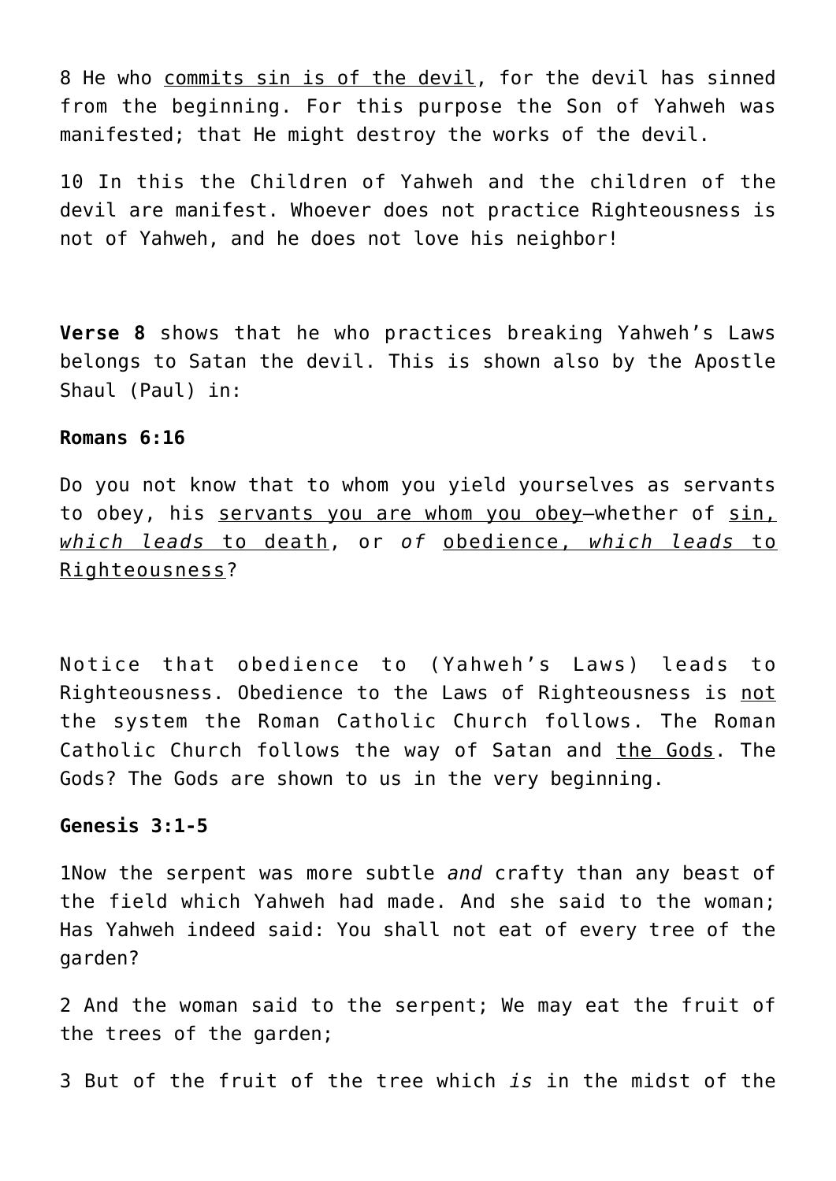8 He who <u>commits sin is of the devil</u>, for the devil has sinned from the beginning. For this purpose the Son of Yahweh was manifested; that He might destroy the works of the devil.

10 In this the Children of Yahweh and the children of the devil are manifest. Whoever does not practice Righteousness is not of Yahweh, and he does not love his neighbor!

**Verse 8** shows that he who practices breaking Yahweh's Laws belongs to Satan the devil. This is shown also by the Apostle Shaul (Paul) in:

**Romans 6:16**

Do you not know that to whom you yield yourselves as servants to obey, his <u>servants you are whom you obey</u>—whether of <u>sin, *which leads* to death</u>, or *of* <u>obedience, *which leads* to Righteousness</u>?

Notice that obedience to (Yahweh's Laws) leads to Righteousness. Obedience to the Laws of Righteousness is <u>not</u> the system the Roman Catholic Church follows. The Roman Catholic Church follows the way of Satan and <u>the Gods</u>. The Gods? The Gods are shown to us in the very beginning.

**Genesis 3:1-5**

1Now the serpent was more subtle *and* crafty than any beast of the field which Yahweh had made. And she said to the woman; Has Yahweh indeed said: You shall not eat of every tree of the garden?

2 And the woman said to the serpent; We may eat the fruit of the trees of the garden;

3 But of the fruit of the tree which *is* in the midst of the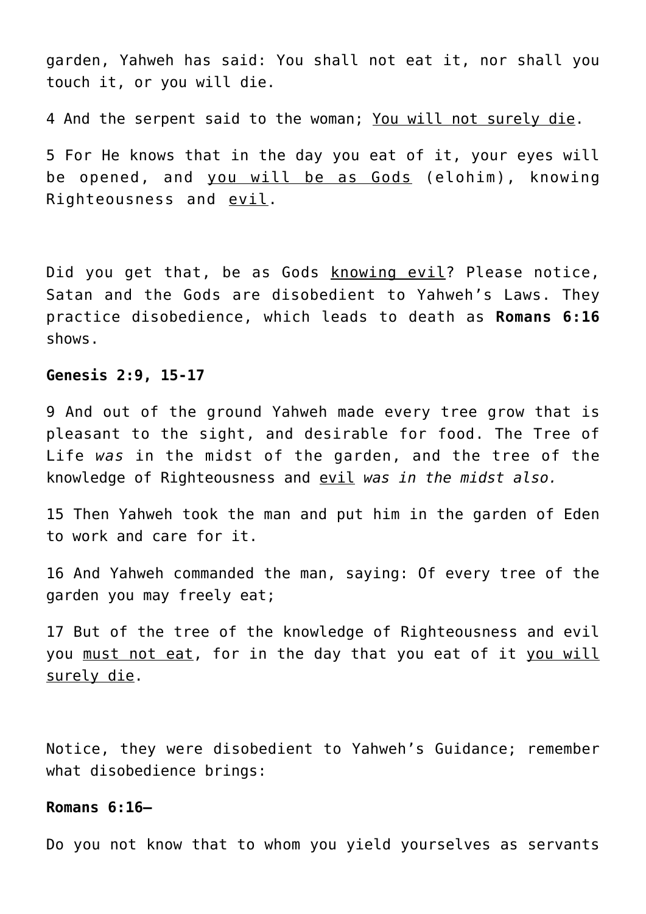garden, Yahweh has said: You shall not eat it, nor shall you touch it, or you will die.

4 And the serpent said to the woman; <u>You will not surely die</u>.

5 For He knows that in the day you eat of it, your eyes will be opened, and <u>you will be as Gods</u> (elohim), knowing Righteousness and <u>evil</u>.

Did you get that, be as Gods <u>knowing evil</u>? Please notice, Satan and the Gods are disobedient to Yahweh's Laws. They practice disobedience, which leads to death as **Romans 6:16** shows.

**Genesis 2:9, 15-17**

9 And out of the ground Yahweh made every tree grow that is pleasant to the sight, and desirable for food. The Tree of Life *was* in the midst of the garden, and the tree of the knowledge of Righteousness and <u>evil</u> *was in the midst also.*

15 Then Yahweh took the man and put him in the garden of Eden to work and care for it.

16 And Yahweh commanded the man, saying: Of every tree of the garden you may freely eat;

17 But of the tree of the knowledge of Righteousness and evil you <u>must not eat</u>, for in the day that you eat of it <u>you will surely die</u>.

Notice, they were disobedient to Yahweh's Guidance; remember what disobedience brings:

**Romans 6:16–**

Do you not know that to whom you yield yourselves as servants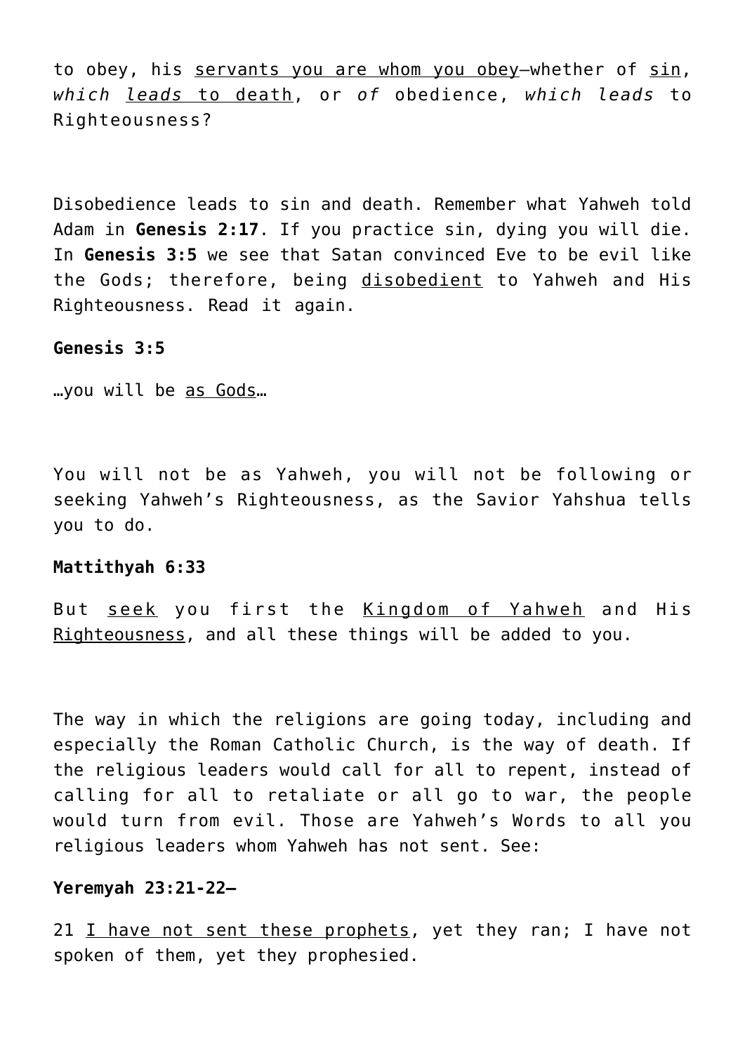to obey, his <u>servants you are whom you obey</u>—whether of <u>sin</u>, *which <u>leads</u>* <u>to death</u>, or *of* obedience, *which leads* to Righteousness?

Disobedience leads to sin and death. Remember what Yahweh told Adam in **Genesis 2:17**. If you practice sin, dying you will die. In **Genesis 3:5** we see that Satan convinced Eve to be evil like the Gods; therefore, being <u>disobedient</u> to Yahweh and His Righteousness. Read it again.

**Genesis 3:5**

…you will be <u>as Gods</u>…

You will not be as Yahweh, you will not be following or seeking Yahweh's Righteousness, as the Savior Yahshua tells you to do.

**Mattithyah 6:33**

But <u>seek</u> you first the <u>Kingdom of Yahweh</u> and His <u>Righteousness</u>, and all these things will be added to you.

The way in which the religions are going today, including and especially the Roman Catholic Church, is the way of death. If the religious leaders would call for all to repent, instead of calling for all to retaliate or all go to war, the people would turn from evil. Those are Yahweh's Words to all you religious leaders whom Yahweh has not sent. See:

**Yeremyah 23:21-22—**

21 <u>I have not sent these prophets</u>, yet they ran; I have not spoken of them, yet they prophesied.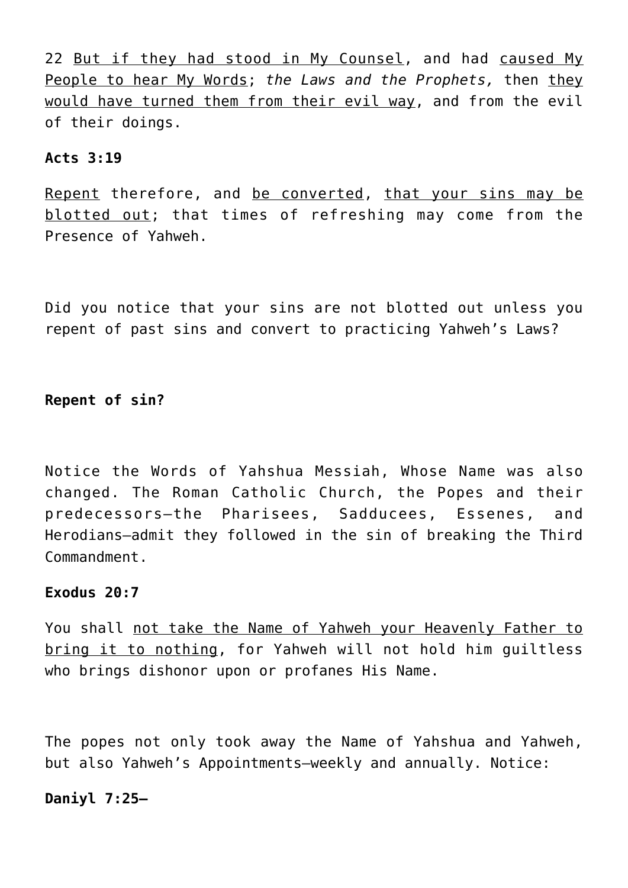22 <u>But if they had stood in My Counsel</u>, and had <u>caused My People to hear My Words</u>; *the Laws and the Prophets,* then <u>they would have turned them from their evil way</u>, and from the evil of their doings.

**Acts 3:19**

<u>Repent</u> therefore, and <u>be converted</u>, <u>that your sins may be blotted out</u>; that times of refreshing may come from the Presence of Yahweh.

Did you notice that your sins are not blotted out unless you repent of past sins and convert to practicing Yahweh's Laws?

**Repent of sin?**

Notice the Words of Yahshua Messiah, Whose Name was also changed. The Roman Catholic Church, the Popes and their predecessors—the Pharisees, Sadducees, Essenes, and Herodians—admit they followed in the sin of breaking the Third Commandment.

**Exodus 20:7**

You shall <u>not take the Name of Yahweh your Heavenly Father to bring it to nothing</u>, for Yahweh will not hold him guiltless who brings dishonor upon or profanes His Name.

The popes not only took away the Name of Yahshua and Yahweh, but also Yahweh's Appointments—weekly and annually. Notice:

**Daniyl 7:25—**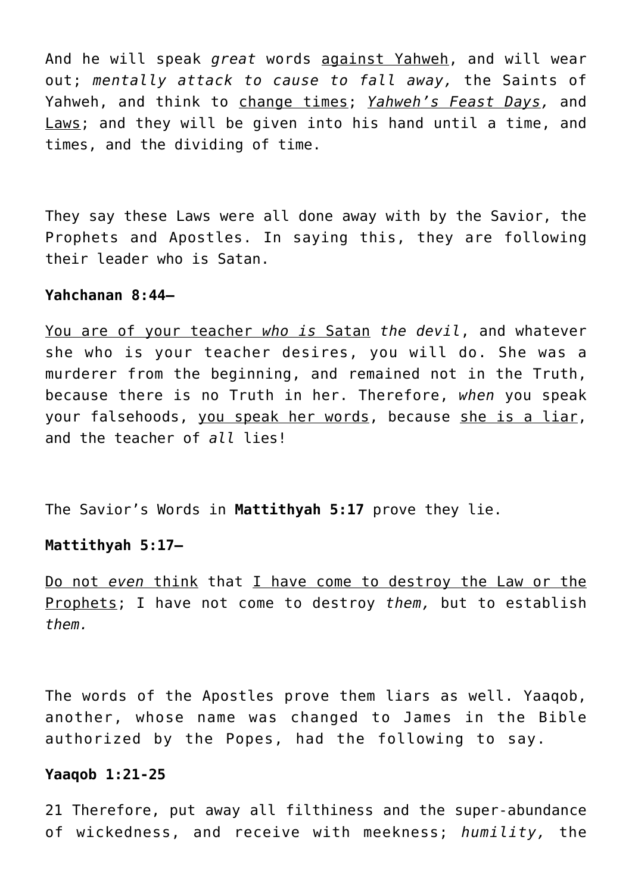And he will speak *great* words <u>against Yahweh</u>, and will wear out; *mentally attack to cause to fall away,* the Saints of Yahweh, and think to <u>change times</u>; <u>*Yahweh's Feast Days,*</u> and <u>Laws</u>; and they will be given into his hand until a time, and times, and the dividing of time.

They say these Laws were all done away with by the Savior, the Prophets and Apostles. In saying this, they are following their leader who is Satan.

**Yahchanan 8:44–**

<u>You are of your teacher *who is* Satan</u> *the devil*, and whatever she who is your teacher desires, you will do. She was a murderer from the beginning, and remained not in the Truth, because there is no Truth in her. Therefore, *when* you speak your falsehoods, <u>you speak her words</u>, because <u>she is a liar</u>, and the teacher of *all* lies!

The Savior's Words in **Mattithyah 5:17** prove they lie.

**Mattithyah 5:17–**

<u>Do not *even* think</u> that <u>I have come to destroy the Law or the Prophets</u>; I have not come to destroy *them,* but to establish *them.*

The words of the Apostles prove them liars as well. Yaaqob, another, whose name was changed to James in the Bible authorized by the Popes, had the following to say.

**Yaaqob 1:21-25**

21 Therefore, put away all filthiness and the super-abundance of wickedness, and receive with meekness; *humility,* the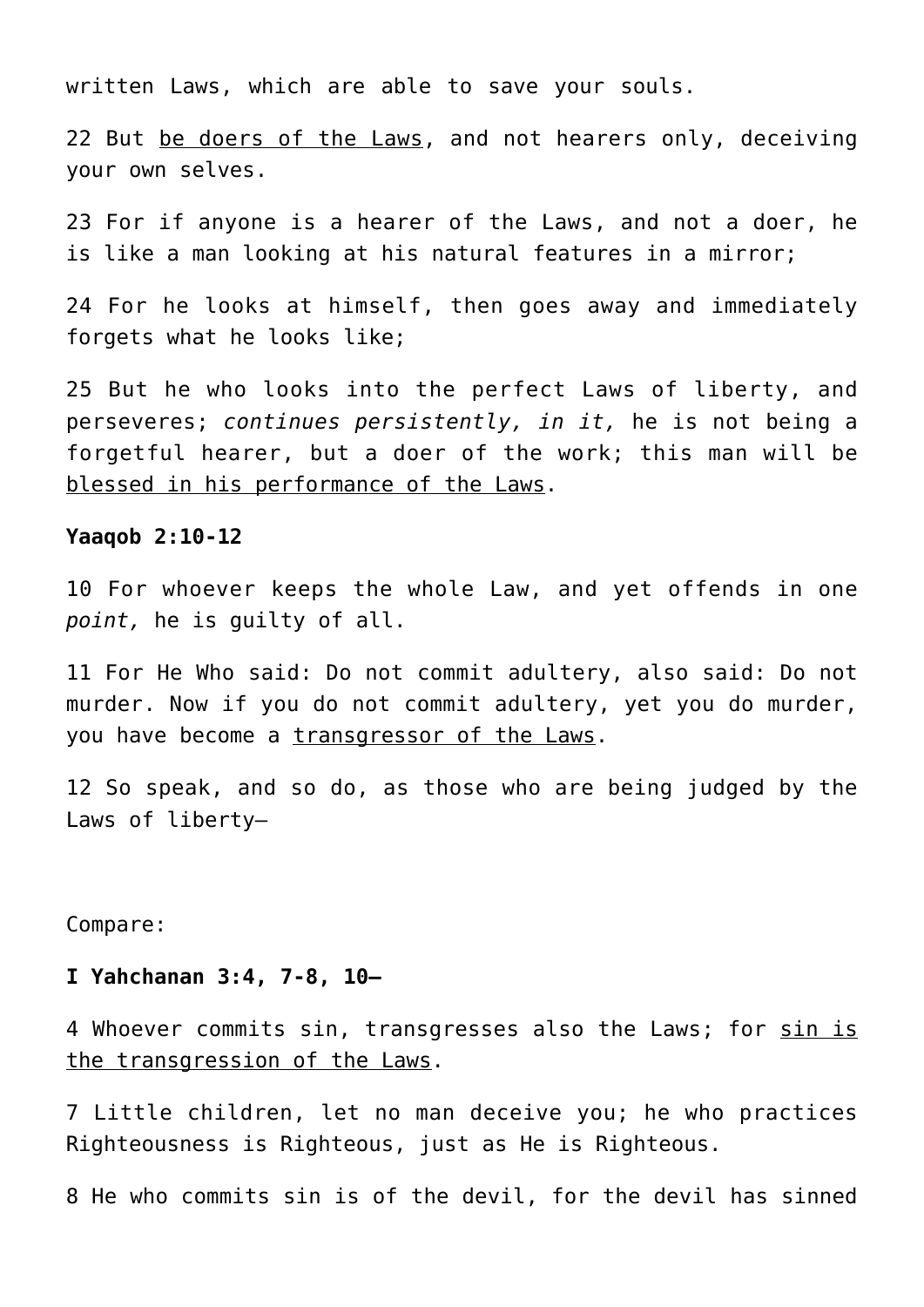written Laws, which are able to save your souls.

22 But <u>be doers of the Laws</u>, and not hearers only, deceiving your own selves.

23 For if anyone is a hearer of the Laws, and not a doer, he is like a man looking at his natural features in a mirror;

24 For he looks at himself, then goes away and immediately forgets what he looks like;

25 But he who looks into the perfect Laws of liberty, and perseveres; *continues persistently, in it,* he is not being a forgetful hearer, but a doer of the work; this man will be <u>blessed in his performance of the Laws</u>.

**Yaaqob 2:10-12**

10 For whoever keeps the whole Law, and yet offends in one *point,* he is guilty of all.

11 For He Who said: Do not commit adultery, also said: Do not murder. Now if you do not commit adultery, yet you do murder, you have become a <u>transgressor of the Laws</u>.

12 So speak, and so do, as those who are being judged by the Laws of liberty—

Compare:

**I Yahchanan 3:4, 7-8, 10—**

4 Whoever commits sin, transgresses also the Laws; for <u>sin is the transgression of the Laws</u>.

7 Little children, let no man deceive you; he who practices Righteousness is Righteous, just as He is Righteous.

8 He who commits sin is of the devil, for the devil has sinned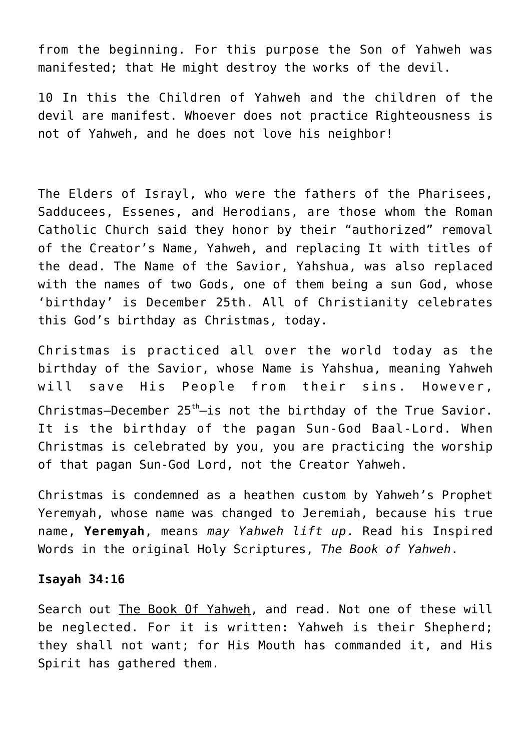from the beginning. For this purpose the Son of Yahweh was manifested; that He might destroy the works of the devil.

10 In this the Children of Yahweh and the children of the devil are manifest. Whoever does not practice Righteousness is not of Yahweh, and he does not love his neighbor!

The Elders of Israyl, who were the fathers of the Pharisees, Sadducees, Essenes, and Herodians, are those whom the Roman Catholic Church said they honor by their "authorized" removal of the Creator's Name, Yahweh, and replacing It with titles of the dead. The Name of the Savior, Yahshua, was also replaced with the names of two Gods, one of them being a sun God, whose 'birthday' is December 25th. All of Christianity celebrates this God's birthday as Christmas, today.

Christmas is practiced all over the world today as the birthday of the Savior, whose Name is Yahshua, meaning Yahweh will save His People from their sins. However, Christmas—December 25th—is not the birthday of the True Savior. It is the birthday of the pagan Sun-God Baal-Lord. When Christmas is celebrated by you, you are practicing the worship of that pagan Sun-God Lord, not the Creator Yahweh.

Christmas is condemned as a heathen custom by Yahweh's Prophet Yeremyah, whose name was changed to Jeremiah, because his true name, **Yeremyah**, means *may Yahweh lift up*. Read his Inspired Words in the original Holy Scriptures, *The Book of Yahweh*.

**Isayah 34:16**

Search out The Book Of Yahweh, and read. Not one of these will be neglected. For it is written: Yahweh is their Shepherd; they shall not want; for His Mouth has commanded it, and His Spirit has gathered them.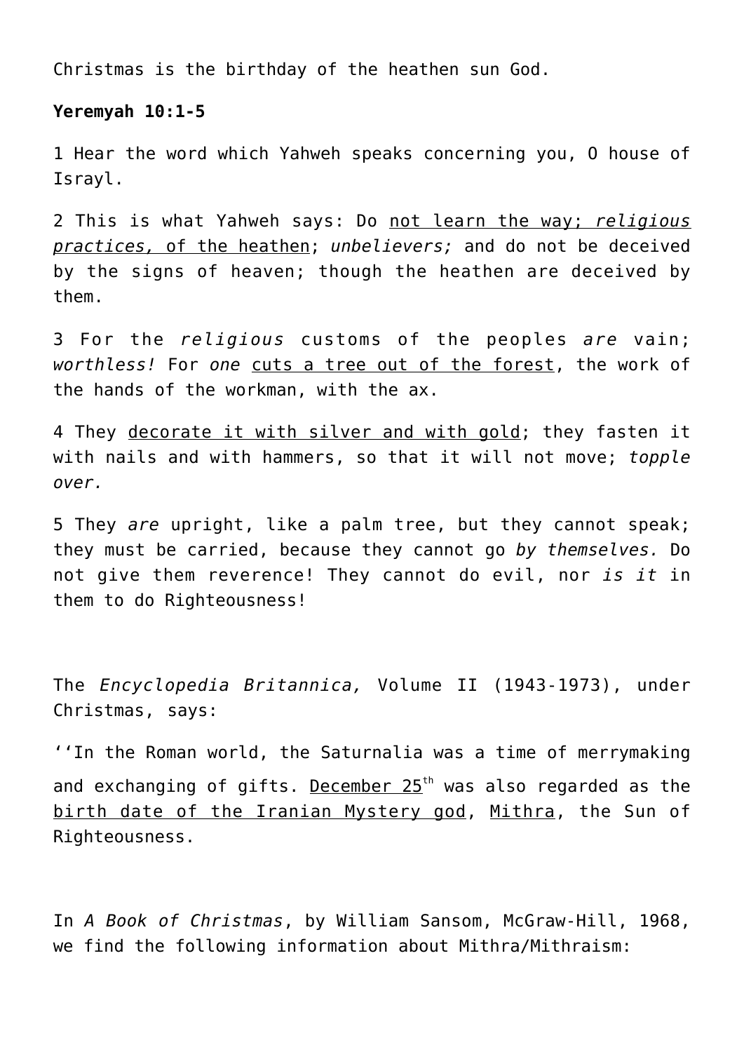Christmas is the birthday of the heathen sun God.

**Yeremyah 10:1-5**

1 Hear the word which Yahweh speaks concerning you, O house of Israyl.

2 This is what Yahweh says: Do not learn the way; *religious practices,* of the heathen; *unbelievers;* and do not be deceived by the signs of heaven; though the heathen are deceived by them.

3 For the *religious* customs of the peoples *are* vain; *worthless!* For *one* cuts a tree out of the forest, the work of the hands of the workman, with the ax.

4 They decorate it with silver and with gold; they fasten it with nails and with hammers, so that it will not move; *topple over.*

5 They *are* upright, like a palm tree, but they cannot speak; they must be carried, because they cannot go *by themselves.* Do not give them reverence! They cannot do evil, nor *is it* in them to do Righteousness!

The *Encyclopedia Britannica,* Volume II (1943-1973), under Christmas, says:

''In the Roman world, the Saturnalia was a time of merrymaking and exchanging of gifts. December 25th was also regarded as the birth date of the Iranian Mystery god, Mithra, the Sun of Righteousness.

In *A Book of Christmas*, by William Sansom, McGraw-Hill, 1968, we find the following information about Mithra/Mithraism: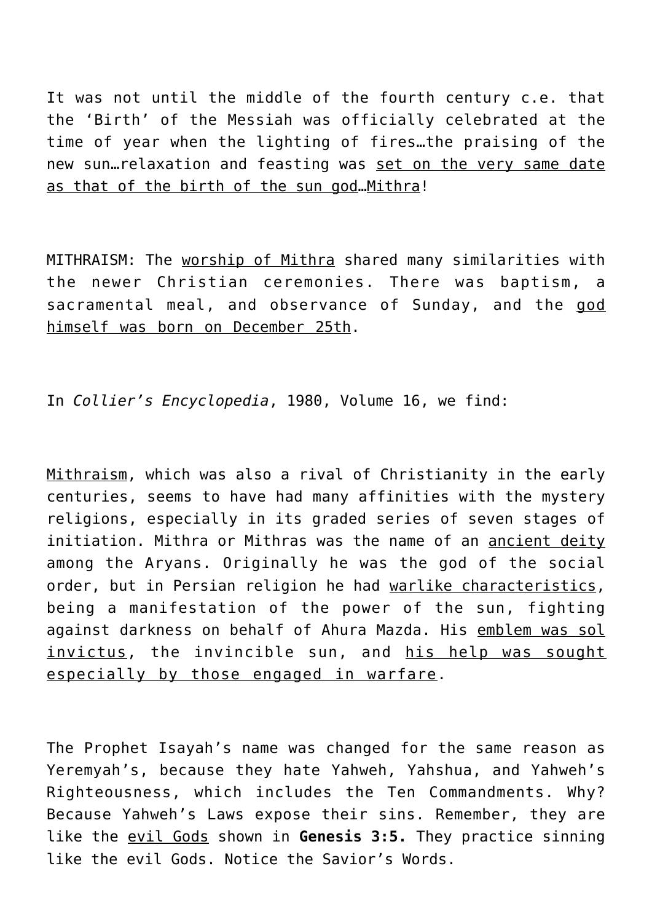It was not until the middle of the fourth century c.e. that the 'Birth' of the Messiah was officially celebrated at the time of year when the lighting of fires…the praising of the new sun…relaxation and feasting was <u>set on the very same date as that of the birth of the sun god</u>…<u>Mithra</u>!

MITHRAISM: The <u>worship of Mithra</u> shared many similarities with the newer Christian ceremonies. There was baptism, a sacramental meal, and observance of Sunday, and the <u>god himself was born on December 25th</u>.

In *Collier's Encyclopedia*, 1980, Volume 16, we find:

<u>Mithraism</u>, which was also a rival of Christianity in the early centuries, seems to have had many affinities with the mystery religions, especially in its graded series of seven stages of initiation. Mithra or Mithras was the name of an <u>ancient deity</u> among the Aryans. Originally he was the god of the social order, but in Persian religion he had <u>warlike characteristics</u>, being a manifestation of the power of the sun, fighting against darkness on behalf of Ahura Mazda. His <u>emblem was sol invictus</u>, the invincible sun, and <u>his help was sought especially by those engaged in warfare</u>.

The Prophet Isayah's name was changed for the same reason as Yeremyah's, because they hate Yahweh, Yahshua, and Yahweh's Righteousness, which includes the Ten Commandments. Why? Because Yahweh's Laws expose their sins. Remember, they are like the <u>evil Gods</u> shown in **Genesis 3:5.** They practice sinning like the evil Gods. Notice the Savior's Words.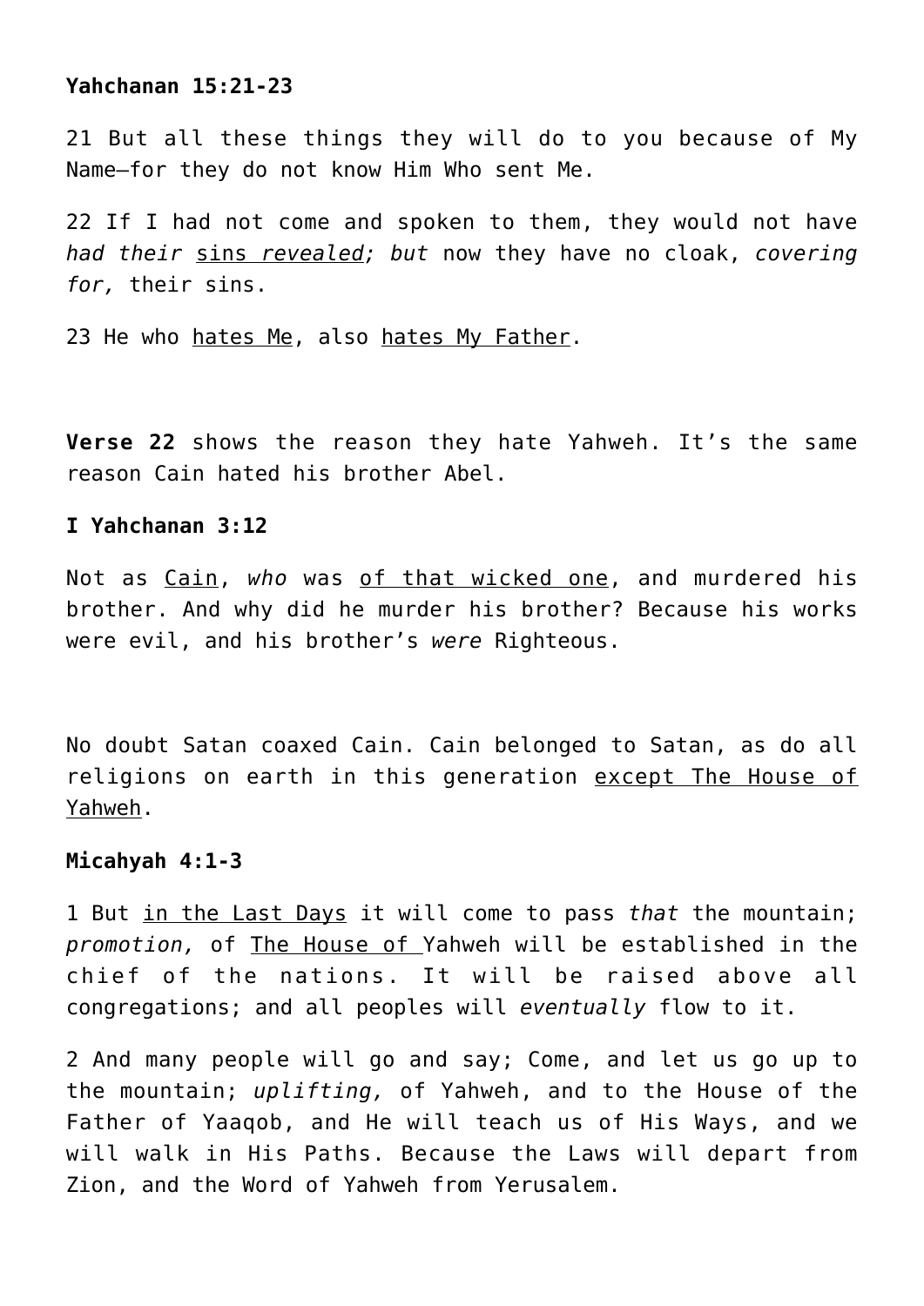**Yahchanan 15:21-23**

21 But all these things they will do to you because of My Name—for they do not know Him Who sent Me.

22 If I had not come and spoken to them, they would not have *had their* <u>sins *revealed*</u>*; but* now they have no cloak, *covering for,* their sins.

23 He who <u>hates Me</u>, also <u>hates My Father</u>.

**Verse 22** shows the reason they hate Yahweh. It's the same reason Cain hated his brother Abel.

**I Yahchanan 3:12**

Not as <u>Cain</u>, *who* was <u>of that wicked one</u>, and murdered his brother. And why did he murder his brother? Because his works were evil, and his brother's *were* Righteous.

No doubt Satan coaxed Cain. Cain belonged to Satan, as do all religions on earth in this generation <u>except The House of Yahweh</u>.

**Micahyah 4:1-3**

1 But <u>in the Last Days</u> it will come to pass *that* the mountain; *promotion,* of <u>The House of </u>Yahweh will be established in the chief of the nations. It will be raised above all congregations; and all peoples will *eventually* flow to it.

2 And many people will go and say; Come, and let us go up to the mountain; *uplifting,* of Yahweh, and to the House of the Father of Yaaqob, and He will teach us of His Ways, and we will walk in His Paths. Because the Laws will depart from Zion, and the Word of Yahweh from Yerusalem.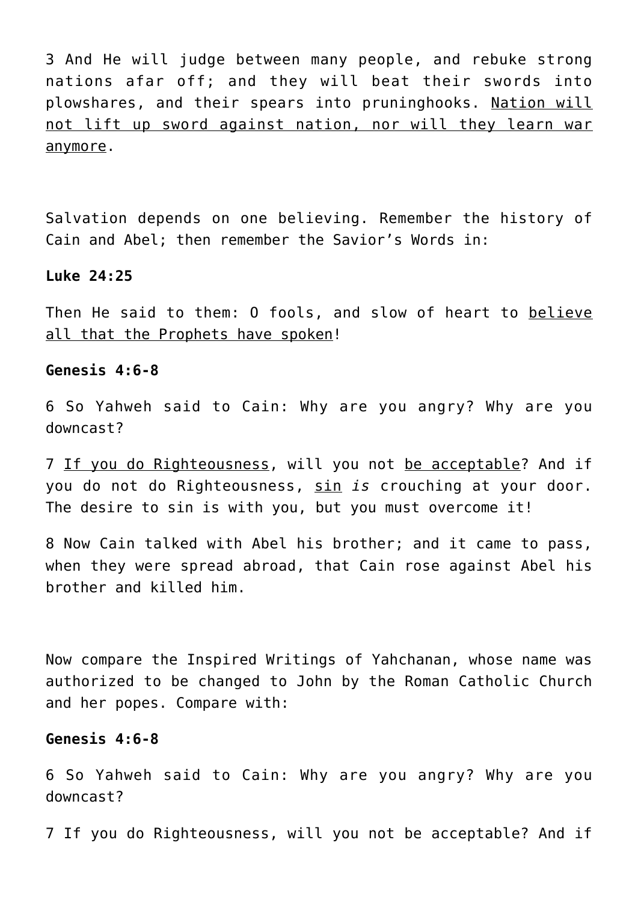3 And He will judge between many people, and rebuke strong nations afar off; and they will beat their swords into plowshares, and their spears into pruninghooks. <u>Nation will not lift up sword against nation, nor will they learn war anymore</u>.

Salvation depends on one believing. Remember the history of Cain and Abel; then remember the Savior's Words in:

**Luke 24:25**

Then He said to them: O fools, and slow of heart to <u>believe all that the Prophets have spoken</u>!

**Genesis 4:6-8**

6 So Yahweh said to Cain: Why are you angry? Why are you downcast?

7 <u>If you do Righteousness</u>, will you not <u>be acceptable</u>? And if you do not do Righteousness, <u>sin</u> *is* crouching at your door. The desire to sin is with you, but you must overcome it!

8 Now Cain talked with Abel his brother; and it came to pass, when they were spread abroad, that Cain rose against Abel his brother and killed him.

Now compare the Inspired Writings of Yahchanan, whose name was authorized to be changed to John by the Roman Catholic Church and her popes. Compare with:

**Genesis 4:6-8**

6 So Yahweh said to Cain: Why are you angry? Why are you downcast?

7 If you do Righteousness, will you not be acceptable? And if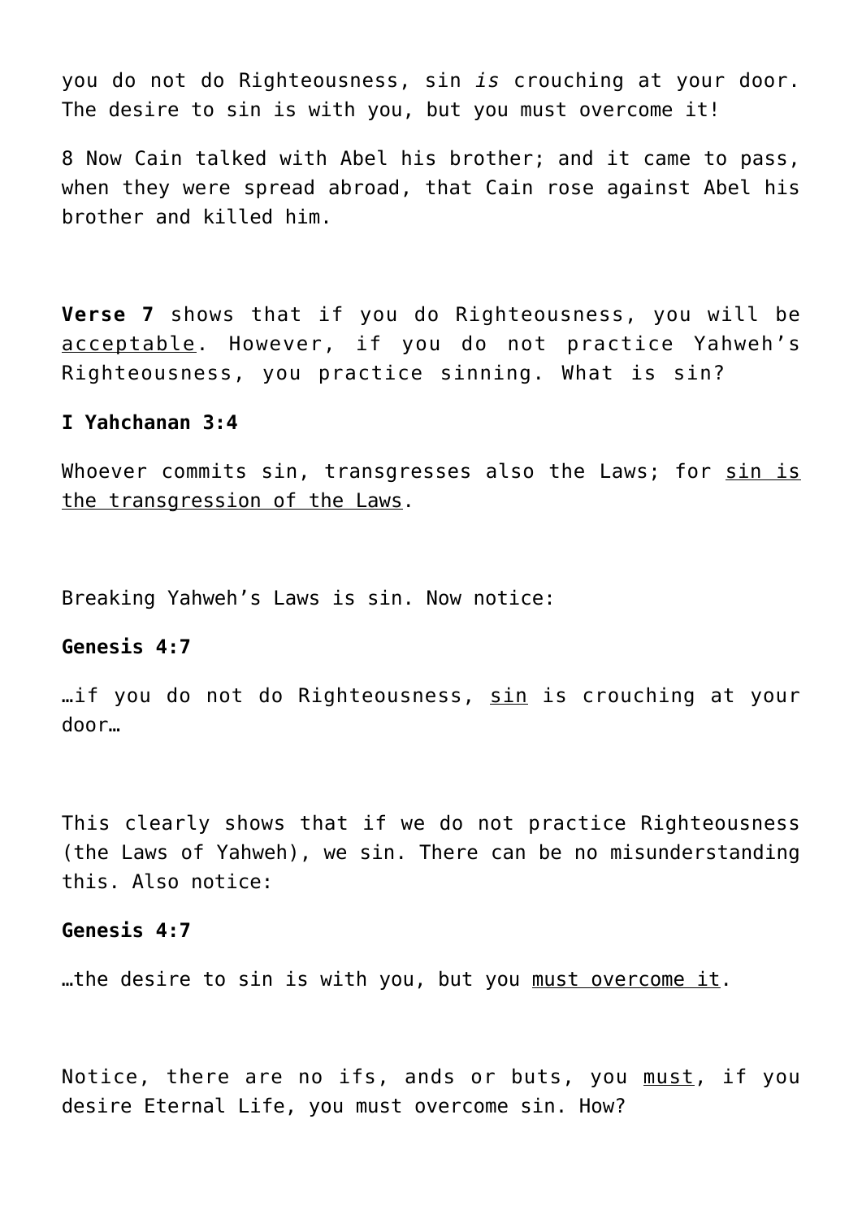you do not do Righteousness, sin *is* crouching at your door. The desire to sin is with you, but you must overcome it!

8 Now Cain talked with Abel his brother; and it came to pass, when they were spread abroad, that Cain rose against Abel his brother and killed him.

**Verse 7** shows that if you do Righteousness, you will be <u>acceptable</u>. However, if you do not practice Yahweh's Righteousness, you practice sinning. What is sin?

**I Yahchanan 3:4**

Whoever commits sin, transgresses also the Laws; for <u>sin is the transgression of the Laws</u>.

Breaking Yahweh's Laws is sin. Now notice:

**Genesis 4:7**

…if you do not do Righteousness, <u>sin</u> is crouching at your door…

This clearly shows that if we do not practice Righteousness (the Laws of Yahweh), we sin. There can be no misunderstanding this. Also notice:

**Genesis 4:7**

…the desire to sin is with you, but you <u>must overcome it</u>.

Notice, there are no ifs, ands or buts, you <u>must</u>, if you desire Eternal Life, you must overcome sin. How?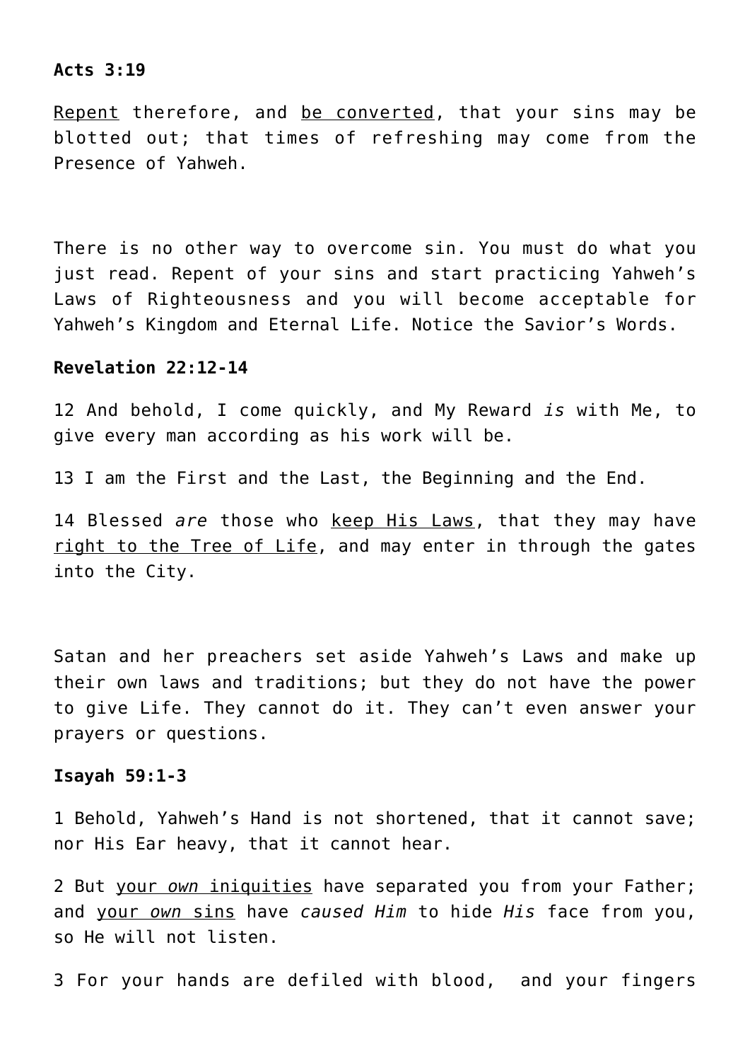**Acts 3:19**

<u>Repent</u> therefore, and <u>be converted</u>, that your sins may be blotted out; that times of refreshing may come from the Presence of Yahweh.

There is no other way to overcome sin. You must do what you just read. Repent of your sins and start practicing Yahweh's Laws of Righteousness and you will become acceptable for Yahweh's Kingdom and Eternal Life. Notice the Savior's Words.

**Revelation 22:12-14**

12 And behold, I come quickly, and My Reward *is* with Me, to give every man according as his work will be.

13 I am the First and the Last, the Beginning and the End.

14 Blessed *are* those who <u>keep His Laws</u>, that they may have <u>right to the Tree of Life</u>, and may enter in through the gates into the City.

Satan and her preachers set aside Yahweh's Laws and make up their own laws and traditions; but they do not have the power to give Life. They cannot do it. They can't even answer your prayers or questions.

**Isayah 59:1-3**

1 Behold, Yahweh's Hand is not shortened, that it cannot save; nor His Ear heavy, that it cannot hear.

2 But <u>your *own* iniquities</u> have separated you from your Father; and <u>your *own* sins</u> have *caused Him* to hide *His* face from you, so He will not listen.

3 For your hands are defiled with blood, and your fingers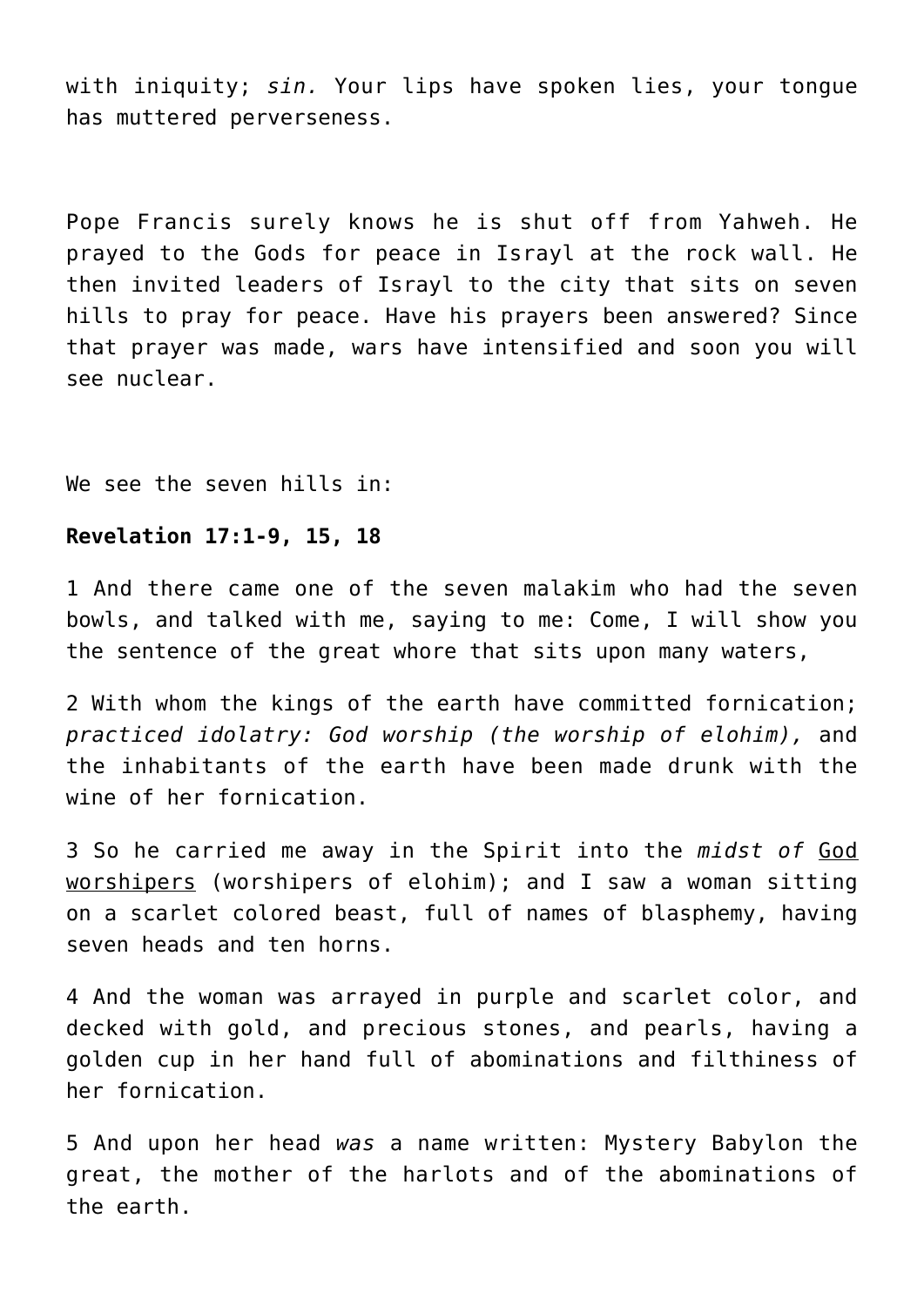with iniquity; *sin.* Your lips have spoken lies, your tongue has muttered perverseness.

Pope Francis surely knows he is shut off from Yahweh. He prayed to the Gods for peace in Israyl at the rock wall. He then invited leaders of Israyl to the city that sits on seven hills to pray for peace. Have his prayers been answered? Since that prayer was made, wars have intensified and soon you will see nuclear.

We see the seven hills in:

**Revelation 17:1-9, 15, 18**

1 And there came one of the seven malakim who had the seven bowls, and talked with me, saying to me: Come, I will show you the sentence of the great whore that sits upon many waters,

2 With whom the kings of the earth have committed fornication; *practiced idolatry: God worship (the worship of elohim),* and the inhabitants of the earth have been made drunk with the wine of her fornication.

3 So he carried me away in the Spirit into the *midst of* <u>God worshipers</u> (worshipers of elohim); and I saw a woman sitting on a scarlet colored beast, full of names of blasphemy, having seven heads and ten horns.

4 And the woman was arrayed in purple and scarlet color, and decked with gold, and precious stones, and pearls, having a golden cup in her hand full of abominations and filthiness of her fornication.

5 And upon her head *was* a name written: Mystery Babylon the great, the mother of the harlots and of the abominations of the earth.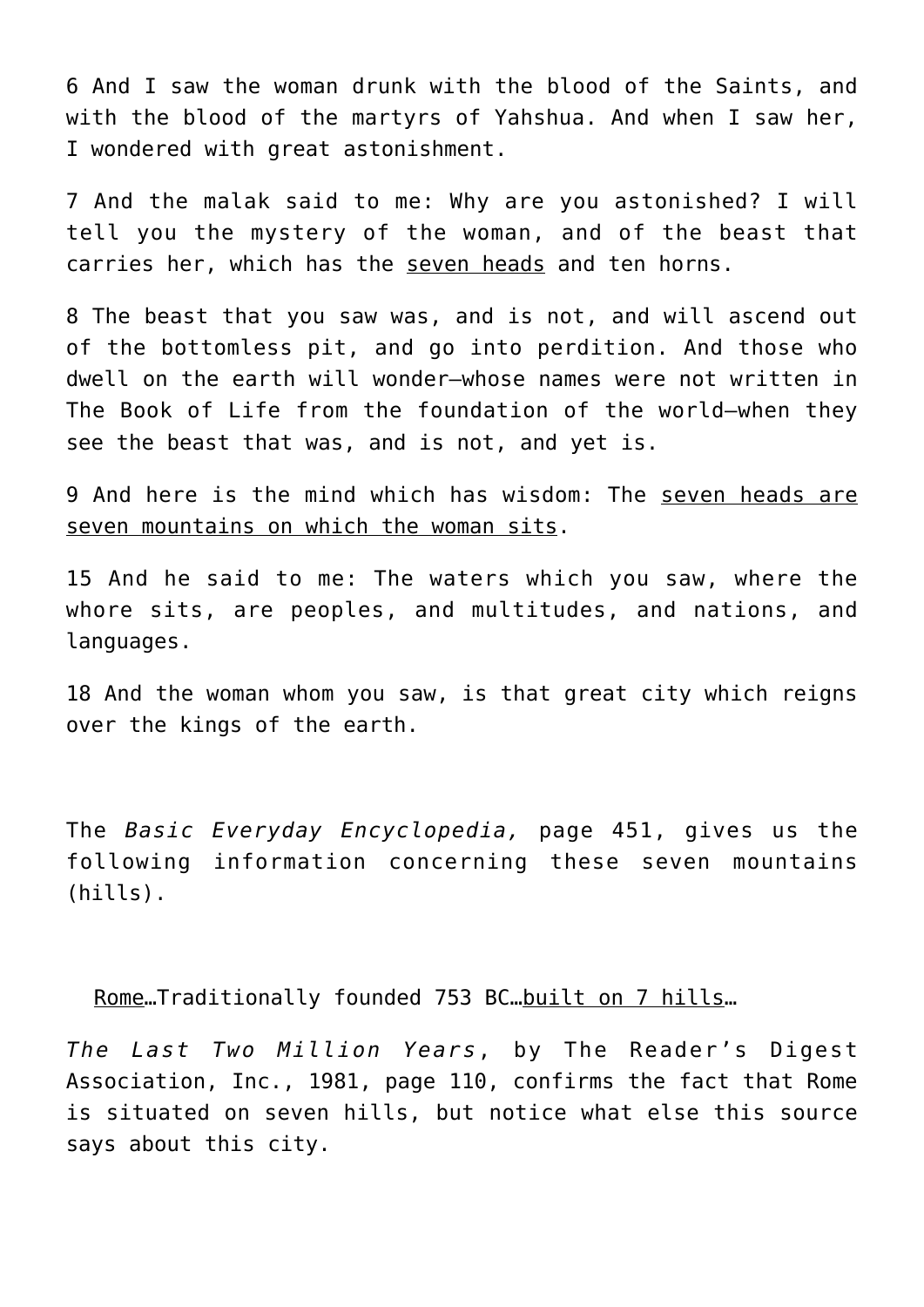6 And I saw the woman drunk with the blood of the Saints, and with the blood of the martyrs of Yahshua. And when I saw her, I wondered with great astonishment.

7 And the malak said to me: Why are you astonished? I will tell you the mystery of the woman, and of the beast that carries her, which has the <u>seven heads</u> and ten horns.

8 The beast that you saw was, and is not, and will ascend out of the bottomless pit, and go into perdition. And those who dwell on the earth will wonder—whose names were not written in The Book of Life from the foundation of the world—when they see the beast that was, and is not, and yet is.

9 And here is the mind which has wisdom: The <u>seven heads are seven mountains on which the woman sits</u>.

15 And he said to me: The waters which you saw, where the whore sits, are peoples, and multitudes, and nations, and languages.

18 And the woman whom you saw, is that great city which reigns over the kings of the earth.

The *Basic Everyday Encyclopedia,* page 451, gives us the following information concerning these seven mountains (hills).

> <u>Rome</u>…Traditionally founded 753 BC…<u>built on 7 hills</u>…

*The Last Two Million Years*, by The Reader's Digest Association, Inc., 1981, page 110, confirms the fact that Rome is situated on seven hills, but notice what else this source says about this city.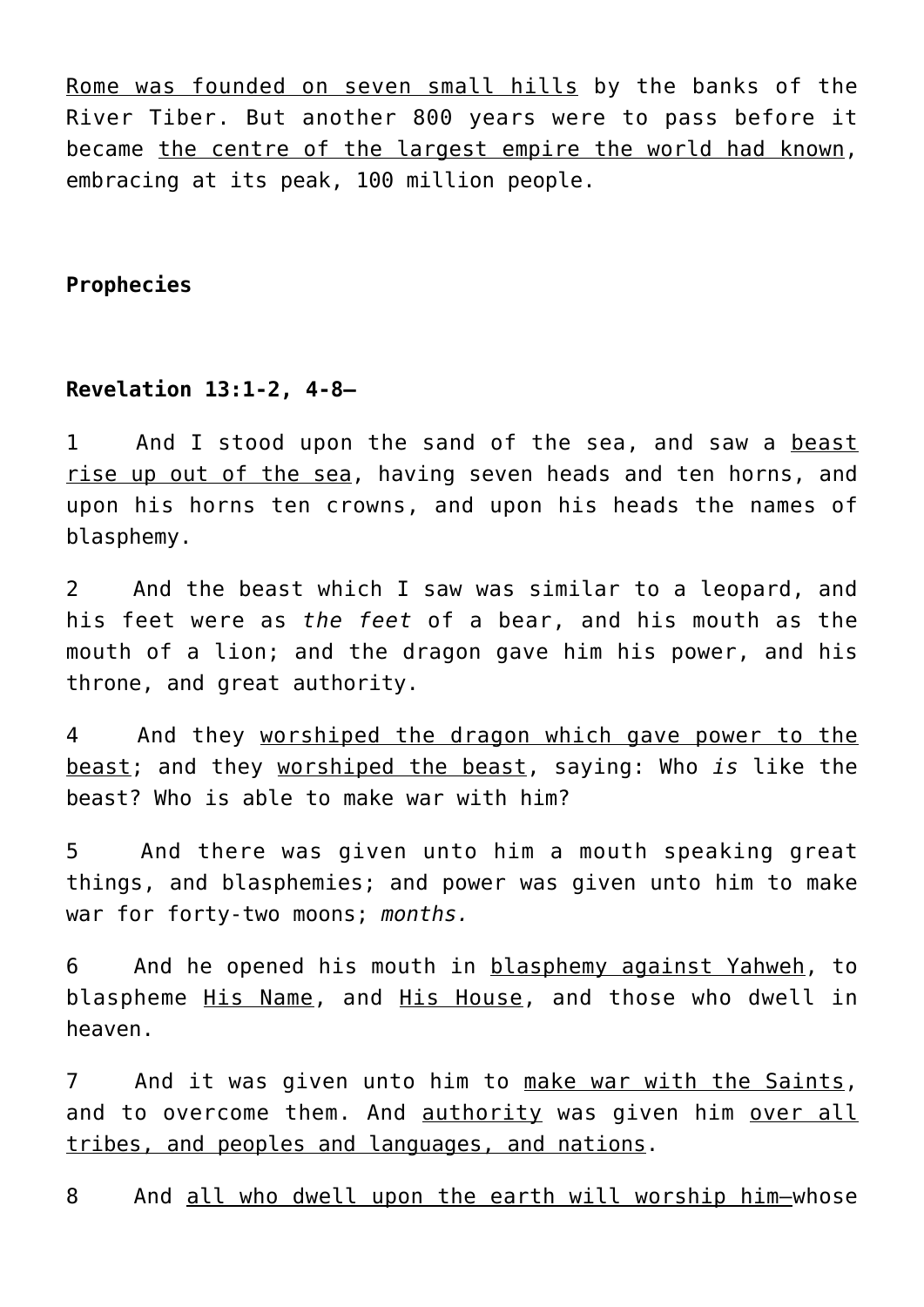Rome was founded on seven small hills by the banks of the River Tiber. But another 800 years were to pass before it became the centre of the largest empire the world had known, embracing at its peak, 100 million people.

**Prophecies**

**Revelation 13:1-2, 4-8—**

1 And I stood upon the sand of the sea, and saw a beast rise up out of the sea, having seven heads and ten horns, and upon his horns ten crowns, and upon his heads the names of blasphemy.

2 And the beast which I saw was similar to a leopard, and his feet were as *the feet* of a bear, and his mouth as the mouth of a lion; and the dragon gave him his power, and his throne, and great authority.

4 And they worshiped the dragon which gave power to the beast; and they worshiped the beast, saying: Who *is* like the beast? Who is able to make war with him?

5 And there was given unto him a mouth speaking great things, and blasphemies; and power was given unto him to make war for forty-two moons; *months.*

6 And he opened his mouth in blasphemy against Yahweh, to blaspheme His Name, and His House, and those who dwell in heaven.

7 And it was given unto him to make war with the Saints, and to overcome them. And authority was given him over all tribes, and peoples and languages, and nations.

8 And all who dwell upon the earth will worship him—whose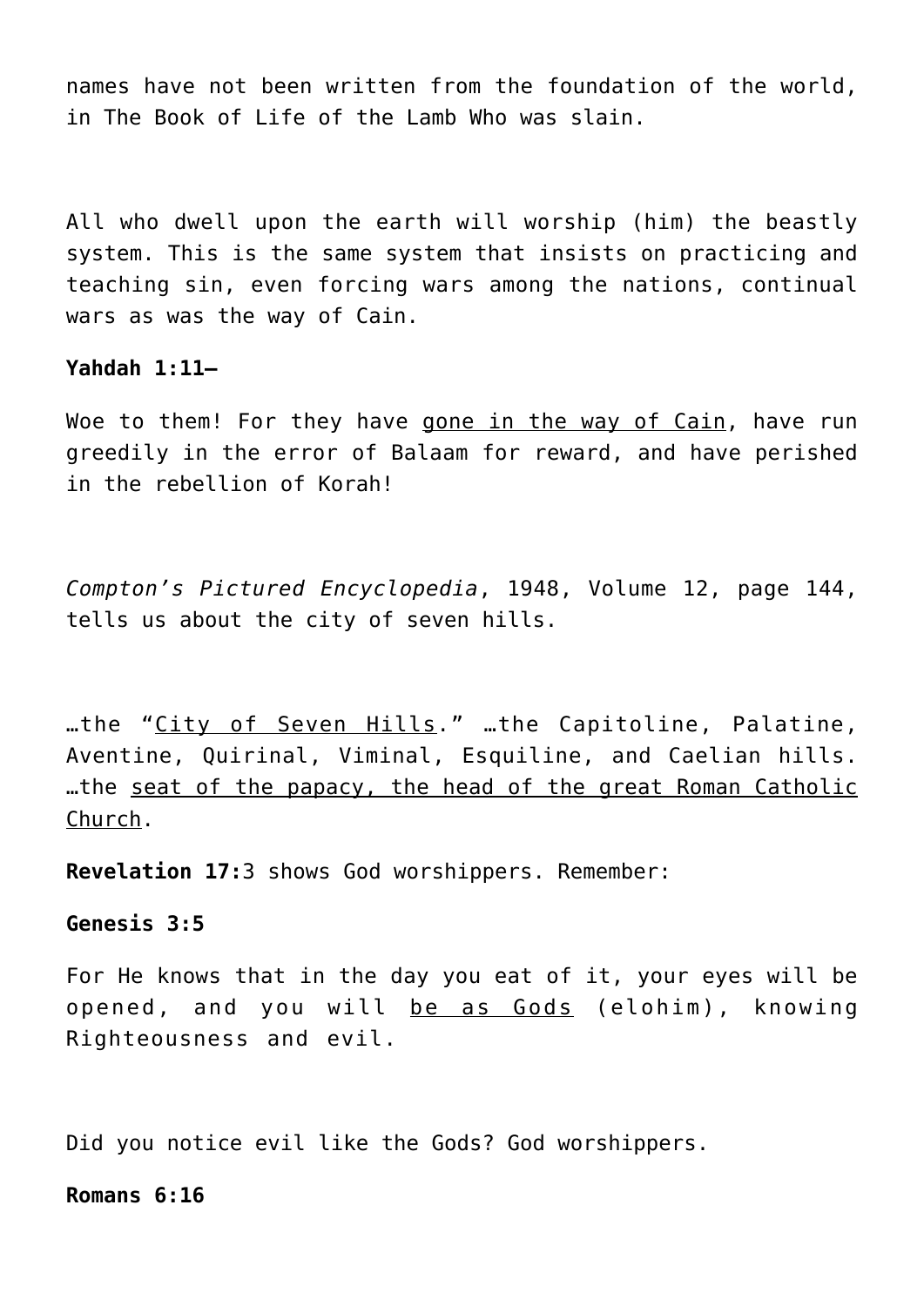names have not been written from the foundation of the world, in The Book of Life of the Lamb Who was slain.

All who dwell upon the earth will worship (him) the beastly system. This is the same system that insists on practicing and teaching sin, even forcing wars among the nations, continual wars as was the way of Cain.

**Yahdah 1:11–**

Woe to them! For they have <u>gone in the way of Cain</u>, have run greedily in the error of Balaam for reward, and have perished in the rebellion of Korah!

*Compton's Pictured Encyclopedia*, 1948, Volume 12, page 144, tells us about the city of seven hills.

…the "<u>City of Seven Hills</u>." …the Capitoline, Palatine, Aventine, Quirinal, Viminal, Esquiline, and Caelian hills. …the <u>seat of the papacy, the head of the great Roman Catholic Church</u>.

**Revelation 17:**3 shows God worshippers. Remember:

**Genesis 3:5**

For He knows that in the day you eat of it, your eyes will be opened, and you will <u>be as Gods</u> (elohim), knowing Righteousness and evil.

Did you notice evil like the Gods? God worshippers.

**Romans 6:16**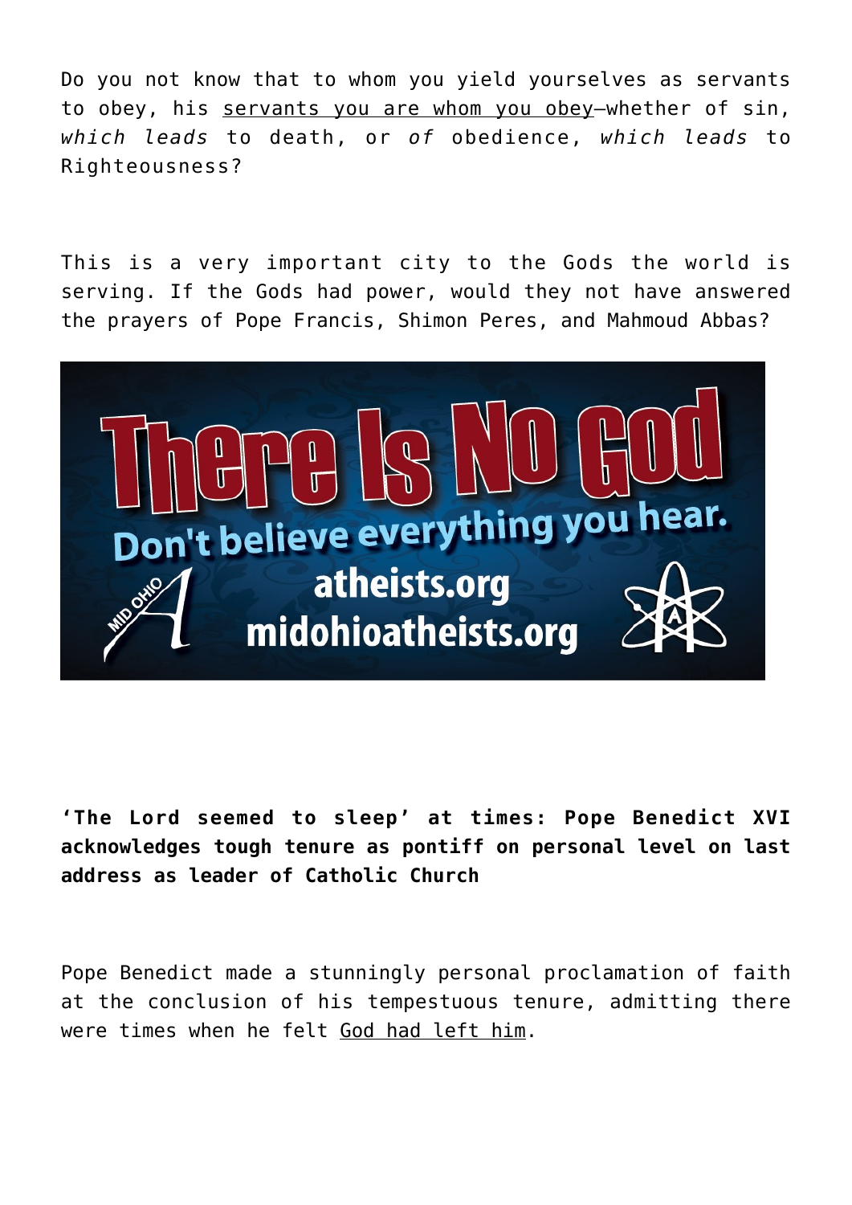Do you not know that to whom you yield yourselves as servants to obey, his servants you are whom you obey—whether of sin, *which leads* to death, or *of* obedience, *which leads* to Righteousness?

This is a very important city to the Gods the world is serving. If the Gods had power, would they not have answered the prayers of Pope Francis, Shimon Peres, and Mahmoud Abbas?

There Is No God

Don't believe everything you hear.

MID OHIO

atheists.org

midohioatheists.org

**'The Lord seemed to sleep' at times: Pope Benedict XVI acknowledges tough tenure as pontiff on personal level on last address as leader of Catholic Church**

Pope Benedict made a stunningly personal proclamation of faith at the conclusion of his tempestuous tenure, admitting there were times when he felt God had left him.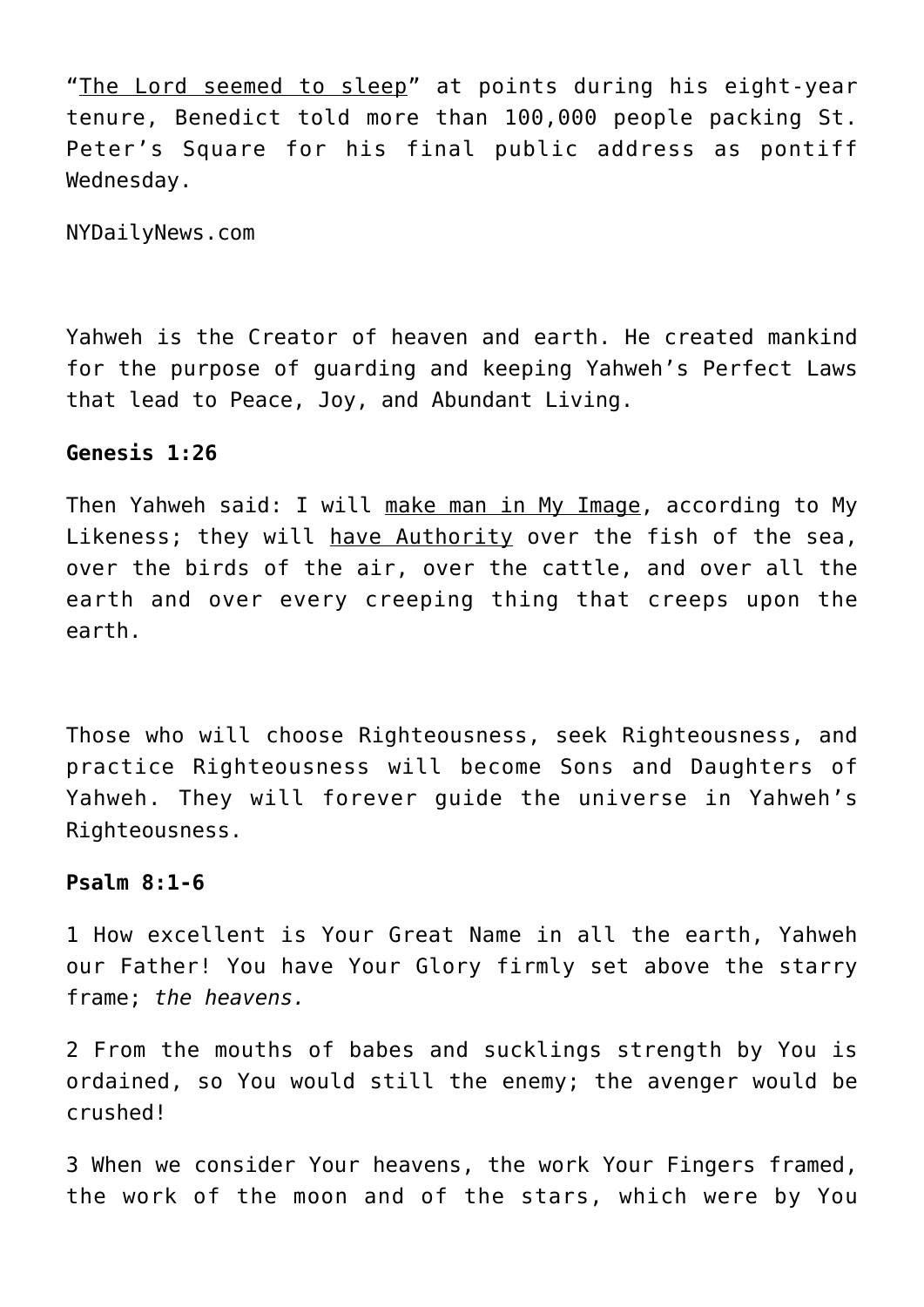"The Lord seemed to sleep" at points during his eight-year tenure, Benedict told more than 100,000 people packing St. Peter's Square for his final public address as pontiff Wednesday.

NYDailyNews.com

Yahweh is the Creator of heaven and earth. He created mankind for the purpose of guarding and keeping Yahweh's Perfect Laws that lead to Peace, Joy, and Abundant Living.

**Genesis 1:26**

Then Yahweh said: I will make man in My Image, according to My Likeness; they will have Authority over the fish of the sea, over the birds of the air, over the cattle, and over all the earth and over every creeping thing that creeps upon the earth.

Those who will choose Righteousness, seek Righteousness, and practice Righteousness will become Sons and Daughters of Yahweh. They will forever guide the universe in Yahweh's Righteousness.

**Psalm 8:1-6**

1 How excellent is Your Great Name in all the earth, Yahweh our Father! You have Your Glory firmly set above the starry frame; *the heavens.*

2 From the mouths of babes and sucklings strength by You is ordained, so You would still the enemy; the avenger would be crushed!

3 When we consider Your heavens, the work Your Fingers framed, the work of the moon and of the stars, which were by You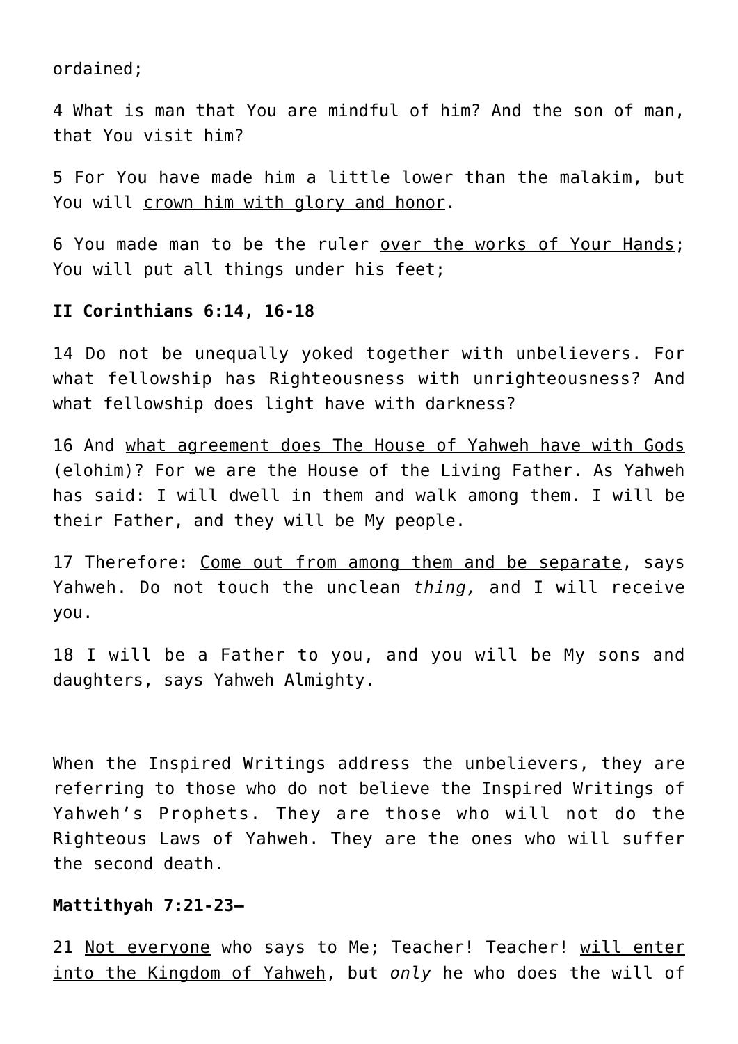ordained;

4 What is man that You are mindful of him? And the son of man, that You visit him?

5 For You have made him a little lower than the malakim, but You will <u>crown him with glory and honor</u>.

6 You made man to be the ruler <u>over the works of Your Hands</u>; You will put all things under his feet;

**II Corinthians 6:14, 16-18**

14 Do not be unequally yoked <u>together with unbelievers</u>. For what fellowship has Righteousness with unrighteousness? And what fellowship does light have with darkness?

16 And <u>what agreement does The House of Yahweh have with Gods</u> (elohim)? For we are the House of the Living Father. As Yahweh has said: I will dwell in them and walk among them. I will be their Father, and they will be My people.

17 Therefore: <u>Come out from among them and be separate</u>, says Yahweh. Do not touch the unclean *thing,* and I will receive you.

18 I will be a Father to you, and you will be My sons and daughters, says Yahweh Almighty.

When the Inspired Writings address the unbelievers, they are referring to those who do not believe the Inspired Writings of Yahweh's Prophets. They are those who will not do the Righteous Laws of Yahweh. They are the ones who will suffer the second death.

**Mattithyah 7:21-23–**

21 <u>Not everyone</u> who says to Me; Teacher! Teacher! <u>will enter into the Kingdom of Yahweh</u>, but *only* he who does the will of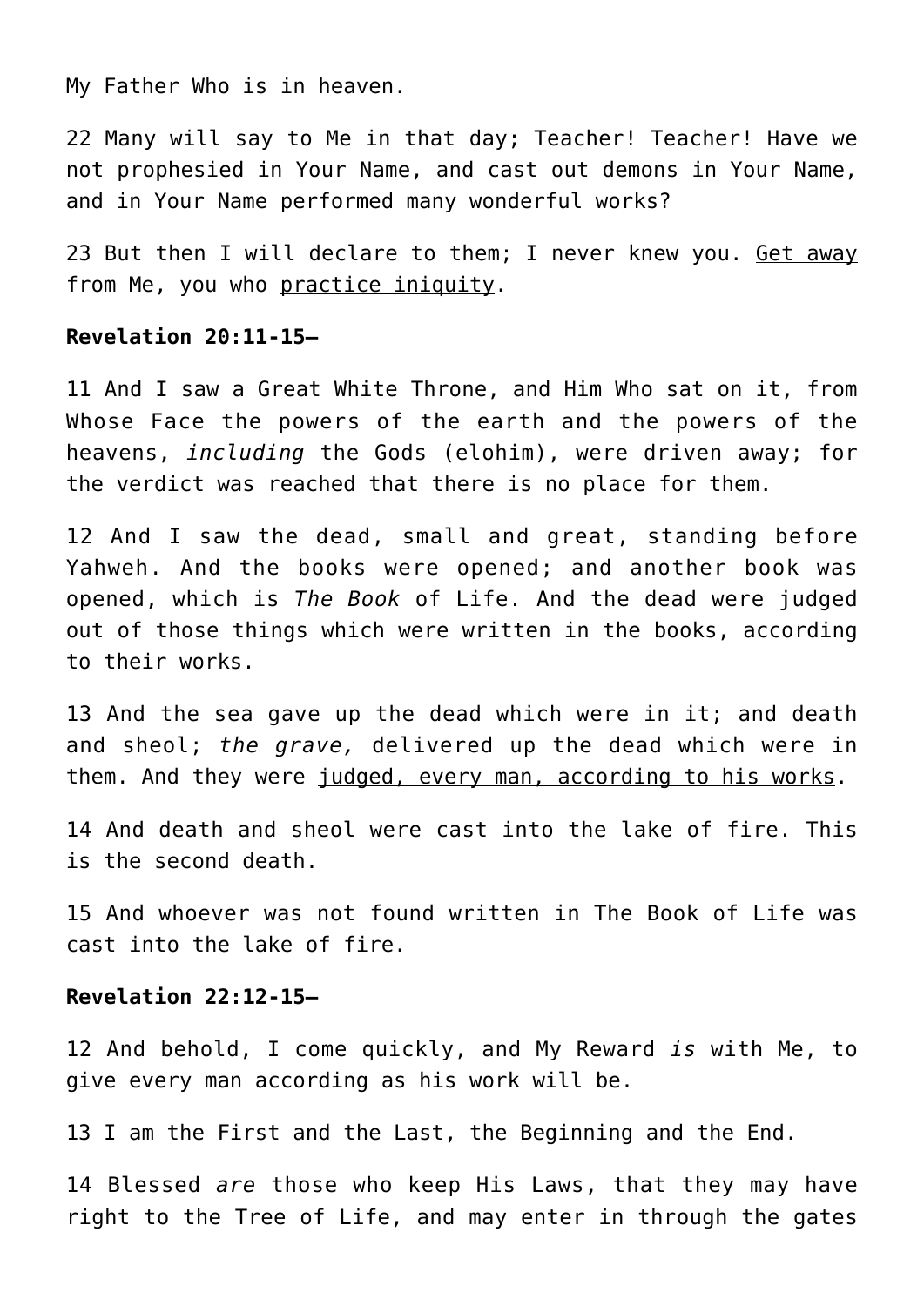My Father Who is in heaven.

22 Many will say to Me in that day; Teacher! Teacher! Have we not prophesied in Your Name, and cast out demons in Your Name, and in Your Name performed many wonderful works?

23 But then I will declare to them; I never knew you. <u>Get away</u> from Me, you who <u>practice iniquity</u>.

**Revelation 20:11-15–**

11 And I saw a Great White Throne, and Him Who sat on it, from Whose Face the powers of the earth and the powers of the heavens, *including* the Gods (elohim), were driven away; for the verdict was reached that there is no place for them.

12 And I saw the dead, small and great, standing before Yahweh. And the books were opened; and another book was opened, which is *The Book* of Life. And the dead were judged out of those things which were written in the books, according to their works.

13 And the sea gave up the dead which were in it; and death and sheol; *the grave,* delivered up the dead which were in them. And they were <u>judged, every man, according to his works</u>.

14 And death and sheol were cast into the lake of fire. This is the second death.

15 And whoever was not found written in The Book of Life was cast into the lake of fire.

**Revelation 22:12-15–**

12 And behold, I come quickly, and My Reward *is* with Me, to give every man according as his work will be.

13 I am the First and the Last, the Beginning and the End.

14 Blessed *are* those who keep His Laws, that they may have right to the Tree of Life, and may enter in through the gates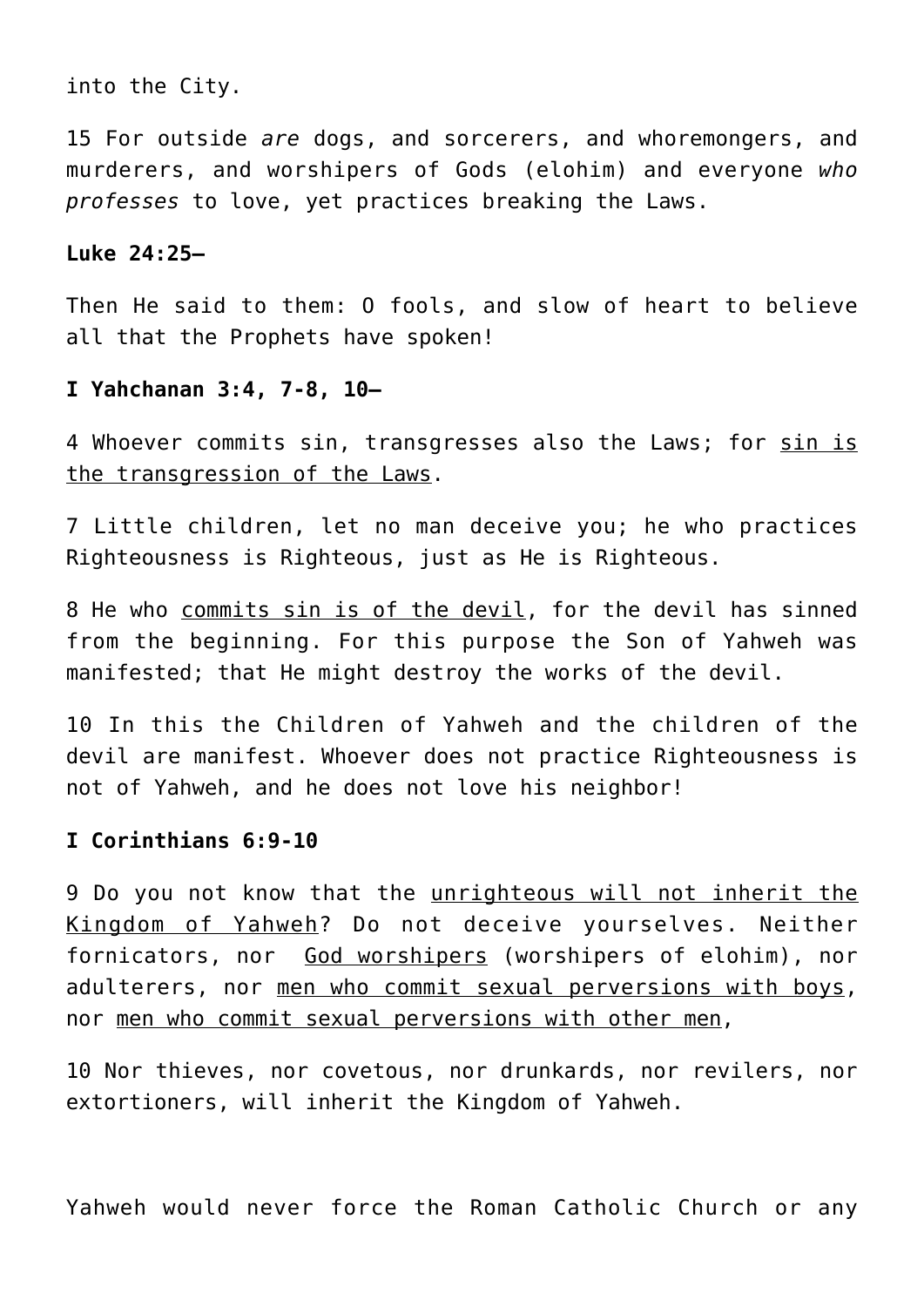into the City.

15 For outside *are* dogs, and sorcerers, and whoremongers, and murderers, and worshipers of Gods (elohim) and everyone *who professes* to love, yet practices breaking the Laws.

**Luke 24:25–**

Then He said to them: O fools, and slow of heart to believe all that the Prophets have spoken!

**I Yahchanan 3:4, 7-8, 10–**

4 Whoever commits sin, transgresses also the Laws; for <u>sin is the transgression of the Laws</u>.

7 Little children, let no man deceive you; he who practices Righteousness is Righteous, just as He is Righteous.

8 He who <u>commits sin is of the devil</u>, for the devil has sinned from the beginning. For this purpose the Son of Yahweh was manifested; that He might destroy the works of the devil.

10 In this the Children of Yahweh and the children of the devil are manifest. Whoever does not practice Righteousness is not of Yahweh, and he does not love his neighbor!

**I Corinthians 6:9-10**

9 Do you not know that the <u>unrighteous will not inherit the Kingdom of Yahweh</u>? Do not deceive yourselves. Neither fornicators, nor <u>God worshipers</u> (worshipers of elohim), nor adulterers, nor <u>men who commit sexual perversions with boys</u>, nor <u>men who commit sexual perversions with other men</u>,

10 Nor thieves, nor covetous, nor drunkards, nor revilers, nor extortioners, will inherit the Kingdom of Yahweh.

Yahweh would never force the Roman Catholic Church or any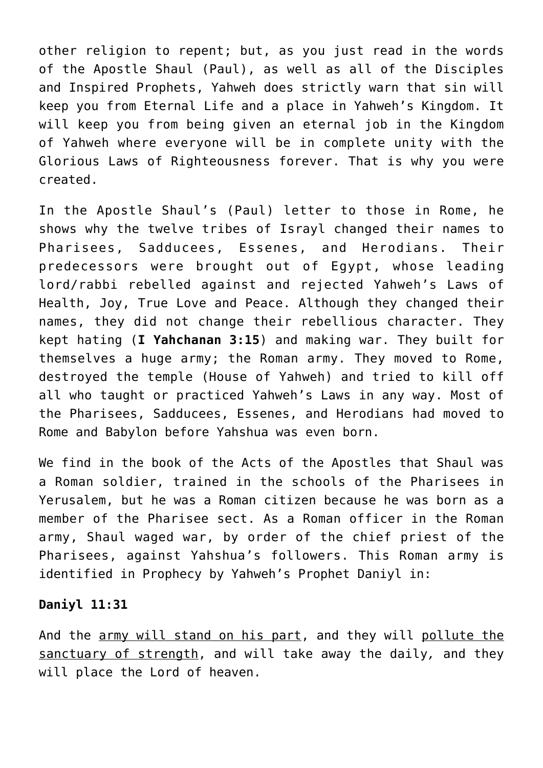other religion to repent; but, as you just read in the words of the Apostle Shaul (Paul), as well as all of the Disciples and Inspired Prophets, Yahweh does strictly warn that sin will keep you from Eternal Life and a place in Yahweh's Kingdom. It will keep you from being given an eternal job in the Kingdom of Yahweh where everyone will be in complete unity with the Glorious Laws of Righteousness forever. That is why you were created.

In the Apostle Shaul's (Paul) letter to those in Rome, he shows why the twelve tribes of Israyl changed their names to Pharisees, Sadducees, Essenes, and Herodians. Their predecessors were brought out of Egypt, whose leading lord/rabbi rebelled against and rejected Yahweh's Laws of Health, Joy, True Love and Peace. Although they changed their names, they did not change their rebellious character. They kept hating (**I Yahchanan 3:15**) and making war. They built for themselves a huge army; the Roman army. They moved to Rome, destroyed the temple (House of Yahweh) and tried to kill off all who taught or practiced Yahweh's Laws in any way. Most of the Pharisees, Sadducees, Essenes, and Herodians had moved to Rome and Babylon before Yahshua was even born.

We find in the book of the Acts of the Apostles that Shaul was a Roman soldier, trained in the schools of the Pharisees in Yerusalem, but he was a Roman citizen because he was born as a member of the Pharisee sect. As a Roman officer in the Roman army, Shaul waged war, by order of the chief priest of the Pharisees, against Yahshua's followers. This Roman army is identified in Prophecy by Yahweh's Prophet Daniyl in:

**Daniyl 11:31**

And the <u>army will stand on his part</u>, and they will <u>pollute the sanctuary of strength</u>, and will take away the daily, and they will place the Lord of heaven.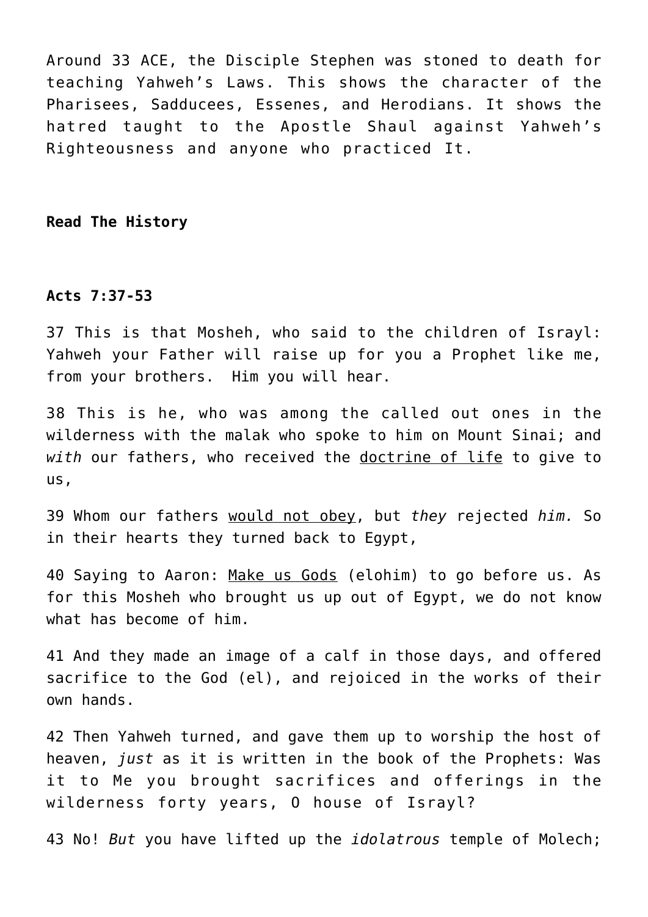Around 33 ACE, the Disciple Stephen was stoned to death for teaching Yahweh's Laws. This shows the character of the Pharisees, Sadducees, Essenes, and Herodians. It shows the hatred taught to the Apostle Shaul against Yahweh's Righteousness and anyone who practiced It.

**Read The History**

**Acts 7:37-53**

37 This is that Mosheh, who said to the children of Israyl: Yahweh your Father will raise up for you a Prophet like me, from your brothers. Him you will hear.

38 This is he, who was among the called out ones in the wilderness with the malak who spoke to him on Mount Sinai; and *with* our fathers, who received the <u>doctrine of life</u> to give to us,

39 Whom our fathers <u>would not obey</u>, but *they* rejected *him.* So in their hearts they turned back to Egypt,

40 Saying to Aaron: <u>Make us Gods</u> (elohim) to go before us. As for this Mosheh who brought us up out of Egypt, we do not know what has become of him.

41 And they made an image of a calf in those days, and offered sacrifice to the God (el), and rejoiced in the works of their own hands.

42 Then Yahweh turned, and gave them up to worship the host of heaven, *just* as it is written in the book of the Prophets: Was it to Me you brought sacrifices and offerings in the wilderness forty years, O house of Israyl?

43 No! *But* you have lifted up the *idolatrous* temple of Molech;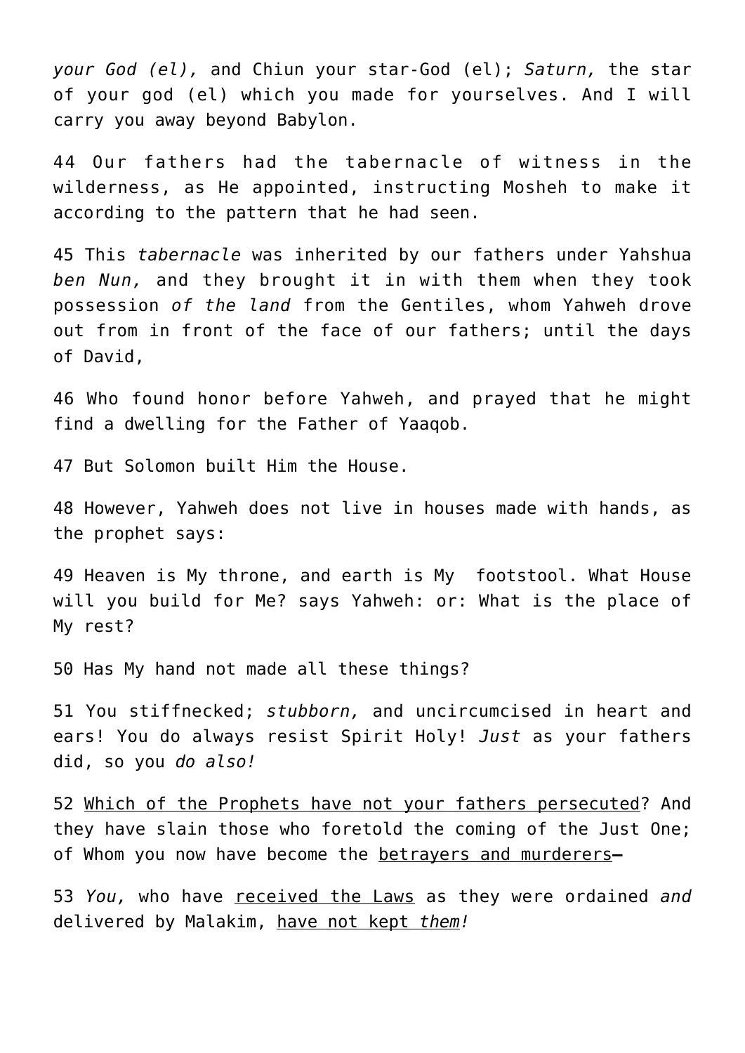*your God (el),* and Chiun your star-God (el); *Saturn,* the star of your god (el) which you made for yourselves. And I will carry you away beyond Babylon.

44 Our fathers had the tabernacle of witness in the wilderness, as He appointed, instructing Mosheh to make it according to the pattern that he had seen.

45 This *tabernacle* was inherited by our fathers under Yahshua *ben Nun,* and they brought it in with them when they took possession *of the land* from the Gentiles, whom Yahweh drove out from in front of the face of our fathers; until the days of David,

46 Who found honor before Yahweh, and prayed that he might find a dwelling for the Father of Yaaqob.

47 But Solomon built Him the House.

48 However, Yahweh does not live in houses made with hands, as the prophet says:

49 Heaven is My throne, and earth is My footstool. What House will you build for Me? says Yahweh: or: What is the place of My rest?

50 Has My hand not made all these things?

51 You stiffnecked; *stubborn,* and uncircumcised in heart and ears! You do always resist Spirit Holy! *Just* as your fathers did, so you *do also!*

52 <u>Which of the Prophets have not your fathers persecuted</u>? And they have slain those who foretold the coming of the Just One; of Whom you now have become the <u>betrayers and murderers</u>—

53 *You,* who have <u>received the Laws</u> as they were ordained *and* delivered by Malakim, <u>have not kept *them*</u>*!*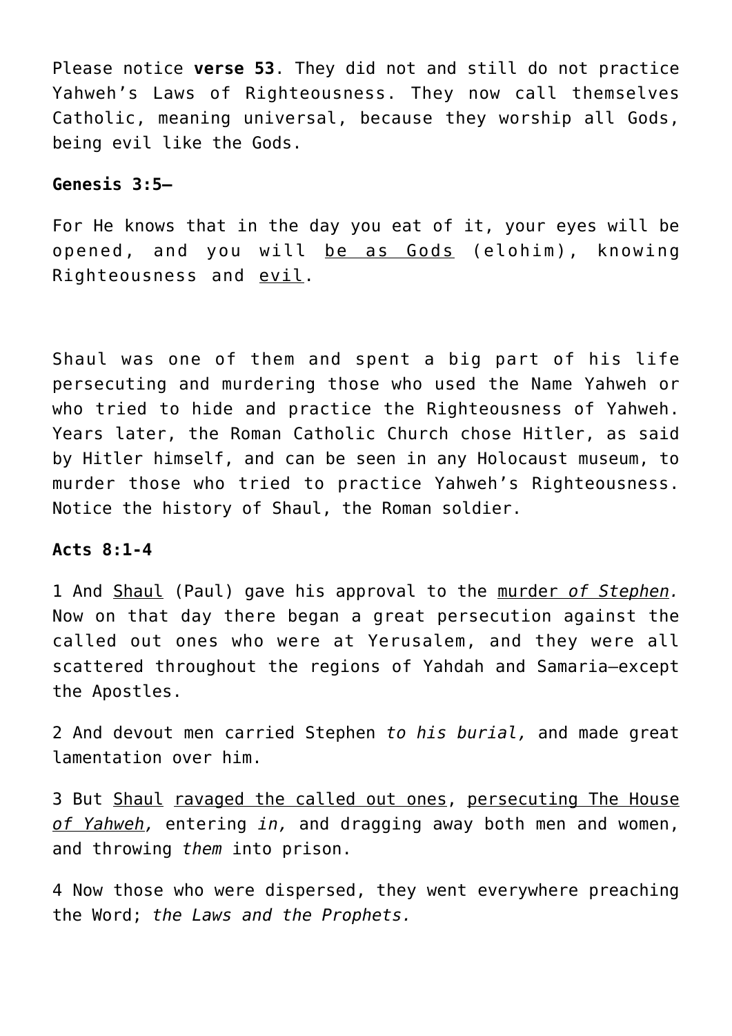Please notice **verse 53**. They did not and still do not practice Yahweh's Laws of Righteousness. They now call themselves Catholic, meaning universal, because they worship all Gods, being evil like the Gods.

**Genesis 3:5–**

For He knows that in the day you eat of it, your eyes will be opened, and you will <u>be as Gods</u> (elohim), knowing Righteousness and <u>evil</u>.

Shaul was one of them and spent a big part of his life persecuting and murdering those who used the Name Yahweh or who tried to hide and practice the Righteousness of Yahweh. Years later, the Roman Catholic Church chose Hitler, as said by Hitler himself, and can be seen in any Holocaust museum, to murder those who tried to practice Yahweh's Righteousness. Notice the history of Shaul, the Roman soldier.

**Acts 8:1-4**

1 And <u>Shaul</u> (Paul) gave his approval to the <u>murder *of Stephen*.</u> Now on that day there began a great persecution against the called out ones who were at Yerusalem, and they were all scattered throughout the regions of Yahdah and Samaria—except the Apostles.

2 And devout men carried Stephen *to his burial,* and made great lamentation over him.

3 But <u>Shaul</u> <u>ravaged the called out ones</u>, <u>persecuting The House *of Yahweh,*</u> entering *in,* and dragging away both men and women, and throwing *them* into prison.

4 Now those who were dispersed, they went everywhere preaching the Word; *the Laws and the Prophets.*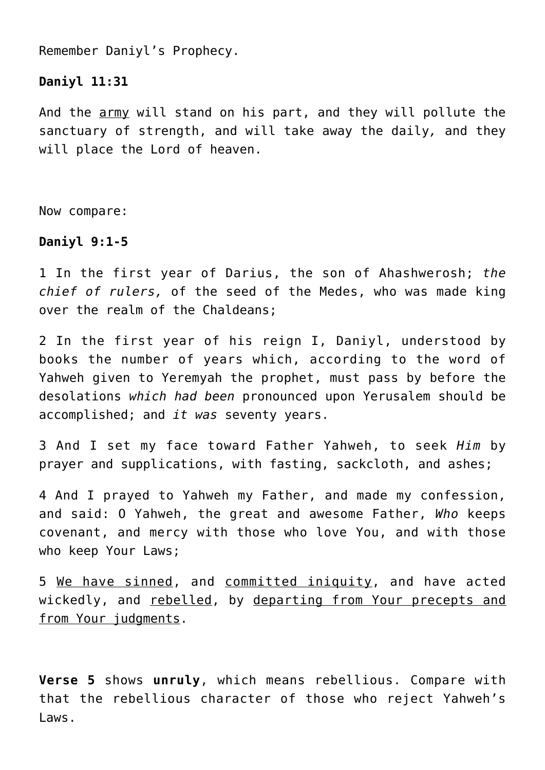Remember Daniyl's Prophecy.

**Daniyl 11:31**

And the <u>army</u> will stand on his part, and they will pollute the sanctuary of strength, and will take away the daily*,* and they will place the Lord of heaven.

Now compare:

**Daniyl 9:1-5**

1 In the first year of Darius, the son of Ahashwerosh; *the chief of rulers,* of the seed of the Medes, who was made king over the realm of the Chaldeans;

2 In the first year of his reign I, Daniyl, understood by books the number of years which, according to the word of Yahweh given to Yeremyah the prophet, must pass by before the desolations *which had been* pronounced upon Yerusalem should be accomplished; and *it was* seventy years.

3 And I set my face toward Father Yahweh, to seek *Him* by prayer and supplications, with fasting, sackcloth, and ashes;

4 And I prayed to Yahweh my Father, and made my confession, and said: O Yahweh, the great and awesome Father, *Who* keeps covenant, and mercy with those who love You, and with those who keep Your Laws;

5 <u>We have sinned</u>, and <u>committed iniquity</u>, and have acted wickedly, and <u>rebelled</u>, by <u>departing from Your precepts and from Your judgments</u>.

**Verse 5** shows **unruly**, which means rebellious. Compare with that the rebellious character of those who reject Yahweh's Laws.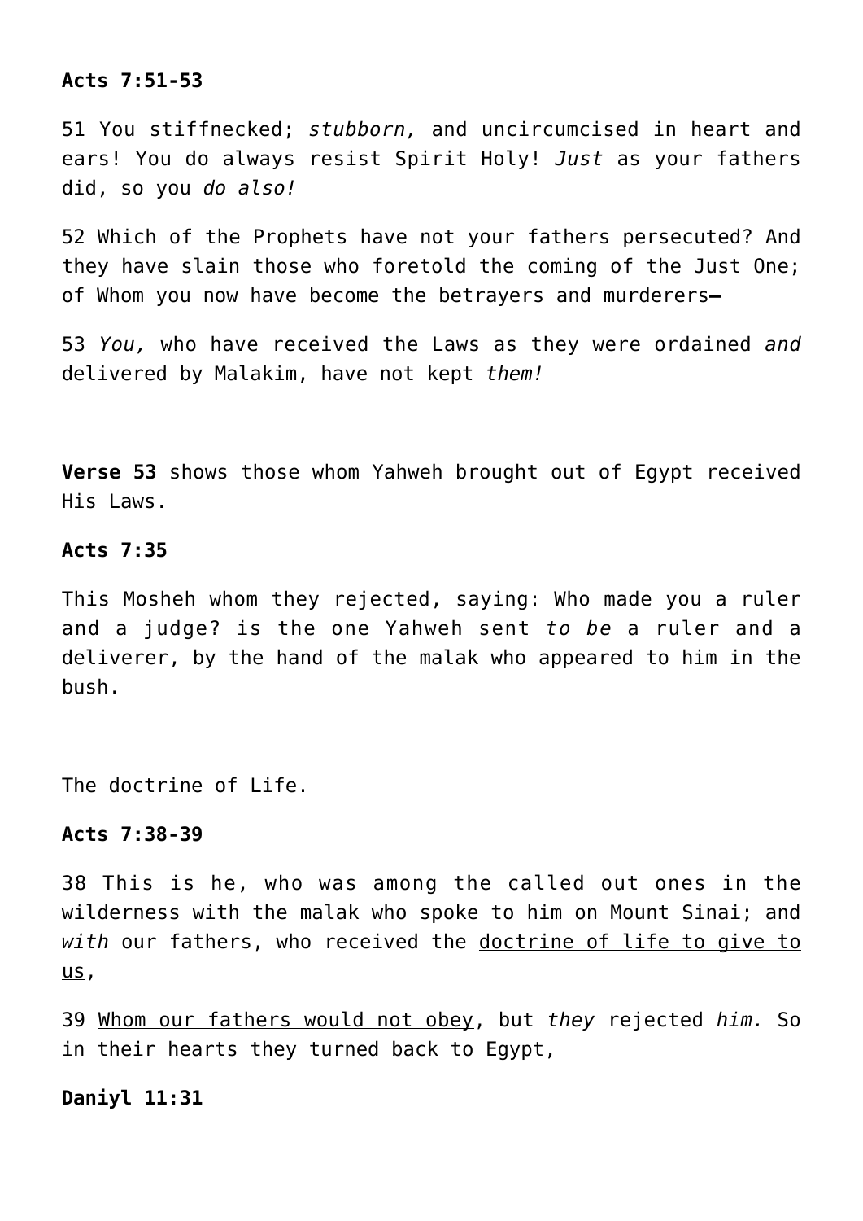**Acts 7:51-53**

51 You stiffnecked; *stubborn,* and uncircumcised in heart and ears! You do always resist Spirit Holy! *Just* as your fathers did, so you *do also!*

52 Which of the Prophets have not your fathers persecuted? And they have slain those who foretold the coming of the Just One; of Whom you now have become the betrayers and murderers—

53 *You,* who have received the Laws as they were ordained *and* delivered by Malakim, have not kept *them!*

**Verse 53** shows those whom Yahweh brought out of Egypt received His Laws.

**Acts 7:35**

This Mosheh whom they rejected, saying: Who made you a ruler and a judge? is the one Yahweh sent *to be* a ruler and a deliverer, by the hand of the malak who appeared to him in the bush.

The doctrine of Life.

**Acts 7:38-39**

38 This is he, who was among the called out ones in the wilderness with the malak who spoke to him on Mount Sinai; and *with* our fathers, who received the doctrine of life to give to us,

39 Whom our fathers would not obey, but *they* rejected *him.* So in their hearts they turned back to Egypt,

**Daniyl 11:31**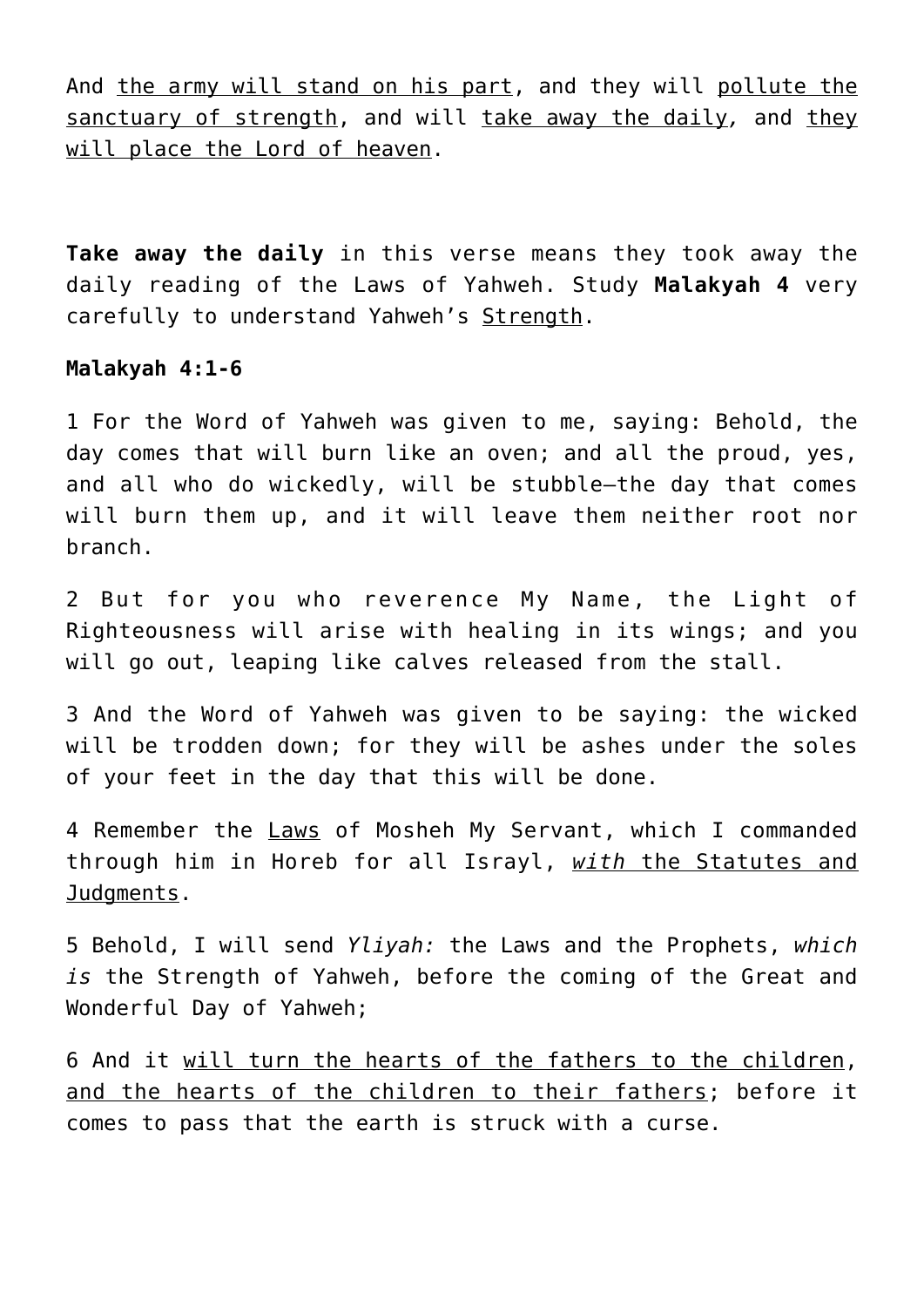And <u>the army will stand on his part</u>, and they will <u>pollute the sanctuary of strength</u>, and will <u>take away the daily</u>, and <u>they will place the Lord of heaven</u>.

**Take away the daily** in this verse means they took away the daily reading of the Laws of Yahweh. Study **Malakyah 4** very carefully to understand Yahweh's <u>Strength</u>.

**Malakyah 4:1-6**

1 For the Word of Yahweh was given to me, saying: Behold, the day comes that will burn like an oven; and all the proud, yes, and all who do wickedly, will be stubble—the day that comes will burn them up, and it will leave them neither root nor branch.

2 But for you who reverence My Name, the Light of Righteousness will arise with healing in its wings; and you will go out, leaping like calves released from the stall.

3 And the Word of Yahweh was given to be saying: the wicked will be trodden down; for they will be ashes under the soles of your feet in the day that this will be done.

4 Remember the <u>Laws</u> of Mosheh My Servant, which I commanded through him in Horeb for all Israyl, <u>*with* the Statutes and Judgments</u>.

5 Behold, I will send *Yliyah:* the Laws and the Prophets, *which is* the Strength of Yahweh, before the coming of the Great and Wonderful Day of Yahweh;

6 And it <u>will turn the hearts of the fathers to the children</u>, <u>and the hearts of the children to their fathers</u>; before it comes to pass that the earth is struck with a curse.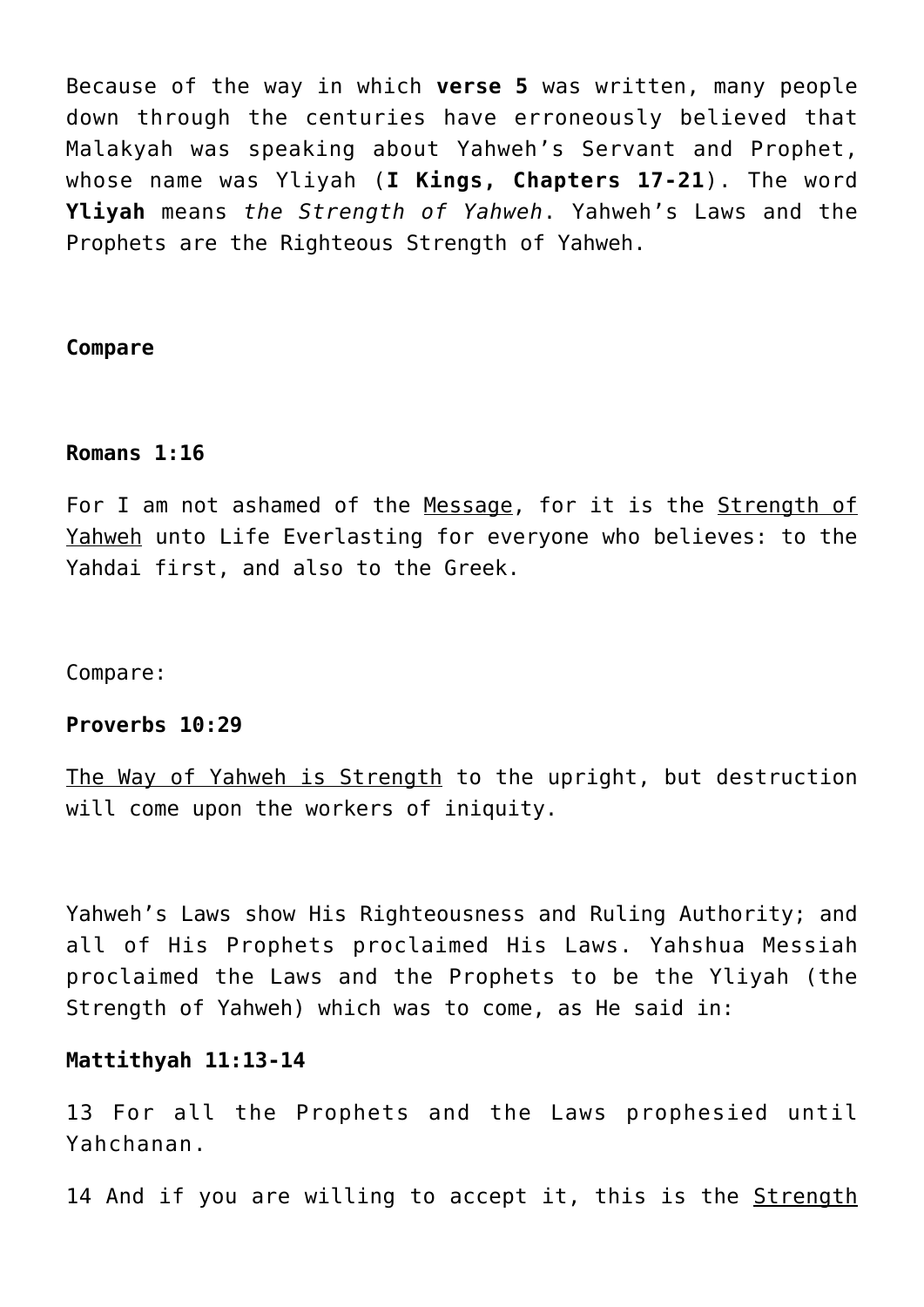Because of the way in which **verse 5** was written, many people down through the centuries have erroneously believed that Malakyah was speaking about Yahweh's Servant and Prophet, whose name was Yliyah (**I Kings, Chapters 17-21**). The word **Yliyah** means *the Strength of Yahweh*. Yahweh's Laws and the Prophets are the Righteous Strength of Yahweh.

**Compare**

**Romans 1:16**

For I am not ashamed of the <u>Message</u>, for it is the <u>Strength of Yahweh</u> unto Life Everlasting for everyone who believes: to the Yahdai first, and also to the Greek.

Compare:

**Proverbs 10:29**

<u>The Way of Yahweh is Strength</u> to the upright, but destruction will come upon the workers of iniquity.

Yahweh's Laws show His Righteousness and Ruling Authority; and all of His Prophets proclaimed His Laws. Yahshua Messiah proclaimed the Laws and the Prophets to be the Yliyah (the Strength of Yahweh) which was to come, as He said in:

**Mattithyah 11:13-14**

13 For all the Prophets and the Laws prophesied until Yahchanan.

14 And if you are willing to accept it, this is the <u>Strength</u>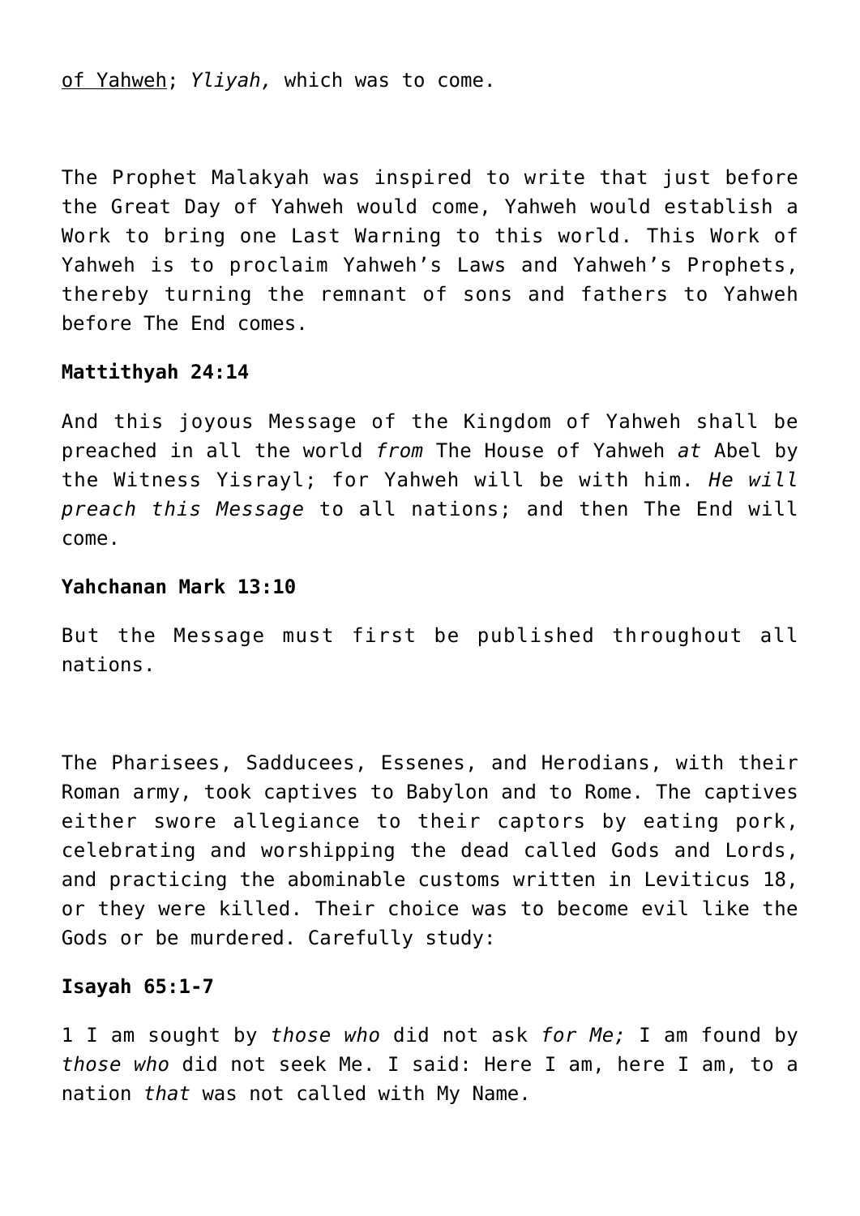<u>of Yahweh</u>; *Yliyah,* which was to come.

The Prophet Malakyah was inspired to write that just before the Great Day of Yahweh would come, Yahweh would establish a Work to bring one Last Warning to this world. This Work of Yahweh is to proclaim Yahweh's Laws and Yahweh's Prophets, thereby turning the remnant of sons and fathers to Yahweh before The End comes.

**Mattithyah 24:14**

And this joyous Message of the Kingdom of Yahweh shall be preached in all the world *from* The House of Yahweh *at* Abel by the Witness Yisrayl; for Yahweh will be with him. *He will preach this Message* to all nations; and then The End will come.

**Yahchanan Mark 13:10**

But the Message must first be published throughout all nations.

The Pharisees, Sadducees, Essenes, and Herodians, with their Roman army, took captives to Babylon and to Rome. The captives either swore allegiance to their captors by eating pork, celebrating and worshipping the dead called Gods and Lords, and practicing the abominable customs written in Leviticus 18, or they were killed. Their choice was to become evil like the Gods or be murdered. Carefully study:

**Isayah 65:1-7**

1 I am sought by *those who* did not ask *for Me;* I am found by *those who* did not seek Me. I said: Here I am, here I am, to a nation *that* was not called with My Name.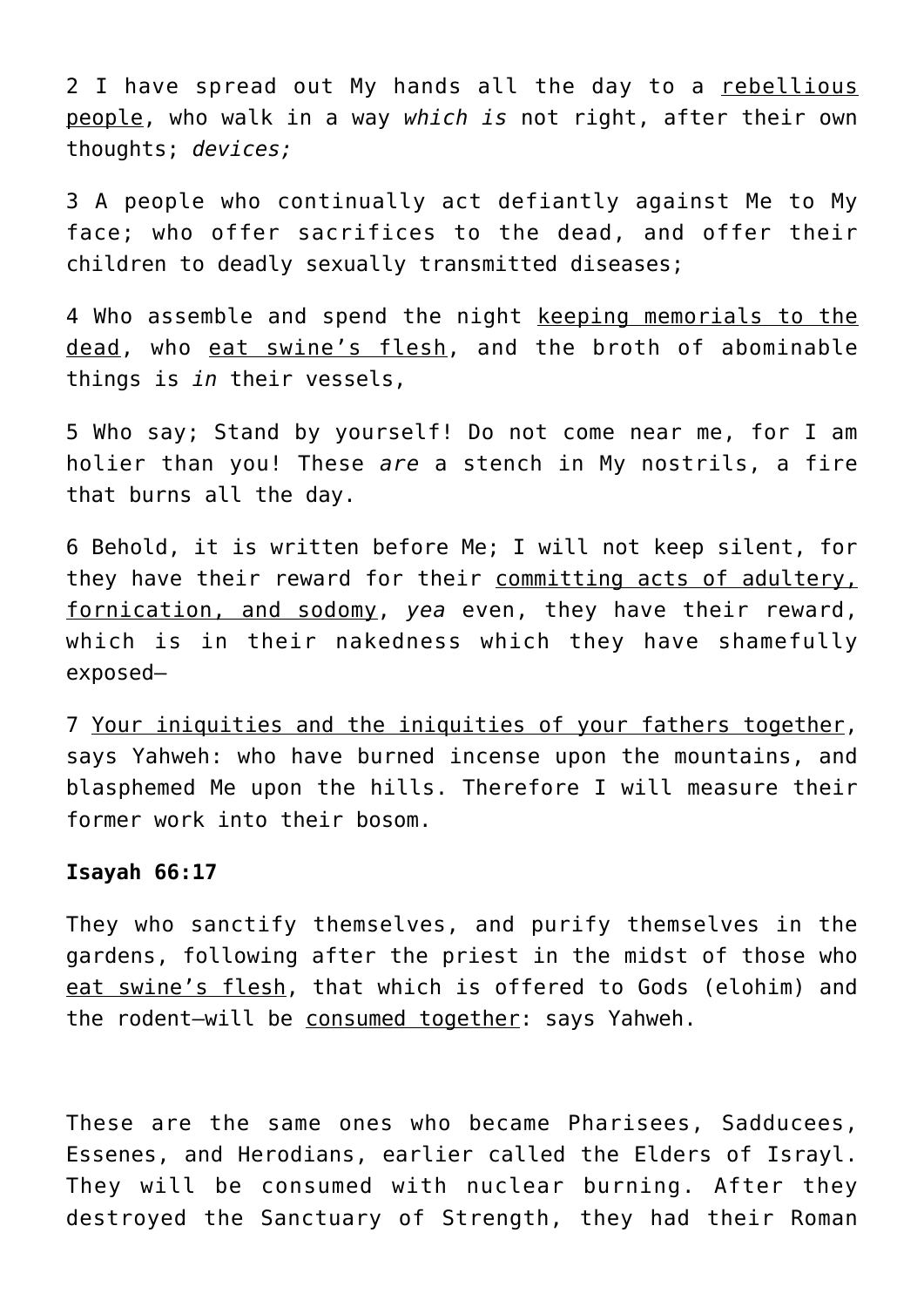2 I have spread out My hands all the day to a <u>rebellious people</u>, who walk in a way *which is* not right, after their own thoughts; *devices;*

3 A people who continually act defiantly against Me to My face; who offer sacrifices to the dead, and offer their children to deadly sexually transmitted diseases;

4 Who assemble and spend the night <u>keeping memorials to the dead</u>, who <u>eat swine's flesh</u>, and the broth of abominable things is *in* their vessels,

5 Who say; Stand by yourself! Do not come near me, for I am holier than you! These *are* a stench in My nostrils, a fire that burns all the day.

6 Behold, it is written before Me; I will not keep silent, for they have their reward for their <u>committing acts of adultery, fornication, and sodomy</u>, *yea* even, they have their reward, which is in their nakedness which they have shamefully exposed—

7 <u>Your iniquities and the iniquities of your fathers together</u>, says Yahweh: who have burned incense upon the mountains, and blasphemed Me upon the hills. Therefore I will measure their former work into their bosom.

**Isayah 66:17**

They who sanctify themselves, and purify themselves in the gardens, following after the priest in the midst of those who <u>eat swine's flesh</u>, that which is offered to Gods (elohim) and the rodent—will be <u>consumed together</u>: says Yahweh.

These are the same ones who became Pharisees, Sadducees, Essenes, and Herodians, earlier called the Elders of Israyl. They will be consumed with nuclear burning. After they destroyed the Sanctuary of Strength, they had their Roman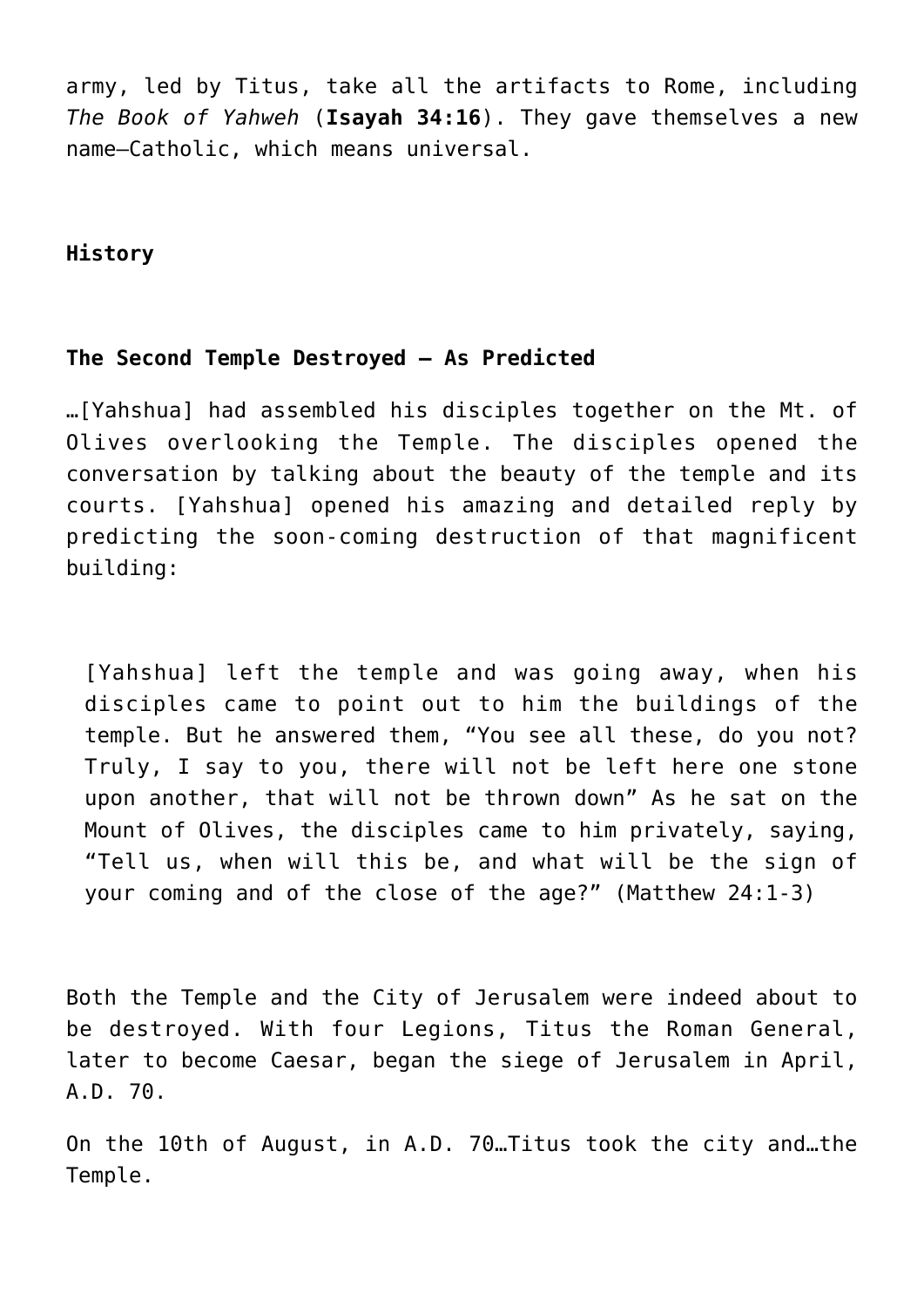army, led by Titus, take all the artifacts to Rome, including *The Book of Yahweh* (**Isayah 34:16**). They gave themselves a new name—Catholic, which means universal.

**History**

**The Second Temple Destroyed – As Predicted**

…[Yahshua] had assembled his disciples together on the Mt. of Olives overlooking the Temple. The disciples opened the conversation by talking about the beauty of the temple and its courts. [Yahshua] opened his amazing and detailed reply by predicting the soon-coming destruction of that magnificent building:

> [Yahshua] left the temple and was going away, when his disciples came to point out to him the buildings of the temple. But he answered them, "You see all these, do you not? Truly, I say to you, there will not be left here one stone upon another, that will not be thrown down" As he sat on the Mount of Olives, the disciples came to him privately, saying, "Tell us, when will this be, and what will be the sign of your coming and of the close of the age?" (Matthew 24:1-3)

Both the Temple and the City of Jerusalem were indeed about to be destroyed. With four Legions, Titus the Roman General, later to become Caesar, began the siege of Jerusalem in April, A.D. 70.

On the 10th of August, in A.D. 70…Titus took the city and…the Temple.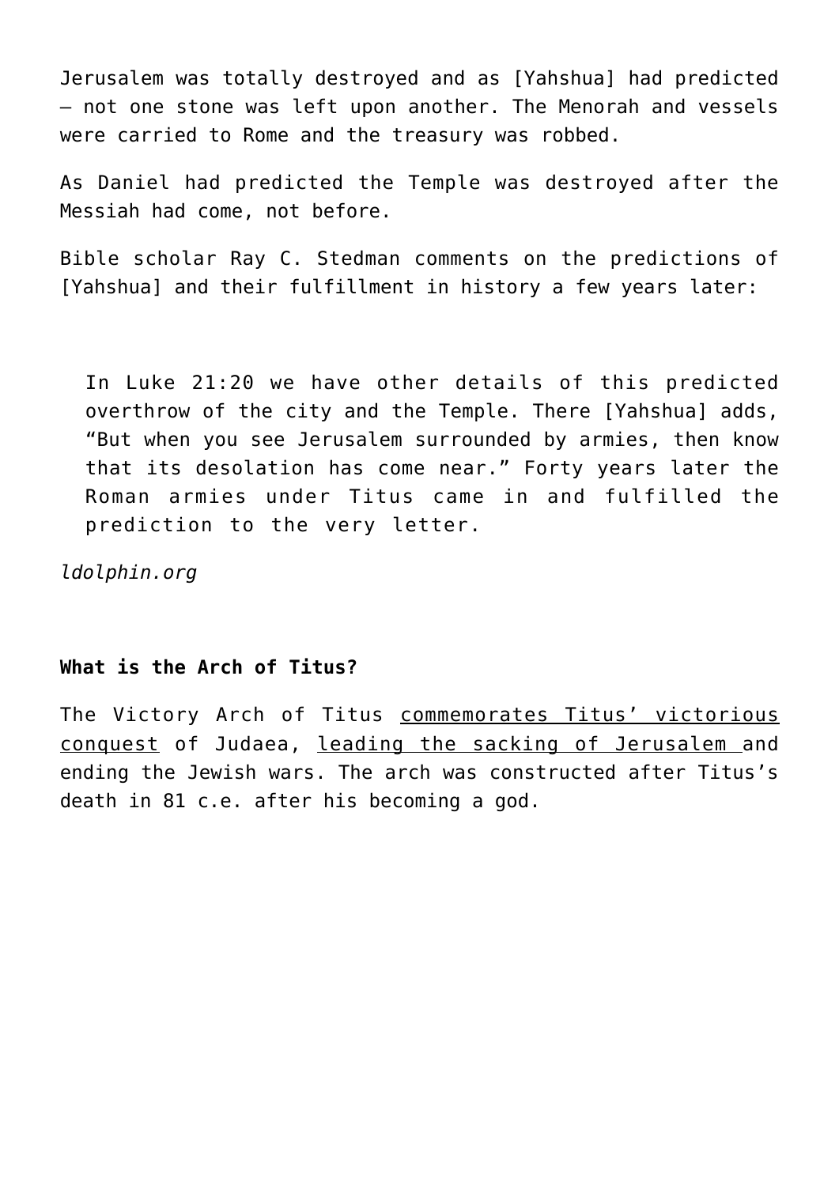Jerusalem was totally destroyed and as [Yahshua] had predicted – not one stone was left upon another. The Menorah and vessels were carried to Rome and the treasury was robbed.

As Daniel had predicted the Temple was destroyed after the Messiah had come, not before.

Bible scholar Ray C. Stedman comments on the predictions of [Yahshua] and their fulfillment in history a few years later:

> In Luke 21:20 we have other details of this predicted overthrow of the city and the Temple. There [Yahshua] adds, "But when you see Jerusalem surrounded by armies, then know that its desolation has come near." Forty years later the Roman armies under Titus came in and fulfilled the prediction to the very letter.

*ldolphin.org*

**What is the Arch of Titus?**

The Victory Arch of Titus commemorates Titus' victorious conquest of Judaea, leading the sacking of Jerusalem and ending the Jewish wars. The arch was constructed after Titus's death in 81 c.e. after his becoming a god.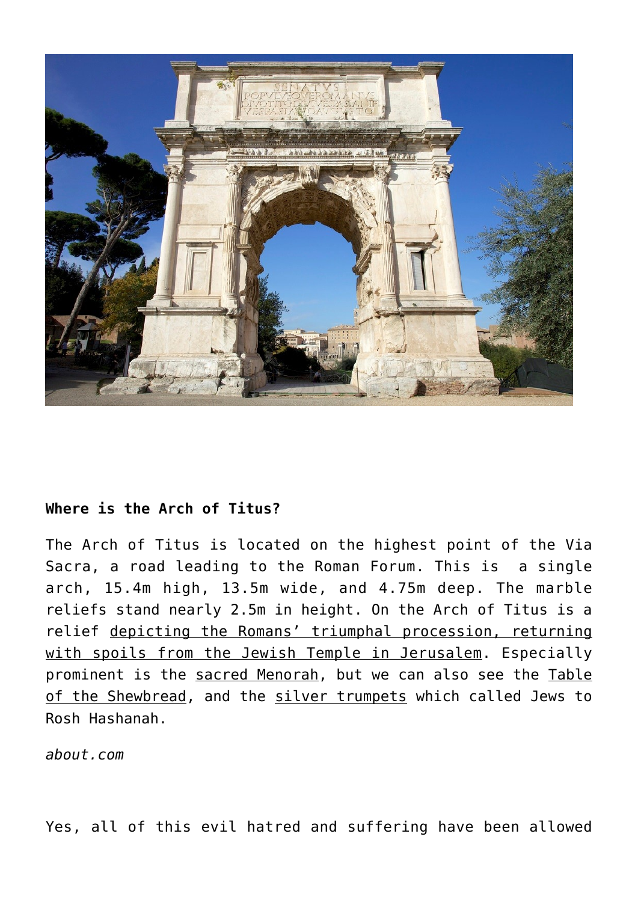**Where is the Arch of Titus?**

The Arch of Titus is located on the highest point of the Via Sacra, a road leading to the Roman Forum. This is  a single arch, 15.4m high, 13.5m wide, and 4.75m deep. The marble reliefs stand nearly 2.5m in height. On the Arch of Titus is a relief depicting the Romans' triumphal procession, returning with spoils from the Jewish Temple in Jerusalem. Especially prominent is the sacred Menorah, but we can also see the Table of the Shewbread, and the silver trumpets which called Jews to Rosh Hashanah.

*about.com*

Yes, all of this evil hatred and suffering have been allowed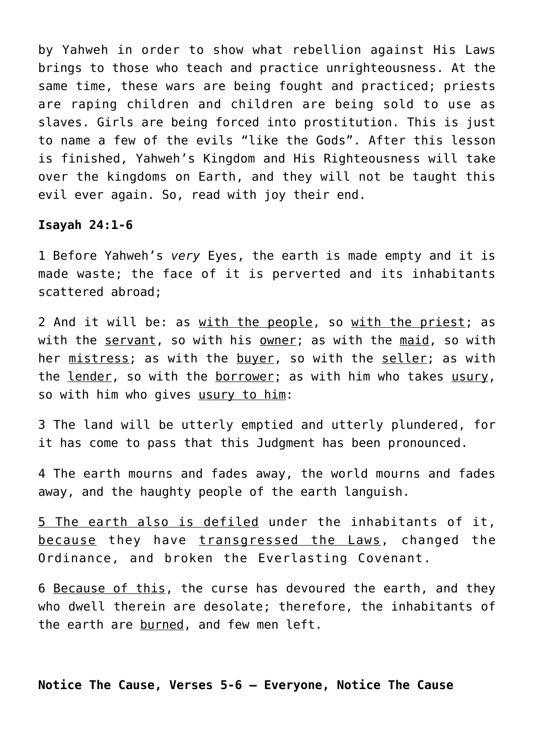by Yahweh in order to show what rebellion against His Laws brings to those who teach and practice unrighteousness. At the same time, these wars are being fought and practiced; priests are raping children and children are being sold to use as slaves. Girls are being forced into prostitution. This is just to name a few of the evils "like the Gods". After this lesson is finished, Yahweh's Kingdom and His Righteousness will take over the kingdoms on Earth, and they will not be taught this evil ever again. So, read with joy their end.

**Isayah 24:1-6**

1 Before Yahweh's *very* Eyes, the earth is made empty and it is made waste; the face of it is perverted and its inhabitants scattered abroad;

2 And it will be: as <u>with the people</u>, so <u>with the priest</u>; as with the <u>servant</u>, so with his <u>owner</u>; as with the <u>maid</u>, so with her <u>mistress</u>; as with the <u>buyer</u>, so with the <u>seller</u>; as with the <u>lender</u>, so with the <u>borrower</u>; as with him who takes <u>usury</u>, so with him who gives <u>usury to him</u>:

3 The land will be utterly emptied and utterly plundered, for it has come to pass that this Judgment has been pronounced.

4 The earth mourns and fades away, the world mourns and fades away, and the haughty people of the earth languish.

<u>5 The earth also is defiled</u> under the inhabitants of it, <u>because</u> they have <u>transgressed the Laws</u>, changed the Ordinance, and broken the Everlasting Covenant.

6 <u>Because of this</u>, the curse has devoured the earth, and they who dwell therein are desolate; therefore, the inhabitants of the earth are <u>burned</u>, and few men left.

**Notice The Cause, Verses 5-6 – Everyone, Notice The Cause**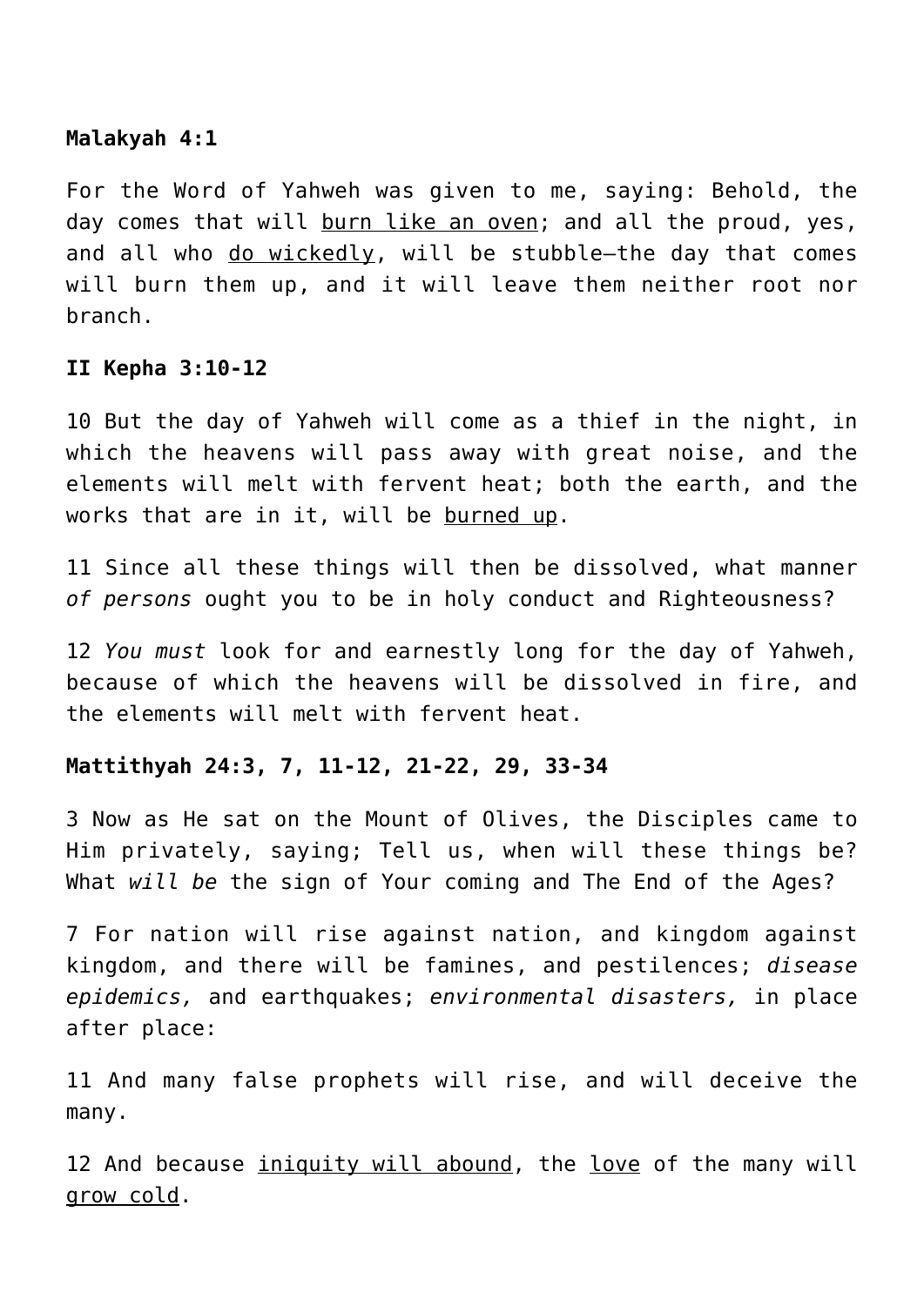**Malakyah 4:1**

For the Word of Yahweh was given to me, saying: Behold, the day comes that will <u>burn like an oven</u>; and all the proud, yes, and all who <u>do wickedly</u>, will be stubble—the day that comes will burn them up, and it will leave them neither root nor branch.

**II Kepha 3:10-12**

10 But the day of Yahweh will come as a thief in the night, in which the heavens will pass away with great noise, and the elements will melt with fervent heat; both the earth, and the works that are in it, will be <u>burned up</u>.

11 Since all these things will then be dissolved, what manner *of persons* ought you to be in holy conduct and Righteousness?

12 *You must* look for and earnestly long for the day of Yahweh, because of which the heavens will be dissolved in fire, and the elements will melt with fervent heat.

**Mattithyah 24:3, 7, 11-12, 21-22, 29, 33-34**

3 Now as He sat on the Mount of Olives, the Disciples came to Him privately, saying; Tell us, when will these things be? What *will be* the sign of Your coming and The End of the Ages?

7 For nation will rise against nation, and kingdom against kingdom, and there will be famines, and pestilences; *disease epidemics,* and earthquakes; *environmental disasters,* in place after place:

11 And many false prophets will rise, and will deceive the many.

12 And because <u>iniquity will abound</u>, the <u>love</u> of the many will <u>grow cold</u>.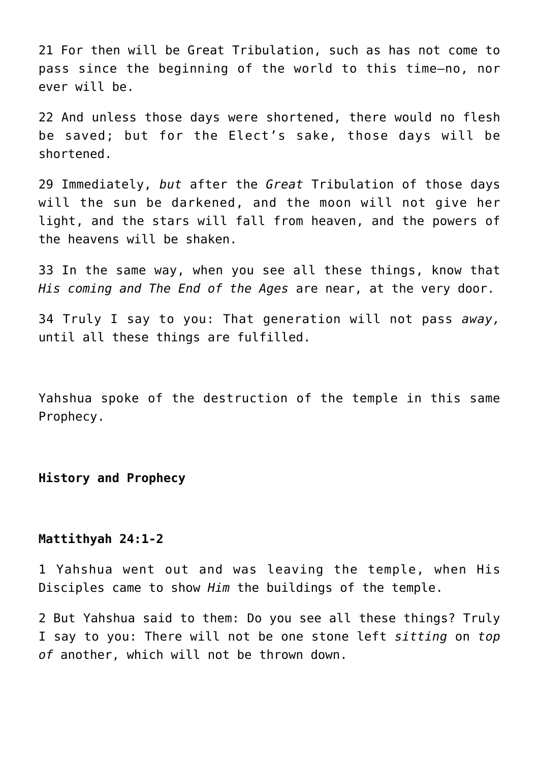21 For then will be Great Tribulation, such as has not come to pass since the beginning of the world to this time—no, nor ever will be.

22 And unless those days were shortened, there would no flesh be saved; but for the Elect's sake, those days will be shortened.

29 Immediately, *but* after the *Great* Tribulation of those days will the sun be darkened, and the moon will not give her light, and the stars will fall from heaven, and the powers of the heavens will be shaken.

33 In the same way, when you see all these things, know that *His coming and The End of the Ages* are near, at the very door.

34 Truly I say to you: That generation will not pass *away,* until all these things are fulfilled.

Yahshua spoke of the destruction of the temple in this same Prophecy.

**History and Prophecy**

**Mattithyah 24:1-2**

1 Yahshua went out and was leaving the temple, when His Disciples came to show *Him* the buildings of the temple.

2 But Yahshua said to them: Do you see all these things? Truly I say to you: There will not be one stone left *sitting* on *top of* another, which will not be thrown down.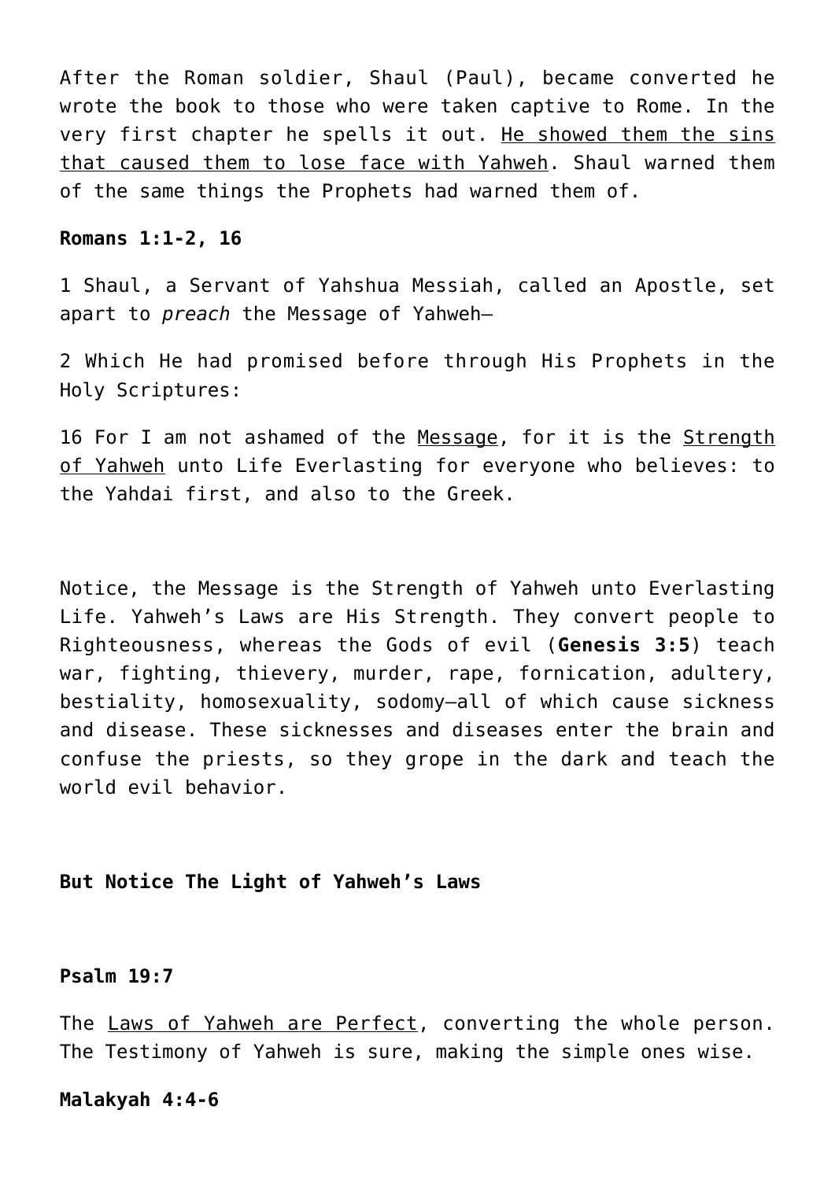After the Roman soldier, Shaul (Paul), became converted he wrote the book to those who were taken captive to Rome. In the very first chapter he spells it out. <u>He showed them the sins that caused them to lose face with Yahweh</u>. Shaul warned them of the same things the Prophets had warned them of.

**Romans 1:1-2, 16**

1 Shaul, a Servant of Yahshua Messiah, called an Apostle, set apart to *preach* the Message of Yahweh—

2 Which He had promised before through His Prophets in the Holy Scriptures:

16 For I am not ashamed of the <u>Message</u>, for it is the <u>Strength of Yahweh</u> unto Life Everlasting for everyone who believes: to the Yahdai first, and also to the Greek.

Notice, the Message is the Strength of Yahweh unto Everlasting Life. Yahweh's Laws are His Strength. They convert people to Righteousness, whereas the Gods of evil (**Genesis 3:5**) teach war, fighting, thievery, murder, rape, fornication, adultery, bestiality, homosexuality, sodomy—all of which cause sickness and disease. These sicknesses and diseases enter the brain and confuse the priests, so they grope in the dark and teach the world evil behavior.

**But Notice The Light of Yahweh's Laws**

**Psalm 19:7**

The <u>Laws of Yahweh are Perfect</u>, converting the whole person. The Testimony of Yahweh is sure, making the simple ones wise.

**Malakyah 4:4-6**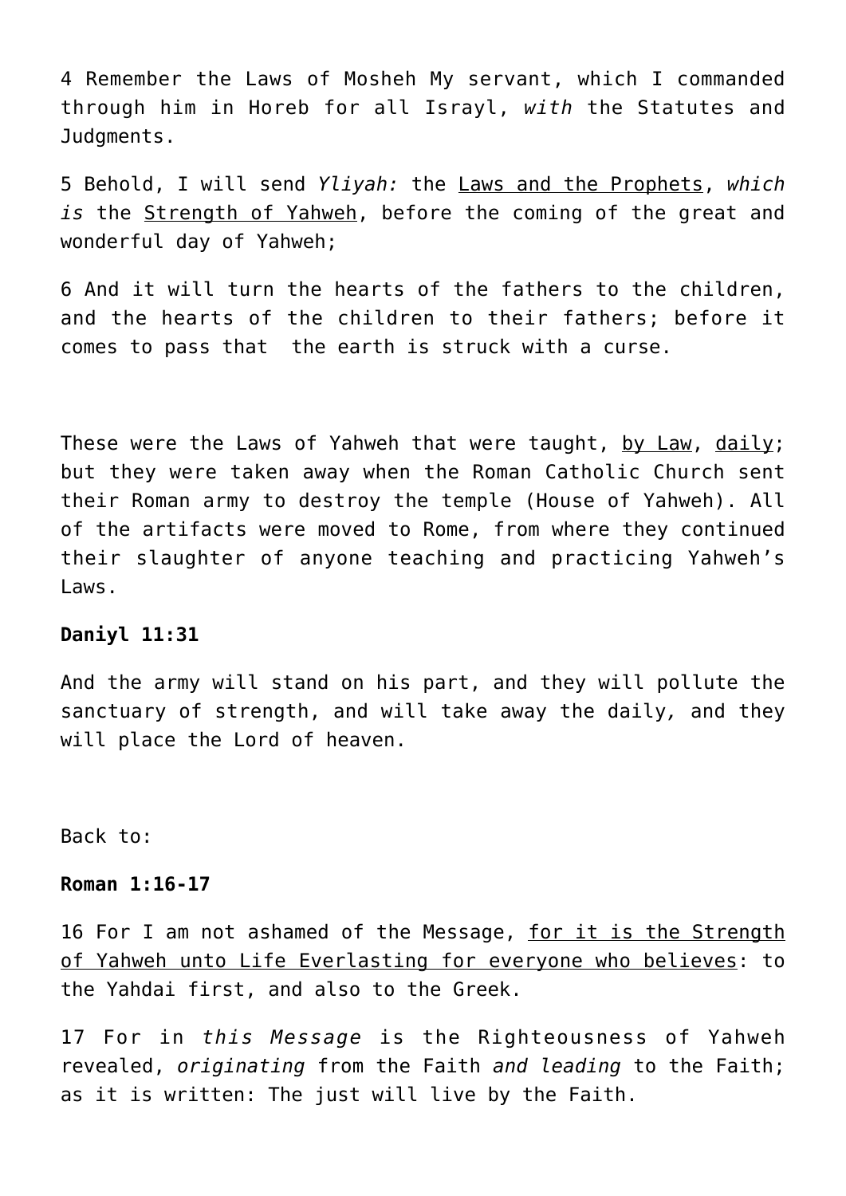4 Remember the Laws of Mosheh My servant, which I commanded through him in Horeb for all Israyl, *with* the Statutes and Judgments.

5 Behold, I will send *Yliyah:* the Laws and the Prophets, *which is* the Strength of Yahweh, before the coming of the great and wonderful day of Yahweh;

6 And it will turn the hearts of the fathers to the children, and the hearts of the children to their fathers; before it comes to pass that the earth is struck with a curse.

These were the Laws of Yahweh that were taught, by Law, daily; but they were taken away when the Roman Catholic Church sent their Roman army to destroy the temple (House of Yahweh). All of the artifacts were moved to Rome, from where they continued their slaughter of anyone teaching and practicing Yahweh's Laws.

**Daniyl 11:31**

And the army will stand on his part, and they will pollute the sanctuary of strength, and will take away the daily*,* and they will place the Lord of heaven.

Back to:

**Roman 1:16-17**

16 For I am not ashamed of the Message, for it is the Strength of Yahweh unto Life Everlasting for everyone who believes: to the Yahdai first, and also to the Greek.

17 For in *this Message* is the Righteousness of Yahweh revealed, *originating* from the Faith *and leading* to the Faith; as it is written: The just will live by the Faith.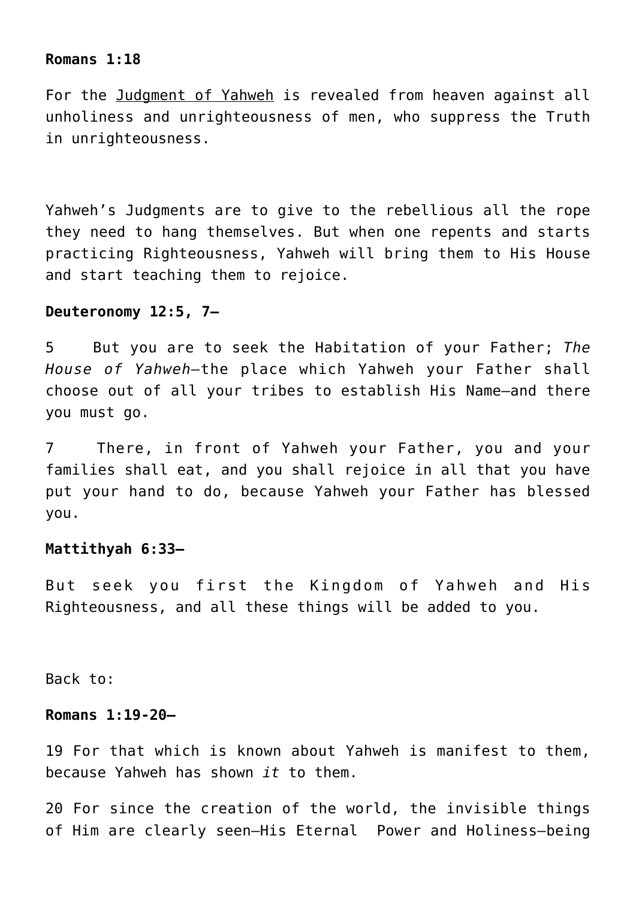**Romans 1:18**

For the Judgment of Yahweh is revealed from heaven against all unholiness and unrighteousness of men, who suppress the Truth in unrighteousness.

Yahweh's Judgments are to give to the rebellious all the rope they need to hang themselves. But when one repents and starts practicing Righteousness, Yahweh will bring them to His House and start teaching them to rejoice.

**Deuteronomy 12:5, 7—**

5 But you are to seek the Habitation of your Father; *The House of Yahweh*—the place which Yahweh your Father shall choose out of all your tribes to establish His Name—and there you must go.

7 There, in front of Yahweh your Father, you and your families shall eat, and you shall rejoice in all that you have put your hand to do, because Yahweh your Father has blessed you.

**Mattithyah 6:33—**

But seek you first the Kingdom of Yahweh and His Righteousness, and all these things will be added to you.

Back to:

**Romans 1:19-20—**

19 For that which is known about Yahweh is manifest to them, because Yahweh has shown *it* to them.

20 For since the creation of the world, the invisible things of Him are clearly seen—His Eternal Power and Holiness—being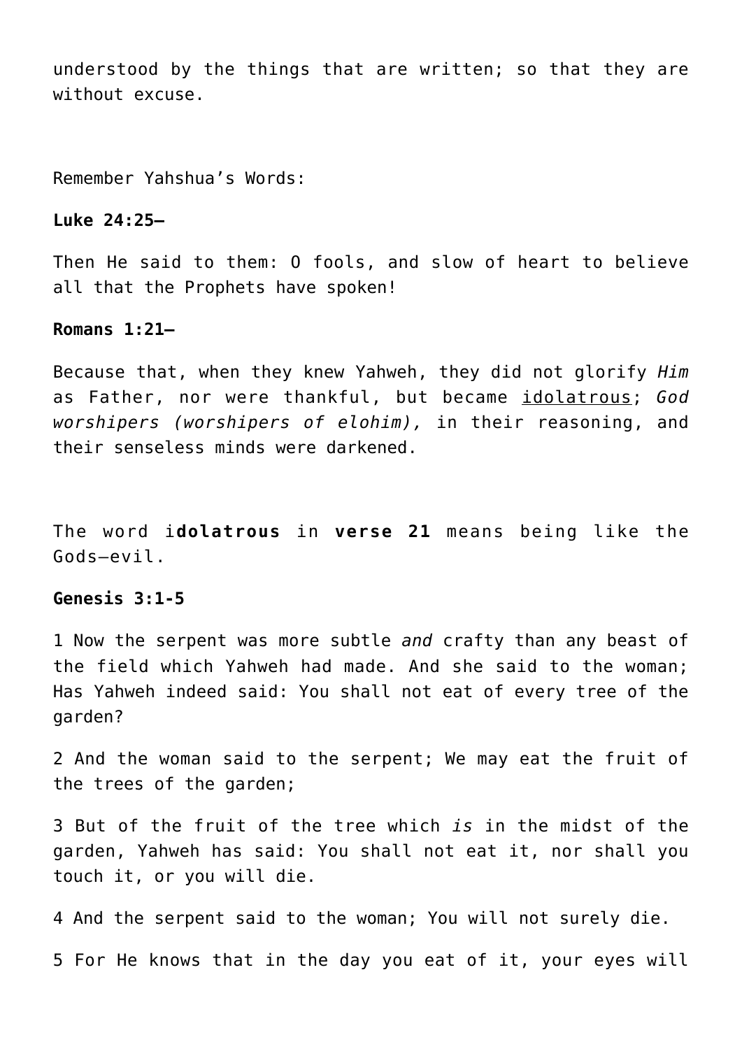understood by the things that are written; so that they are without excuse.

Remember Yahshua's Words:

**Luke 24:25–**

Then He said to them: O fools, and slow of heart to believe all that the Prophets have spoken!

**Romans 1:21–**

Because that, when they knew Yahweh, they did not glorify *Him* as Father, nor were thankful, but became <u>idolatrous</u>; *God worshipers (worshipers of elohim),* in their reasoning, and their senseless minds were darkened.

The word i**dolatrous** in **verse 21** means being like the Gods—evil.

**Genesis 3:1-5**

1 Now the serpent was more subtle *and* crafty than any beast of the field which Yahweh had made. And she said to the woman; Has Yahweh indeed said: You shall not eat of every tree of the garden?

2 And the woman said to the serpent; We may eat the fruit of the trees of the garden;

3 But of the fruit of the tree which *is* in the midst of the garden, Yahweh has said: You shall not eat it, nor shall you touch it, or you will die.

4 And the serpent said to the woman; You will not surely die.

5 For He knows that in the day you eat of it, your eyes will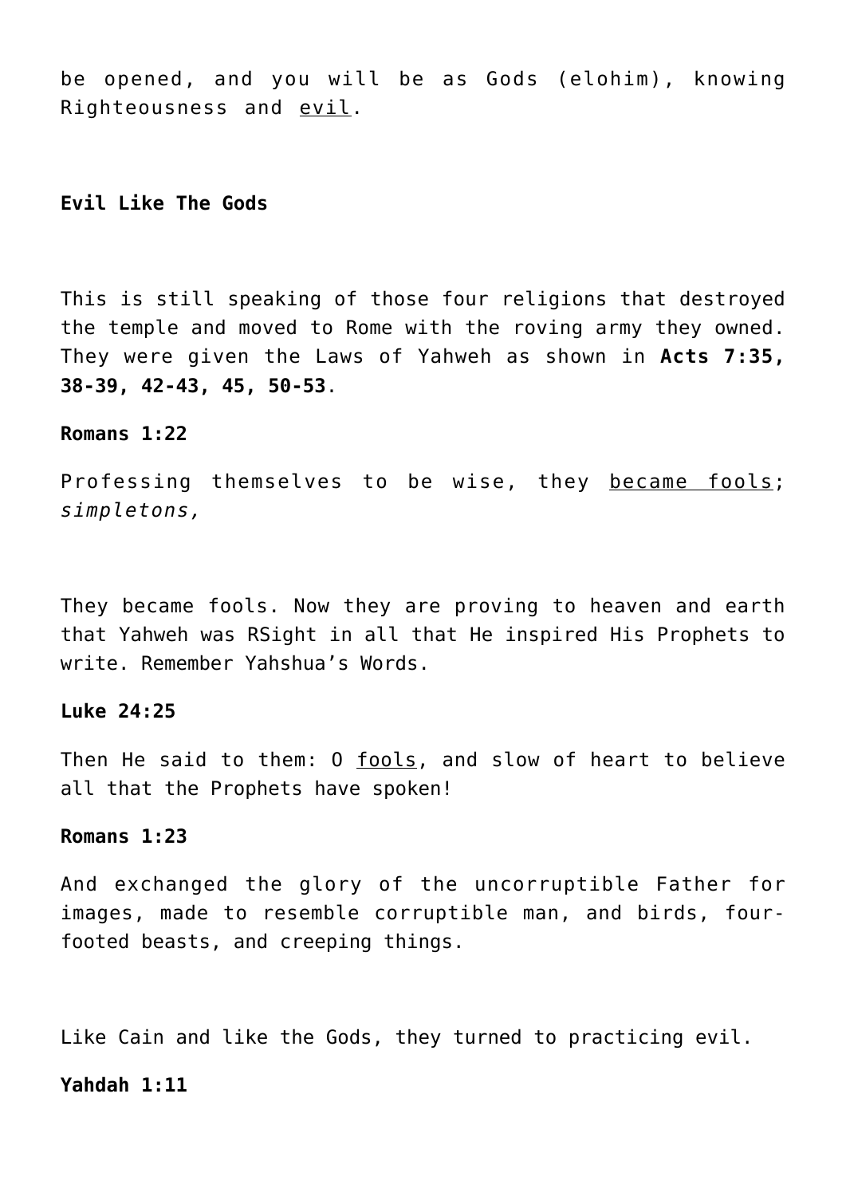be opened, and you will be as Gods (elohim), knowing Righteousness and <u>evil</u>.

**Evil Like The Gods**

This is still speaking of those four religions that destroyed the temple and moved to Rome with the roving army they owned. They were given the Laws of Yahweh as shown in **Acts 7:35, 38-39, 42-43, 45, 50-53**.

**Romans 1:22**

Professing themselves to be wise, they <u>became fools</u>; *simpletons,*

They became fools. Now they are proving to heaven and earth that Yahweh was RSight in all that He inspired His Prophets to write. Remember Yahshua's Words.

**Luke 24:25**

Then He said to them: O <u>fools</u>, and slow of heart to believe all that the Prophets have spoken!

**Romans 1:23**

And exchanged the glory of the uncorruptible Father for images, made to resemble corruptible man, and birds, four-footed beasts, and creeping things.

Like Cain and like the Gods, they turned to practicing evil.

**Yahdah 1:11**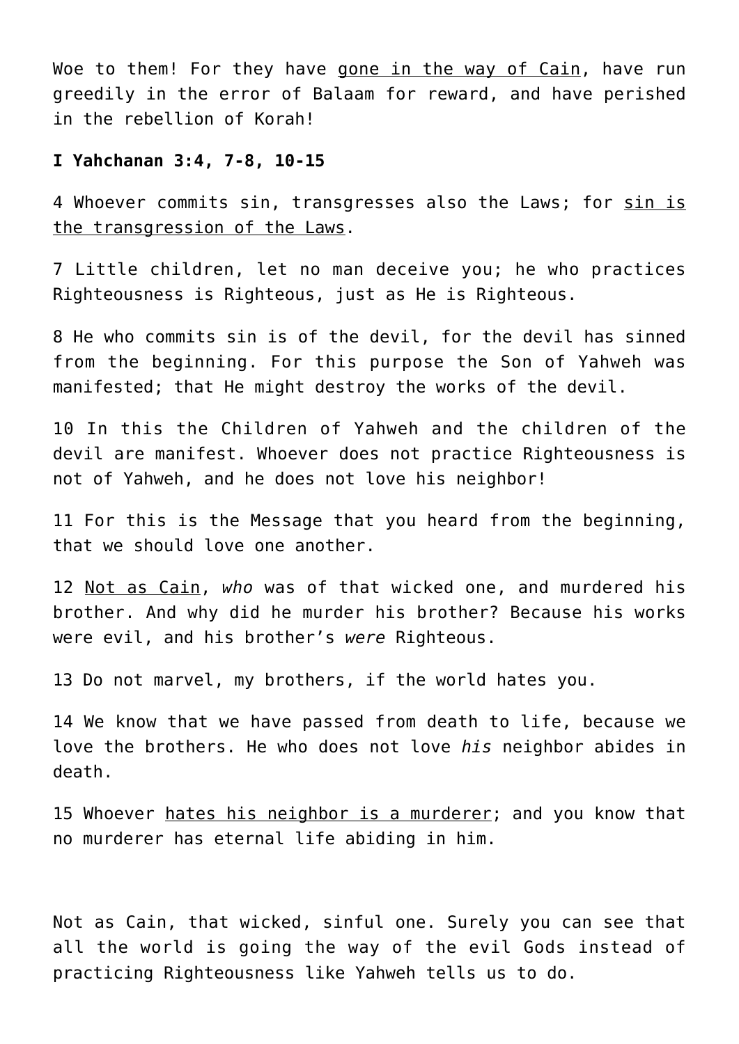Woe to them! For they have <u>gone in the way of Cain</u>, have run greedily in the error of Balaam for reward, and have perished in the rebellion of Korah!

**I Yahchanan 3:4, 7-8, 10-15**

4 Whoever commits sin, transgresses also the Laws; for <u>sin is the transgression of the Laws</u>.

7 Little children, let no man deceive you; he who practices Righteousness is Righteous, just as He is Righteous.

8 He who commits sin is of the devil, for the devil has sinned from the beginning. For this purpose the Son of Yahweh was manifested; that He might destroy the works of the devil.

10 In this the Children of Yahweh and the children of the devil are manifest. Whoever does not practice Righteousness is not of Yahweh, and he does not love his neighbor!

11 For this is the Message that you heard from the beginning, that we should love one another.

12 <u>Not as Cain</u>, *who* was of that wicked one, and murdered his brother. And why did he murder his brother? Because his works were evil, and his brother's *were* Righteous.

13 Do not marvel, my brothers, if the world hates you.

14 We know that we have passed from death to life, because we love the brothers. He who does not love *his* neighbor abides in death.

15 Whoever <u>hates his neighbor is a murderer</u>; and you know that no murderer has eternal life abiding in him.

Not as Cain, that wicked, sinful one. Surely you can see that all the world is going the way of the evil Gods instead of practicing Righteousness like Yahweh tells us to do.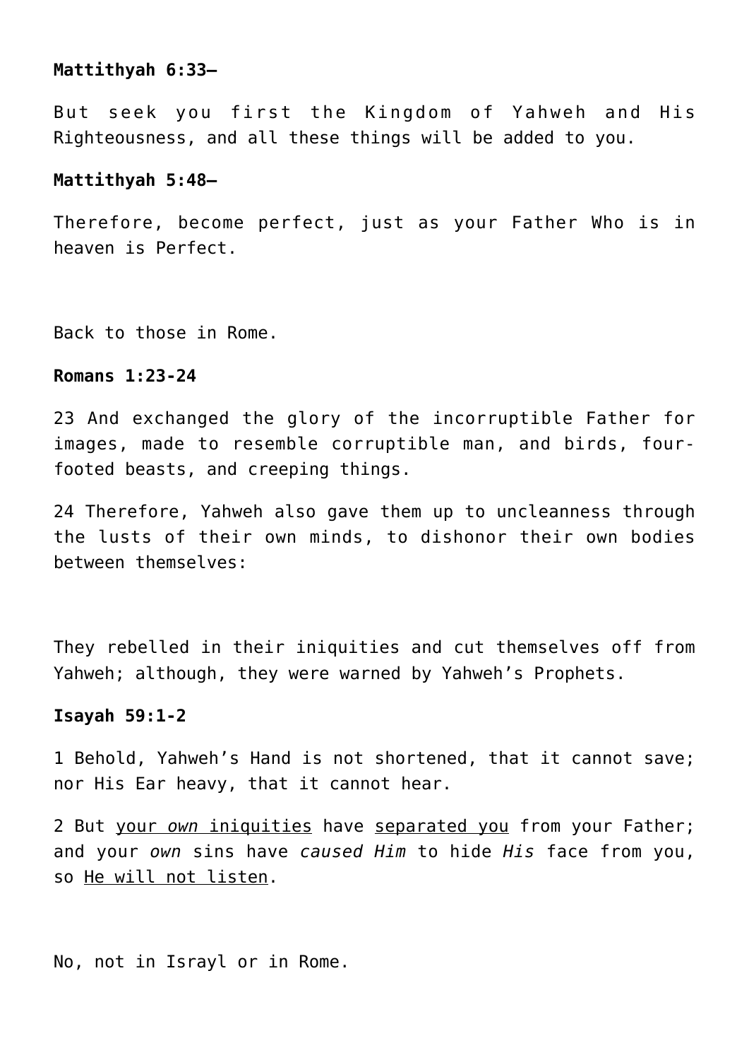**Mattithyah 6:33–**

But seek you first the Kingdom of Yahweh and His Righteousness, and all these things will be added to you.

**Mattithyah 5:48–**

Therefore, become perfect, just as your Father Who is in heaven is Perfect.

Back to those in Rome.

**Romans 1:23-24**

23 And exchanged the glory of the incorruptible Father for images, made to resemble corruptible man, and birds, four-footed beasts, and creeping things.

24 Therefore, Yahweh also gave them up to uncleanness through the lusts of their own minds, to dishonor their own bodies between themselves:

They rebelled in their iniquities and cut themselves off from Yahweh; although, they were warned by Yahweh's Prophets.

**Isayah 59:1-2**

1 Behold, Yahweh's Hand is not shortened, that it cannot save; nor His Ear heavy, that it cannot hear.

2 But <u>your *own* iniquities</u> have <u>separated you</u> from your Father; and your *own* sins have *caused Him* to hide *His* face from you, so <u>He will not listen</u>.

No, not in Israyl or in Rome.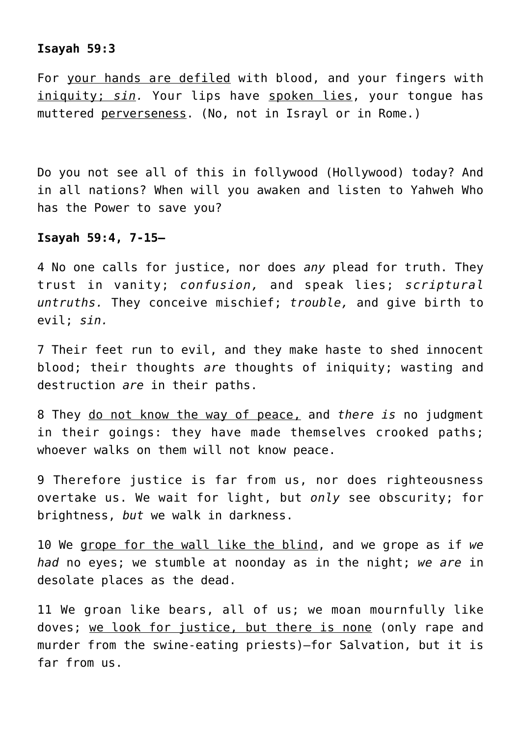**Isayah 59:3**

For <u>your hands are defiled</u> with blood, and your fingers with <u>iniquity; *sin*</u>. Your lips have <u>spoken lies</u>, your tongue has muttered <u>perverseness</u>. (No, not in Israyl or in Rome.)

Do you not see all of this in follywood (Hollywood) today? And in all nations? When will you awaken and listen to Yahweh Who has the Power to save you?

**Isayah 59:4, 7-15—**

4 No one calls for justice, nor does *any* plead for truth. They trust in vanity; *confusion,* and speak lies; *scriptural untruths.* They conceive mischief; *trouble,* and give birth to evil; *sin.*

7 Their feet run to evil, and they make haste to shed innocent blood; their thoughts *are* thoughts of iniquity; wasting and destruction *are* in their paths.

8 They <u>do not know the way of peace,</u> and *there is* no judgment in their goings: they have made themselves crooked paths; whoever walks on them will not know peace.

9 Therefore justice is far from us, nor does righteousness overtake us. We wait for light, but *only* see obscurity; for brightness, *but* we walk in darkness.

10 We <u>grope for the wall like the blind</u>, and we grope as if *we had* no eyes; we stumble at noonday as in the night; *we are* in desolate places as the dead.

11 We groan like bears, all of us; we moan mournfully like doves; <u>we look for justice, but there is none</u> (only rape and murder from the swine-eating priests)—for Salvation, but it is far from us.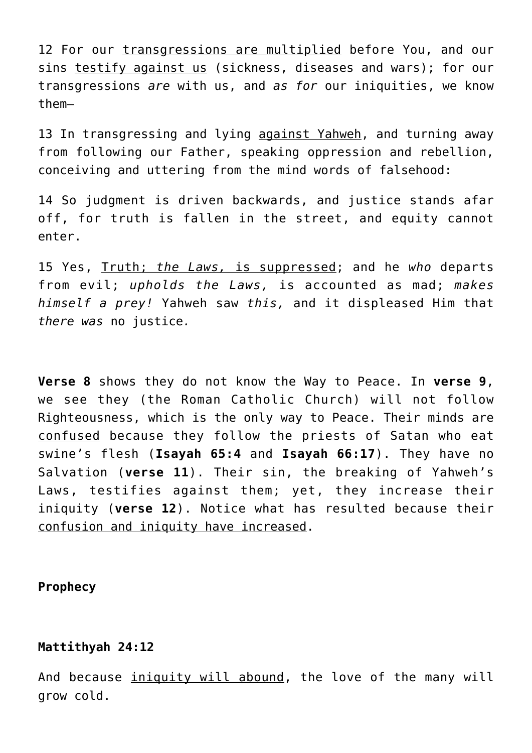12 For our transgressions are multiplied before You, and our sins testify against us (sickness, diseases and wars); for our transgressions *are* with us, and *as for* our iniquities, we know them—

13 In transgressing and lying against Yahweh, and turning away from following our Father, speaking oppression and rebellion, conceiving and uttering from the mind words of falsehood:

14 So judgment is driven backwards, and justice stands afar off, for truth is fallen in the street, and equity cannot enter.

15 Yes, Truth; *the Laws,* is suppressed; and he *who* departs from evil; *upholds the Laws,* is accounted as mad; *makes himself a prey!* Yahweh saw *this,* and it displeased Him that *there was* no justice*.*

**Verse 8** shows they do not know the Way to Peace. In **verse 9**, we see they (the Roman Catholic Church) will not follow Righteousness, which is the only way to Peace. Their minds are confused because they follow the priests of Satan who eat swine's flesh (**Isayah 65:4** and **Isayah 66:17**). They have no Salvation (**verse 11**). Their sin, the breaking of Yahweh's Laws, testifies against them; yet, they increase their iniquity (**verse 12**). Notice what has resulted because their confusion and iniquity have increased.

**Prophecy**

**Mattithyah 24:12**

And because iniquity will abound, the love of the many will grow cold.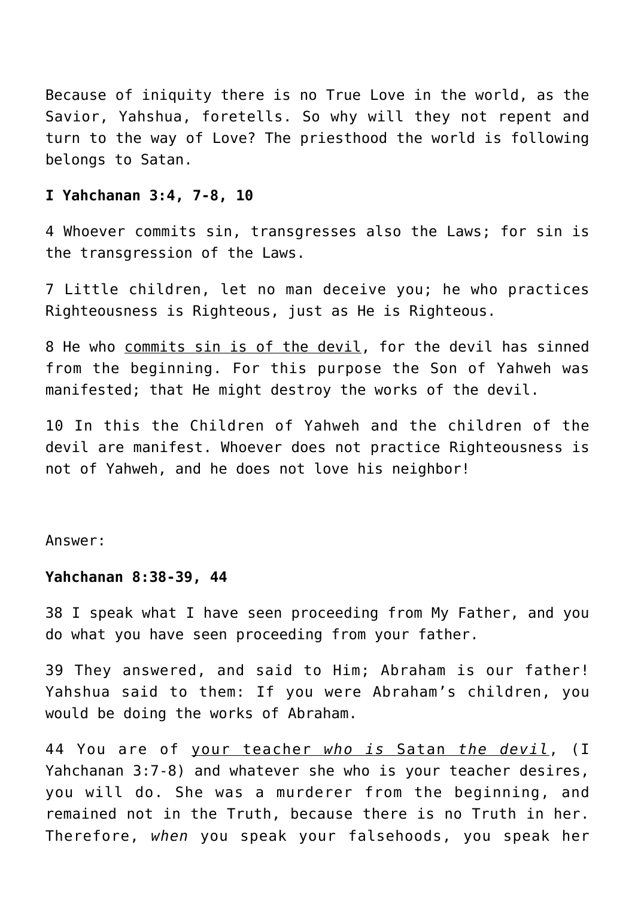Because of iniquity there is no True Love in the world, as the Savior, Yahshua, foretells. So why will they not repent and turn to the way of Love? The priesthood the world is following belongs to Satan.

**I Yahchanan 3:4, 7-8, 10**

4 Whoever commits sin, transgresses also the Laws; for sin is the transgression of the Laws.

7 Little children, let no man deceive you; he who practices Righteousness is Righteous, just as He is Righteous.

8 He who <u>commits sin is of the devil</u>, for the devil has sinned from the beginning. For this purpose the Son of Yahweh was manifested; that He might destroy the works of the devil.

10 In this the Children of Yahweh and the children of the devil are manifest. Whoever does not practice Righteousness is not of Yahweh, and he does not love his neighbor!

Answer:

**Yahchanan 8:38-39, 44**

38 I speak what I have seen proceeding from My Father, and you do what you have seen proceeding from your father.

39 They answered, and said to Him; Abraham is our father! Yahshua said to them: If you were Abraham's children, you would be doing the works of Abraham.

44 You are of <u>your teacher *who is* Satan *the devil*</u>, (I Yahchanan 3:7-8) and whatever she who is your teacher desires, you will do. She was a murderer from the beginning, and remained not in the Truth, because there is no Truth in her. Therefore, *when* you speak your falsehoods, you speak her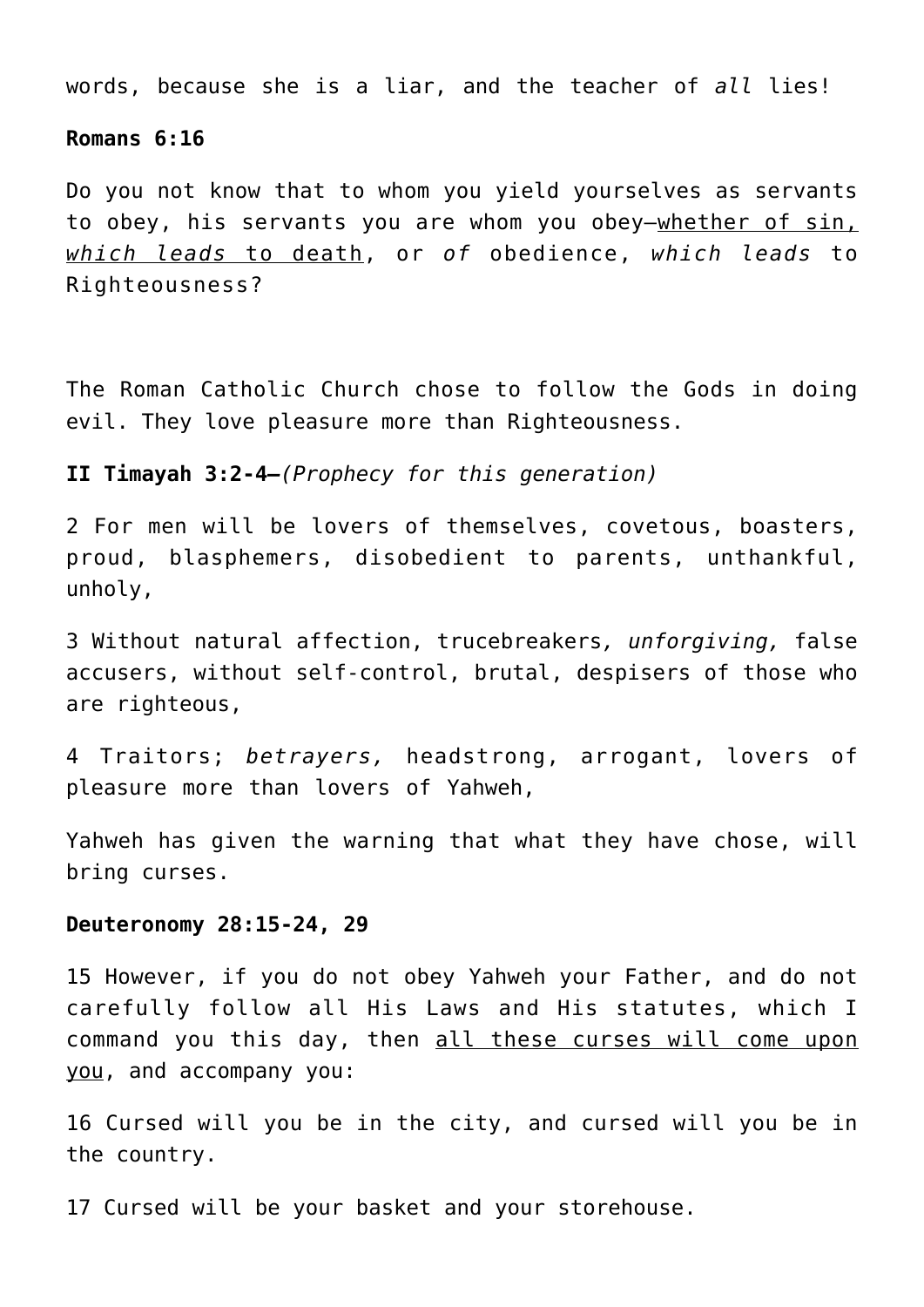words, because she is a liar, and the teacher of *all* lies!

**Romans 6:16**

Do you not know that to whom you yield yourselves as servants to obey, his servants you are whom you obey—<u>whether of sin, *which leads* to death</u>, or *of* obedience, *which leads* to Righteousness?

The Roman Catholic Church chose to follow the Gods in doing evil. They love pleasure more than Righteousness.

**II Timayah 3:2-4—***(Prophecy for this generation)*

2 For men will be lovers of themselves, covetous, boasters, proud, blasphemers, disobedient to parents, unthankful, unholy,

3 Without natural affection, trucebreakers*, unforgiving,* false accusers, without self-control, brutal, despisers of those who are righteous,

4 Traitors; *betrayers,* headstrong, arrogant, lovers of pleasure more than lovers of Yahweh,

Yahweh has given the warning that what they have chose, will bring curses.

**Deuteronomy 28:15-24, 29**

15 However, if you do not obey Yahweh your Father, and do not carefully follow all His Laws and His statutes, which I command you this day, then <u>all these curses will come upon you</u>, and accompany you:

16 Cursed will you be in the city, and cursed will you be in the country.

17 Cursed will be your basket and your storehouse.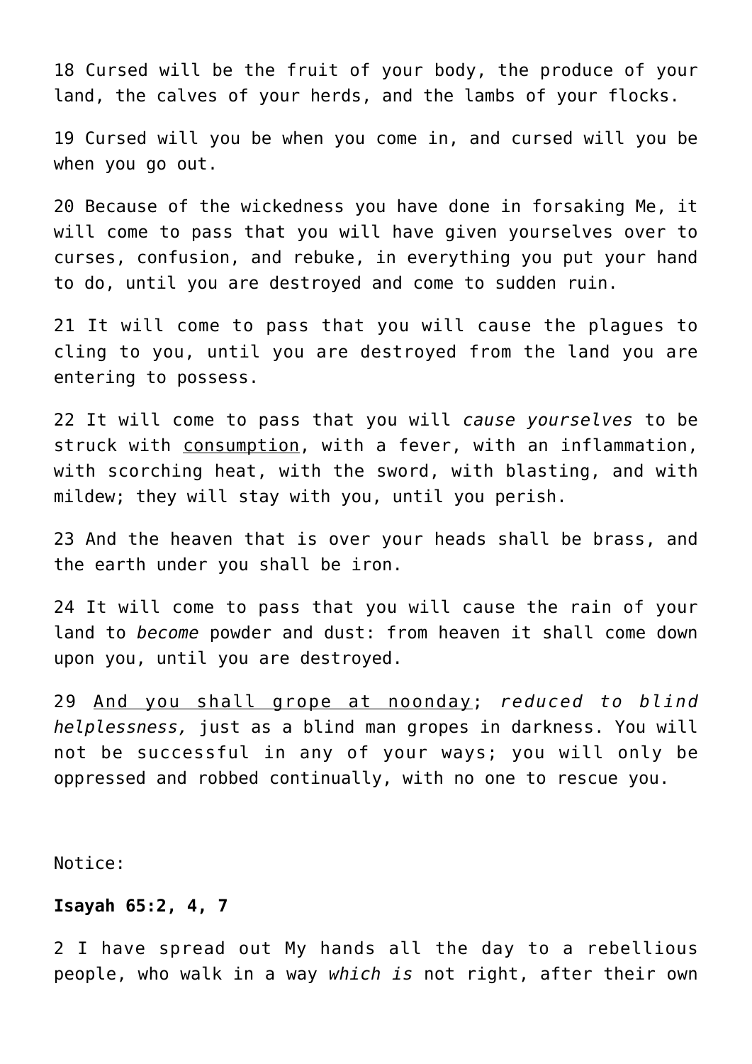18 Cursed will be the fruit of your body, the produce of your land, the calves of your herds, and the lambs of your flocks.

19 Cursed will you be when you come in, and cursed will you be when you go out.

20 Because of the wickedness you have done in forsaking Me, it will come to pass that you will have given yourselves over to curses, confusion, and rebuke, in everything you put your hand to do, until you are destroyed and come to sudden ruin.

21 It will come to pass that you will cause the plagues to cling to you, until you are destroyed from the land you are entering to possess.

22 It will come to pass that you will *cause yourselves* to be struck with <u>consumption</u>, with a fever, with an inflammation, with scorching heat, with the sword, with blasting, and with mildew; they will stay with you, until you perish.

23 And the heaven that is over your heads shall be brass, and the earth under you shall be iron.

24 It will come to pass that you will cause the rain of your land to *become* powder and dust: from heaven it shall come down upon you, until you are destroyed.

29 <u>And you shall grope at noonday</u>; *reduced to blind helplessness,* just as a blind man gropes in darkness. You will not be successful in any of your ways; you will only be oppressed and robbed continually, with no one to rescue you.

Notice:

**Isayah 65:2, 4, 7**

2 I have spread out My hands all the day to a rebellious people, who walk in a way *which is* not right, after their own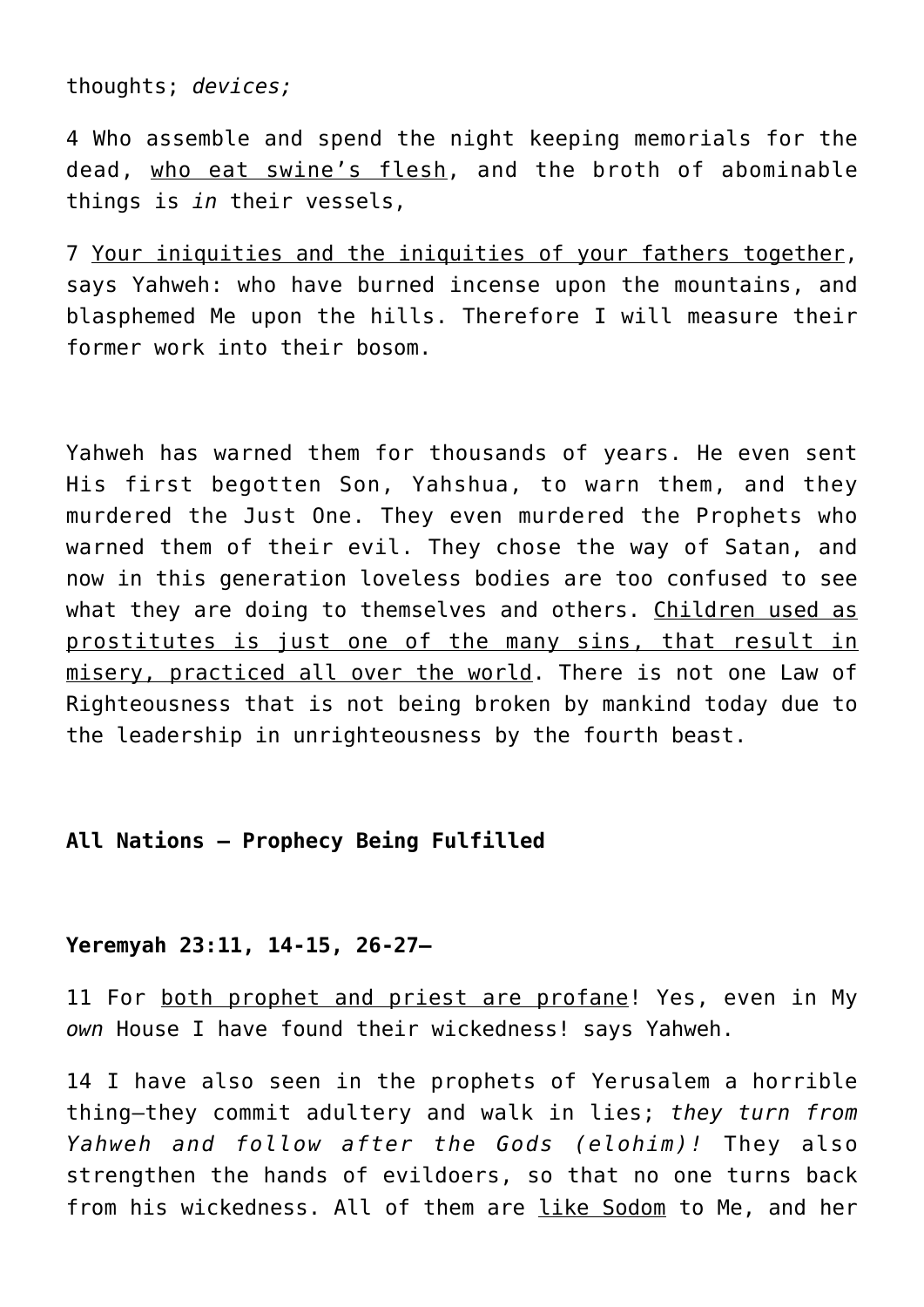thoughts; *devices;*

4 Who assemble and spend the night keeping memorials for the dead, <u>who eat swine’s flesh</u>, and the broth of abominable things is *in* their vessels,

7 <u>Your iniquities and the iniquities of your fathers together</u>, says Yahweh: who have burned incense upon the mountains, and blasphemed Me upon the hills. Therefore I will measure their former work into their bosom.

Yahweh has warned them for thousands of years. He even sent His first begotten Son, Yahshua, to warn them, and they murdered the Just One. They even murdered the Prophets who warned them of their evil. They chose the way of Satan, and now in this generation loveless bodies are too confused to see what they are doing to themselves and others. <u>Children used as prostitutes is just one of the many sins, that result in misery, practiced all over the world</u>. There is not one Law of Righteousness that is not being broken by mankind today due to the leadership in unrighteousness by the fourth beast.

**All Nations – Prophecy Being Fulfilled**

**Yeremyah 23:11, 14-15, 26-27—**

11 For <u>both prophet and priest are profane</u>! Yes, even in My *own* House I have found their wickedness! says Yahweh.

14 I have also seen in the prophets of Yerusalem a horrible thing—they commit adultery and walk in lies; *they turn from Yahweh and follow after the Gods (elohim)!* They also strengthen the hands of evildoers, so that no one turns back from his wickedness. All of them are <u>like Sodom</u> to Me, and her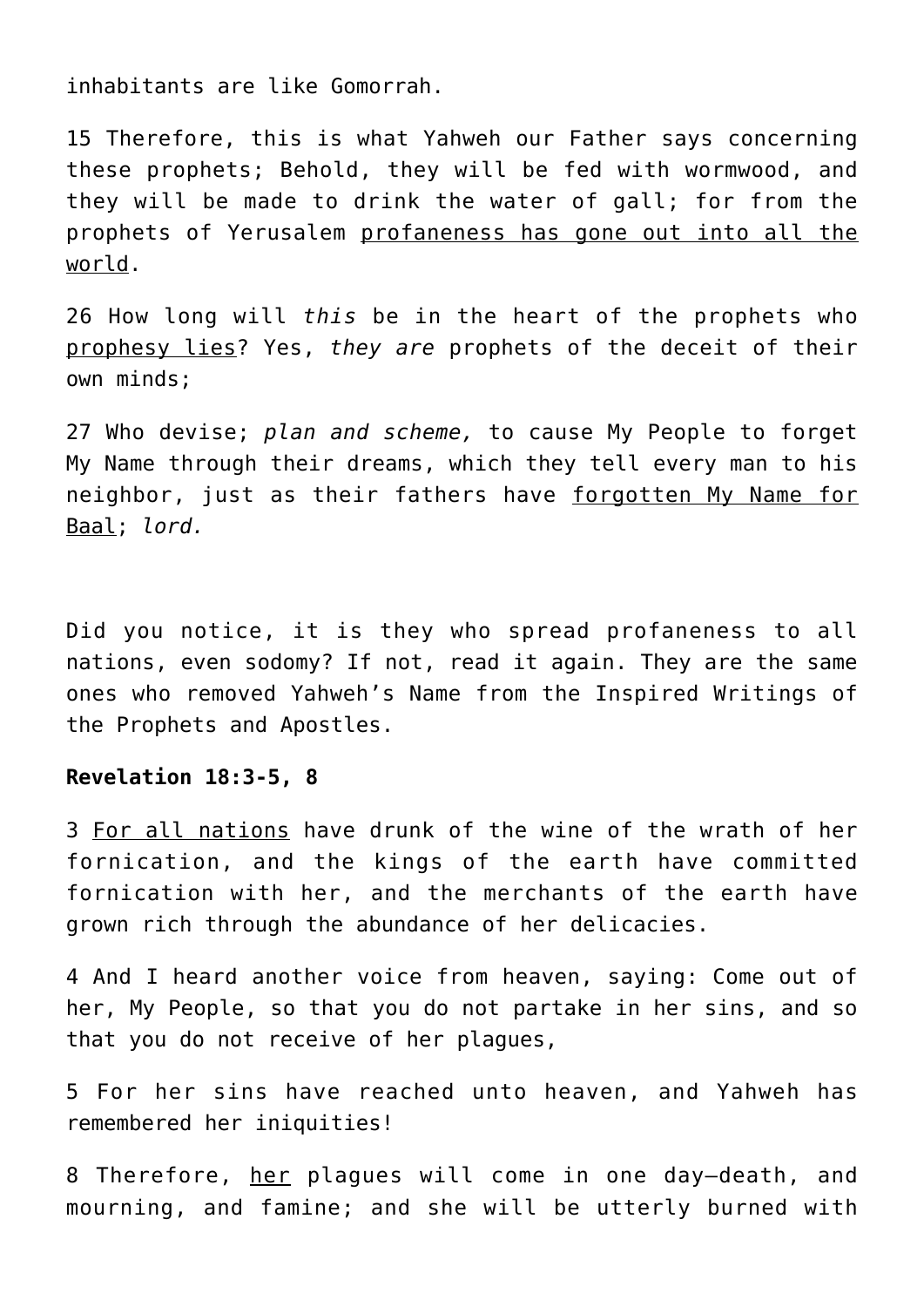inhabitants are like Gomorrah.

15 Therefore, this is what Yahweh our Father says concerning these prophets; Behold, they will be fed with wormwood, and they will be made to drink the water of gall; for from the prophets of Yerusalem <u>profaneness has gone out into all the world</u>.

26 How long will *this* be in the heart of the prophets who <u>prophesy lies</u>? Yes, *they are* prophets of the deceit of their own minds;

27 Who devise; *plan and scheme,* to cause My People to forget My Name through their dreams, which they tell every man to his neighbor, just as their fathers have <u>forgotten My Name for Baal</u>; *lord.*

Did you notice, it is they who spread profaneness to all nations, even sodomy? If not, read it again. They are the same ones who removed Yahweh's Name from the Inspired Writings of the Prophets and Apostles.

**Revelation 18:3-5, 8**

3 <u>For all nations</u> have drunk of the wine of the wrath of her fornication, and the kings of the earth have committed fornication with her, and the merchants of the earth have grown rich through the abundance of her delicacies.

4 And I heard another voice from heaven, saying: Come out of her, My People, so that you do not partake in her sins, and so that you do not receive of her plagues,

5 For her sins have reached unto heaven, and Yahweh has remembered her iniquities!

8 Therefore, <u>her</u> plagues will come in one day—death, and mourning, and famine; and she will be utterly burned with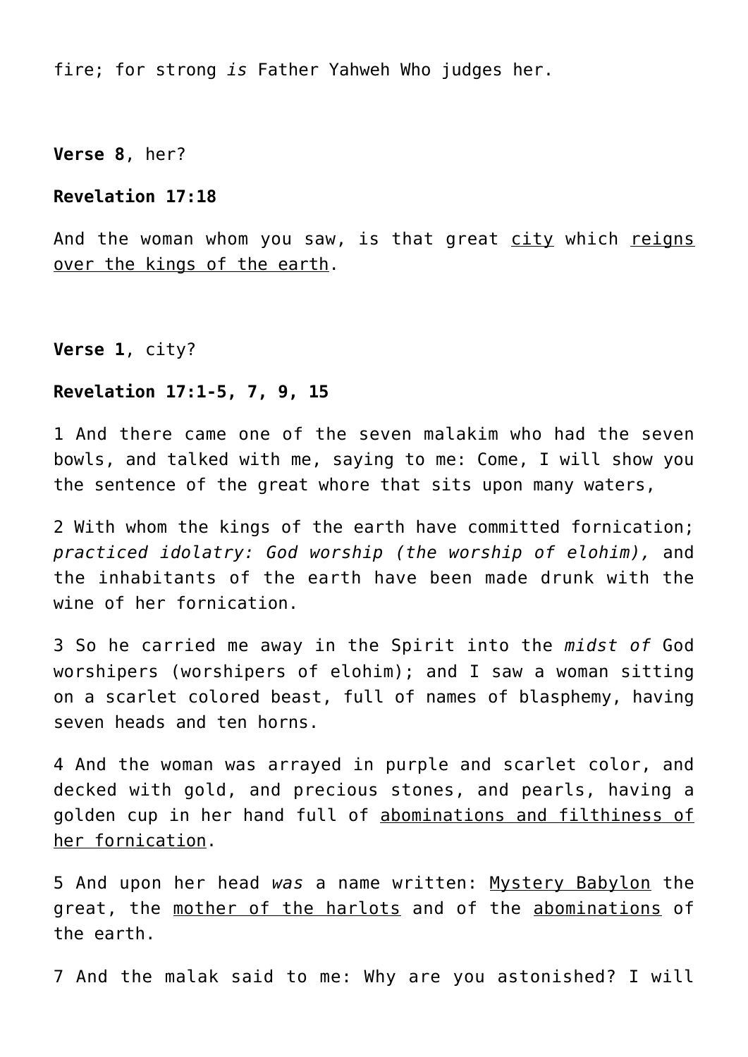fire; for strong *is* Father Yahweh Who judges her.

**Verse 8**, her?

**Revelation 17:18**

And the woman whom you saw, is that great <u>city</u> which <u>reigns over the kings of the earth</u>.

**Verse 1**, city?

**Revelation 17:1-5, 7, 9, 15**

1 And there came one of the seven malakim who had the seven bowls, and talked with me, saying to me: Come, I will show you the sentence of the great whore that sits upon many waters,

2 With whom the kings of the earth have committed fornication; *practiced idolatry: God worship (the worship of elohim),* and the inhabitants of the earth have been made drunk with the wine of her fornication.

3 So he carried me away in the Spirit into the *midst of* God worshipers (worshipers of elohim); and I saw a woman sitting on a scarlet colored beast, full of names of blasphemy, having seven heads and ten horns.

4 And the woman was arrayed in purple and scarlet color, and decked with gold, and precious stones, and pearls, having a golden cup in her hand full of <u>abominations and filthiness of her fornication</u>.

5 And upon her head *was* a name written: <u>Mystery Babylon</u> the great, the <u>mother of the harlots</u> and of the <u>abominations</u> of the earth.

7 And the malak said to me: Why are you astonished? I will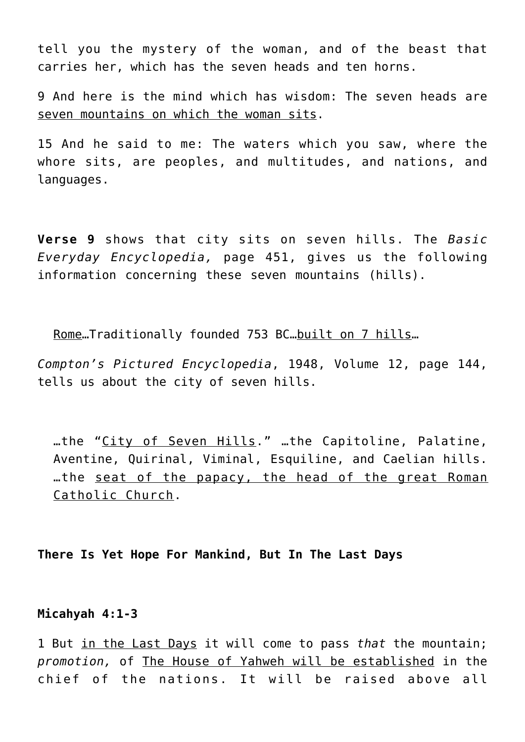tell you the mystery of the woman, and of the beast that carries her, which has the seven heads and ten horns.

9 And here is the mind which has wisdom: The seven heads are <u>seven mountains on which the woman sits</u>.

15 And he said to me: The waters which you saw, where the whore sits, are peoples, and multitudes, and nations, and languages.

**Verse 9** shows that city sits on seven hills. The *Basic Everyday Encyclopedia,* page 451, gives us the following information concerning these seven mountains (hills).

> <u>Rome</u>…Traditionally founded 753 BC…<u>built on 7 hills</u>…

*Compton's Pictured Encyclopedia*, 1948, Volume 12, page 144, tells us about the city of seven hills.

> …the "<u>City of Seven Hills</u>." …the Capitoline, Palatine, Aventine, Quirinal, Viminal, Esquiline, and Caelian hills. …the <u>seat of the papacy, the head of the great Roman Catholic Church</u>.

**There Is Yet Hope For Mankind, But In The Last Days**

**Micahyah 4:1-3**

1 But <u>in the Last Days</u> it will come to pass *that* the mountain; *promotion,* of <u>The House of Yahweh will be established</u> in the chief of the nations. It will be raised above all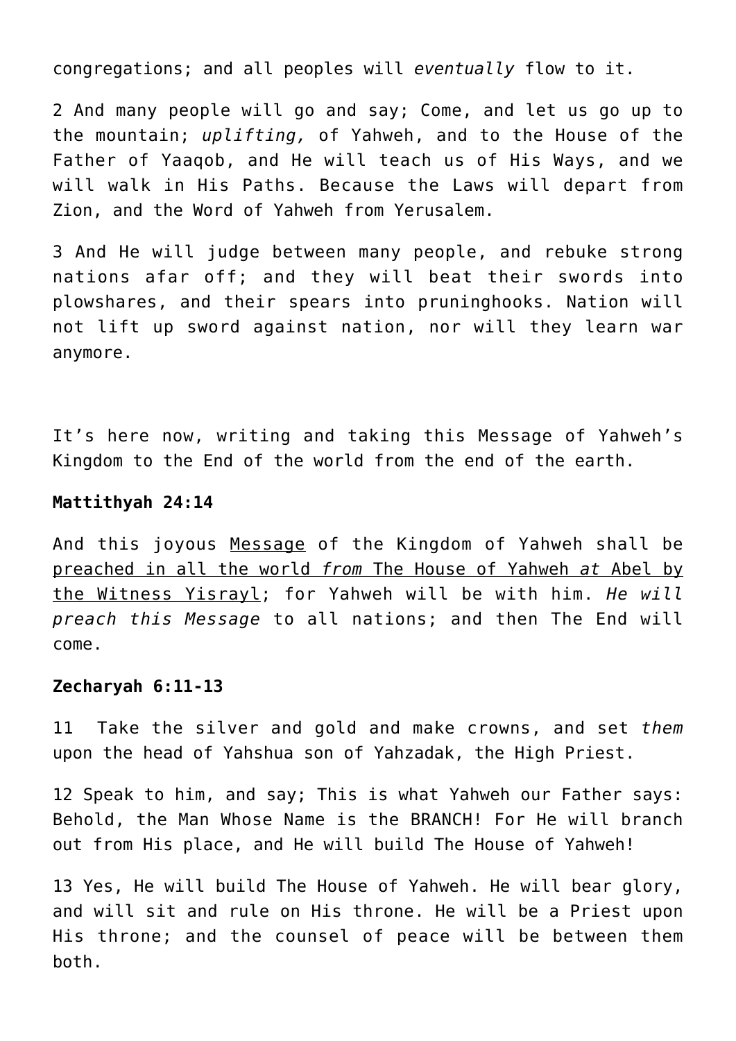congregations; and all peoples will *eventually* flow to it.

2 And many people will go and say; Come, and let us go up to the mountain; *uplifting,* of Yahweh, and to the House of the Father of Yaaqob, and He will teach us of His Ways, and we will walk in His Paths. Because the Laws will depart from Zion, and the Word of Yahweh from Yerusalem.

3 And He will judge between many people, and rebuke strong nations afar off; and they will beat their swords into plowshares, and their spears into pruninghooks. Nation will not lift up sword against nation, nor will they learn war anymore.

It's here now, writing and taking this Message of Yahweh's Kingdom to the End of the world from the end of the earth.

**Mattithyah 24:14**

And this joyous <u>Message</u> of the Kingdom of Yahweh shall be <u>preached in all the world *from* The House of Yahweh *at* Abel by the Witness Yisrayl</u>; for Yahweh will be with him. *He will preach this Message* to all nations; and then The End will come.

**Zecharyah 6:11-13**

11 Take the silver and gold and make crowns, and set *them* upon the head of Yahshua son of Yahzadak, the High Priest.

12 Speak to him, and say; This is what Yahweh our Father says: Behold, the Man Whose Name is the BRANCH! For He will branch out from His place, and He will build The House of Yahweh!

13 Yes, He will build The House of Yahweh. He will bear glory, and will sit and rule on His throne. He will be a Priest upon His throne; and the counsel of peace will be between them both.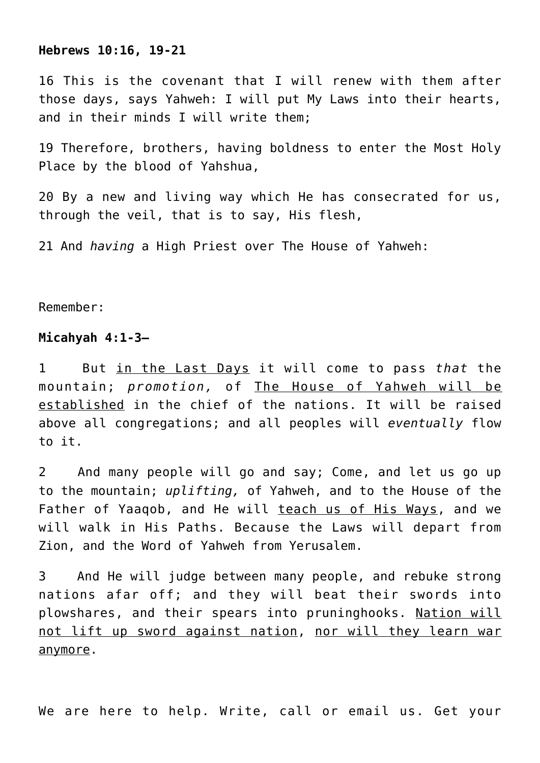**Hebrews 10:16, 19-21**

16 This is the covenant that I will renew with them after those days, says Yahweh: I will put My Laws into their hearts, and in their minds I will write them;

19 Therefore, brothers, having boldness to enter the Most Holy Place by the blood of Yahshua,

20 By a new and living way which He has consecrated for us, through the veil, that is to say, His flesh,

21 And *having* a High Priest over The House of Yahweh:

Remember:

**Micahyah 4:1-3—**

1 But <u>in the Last Days</u> it will come to pass *that* the mountain; *promotion,* of <u>The House of Yahweh will be established</u> in the chief of the nations. It will be raised above all congregations; and all peoples will *eventually* flow to it.

2 And many people will go and say; Come, and let us go up to the mountain; *uplifting,* of Yahweh, and to the House of the Father of Yaaqob, and He will <u>teach us of His Ways</u>, and we will walk in His Paths. Because the Laws will depart from Zion, and the Word of Yahweh from Yerusalem.

3 And He will judge between many people, and rebuke strong nations afar off; and they will beat their swords into plowshares, and their spears into pruninghooks. <u>Nation will not lift up sword against nation</u>, <u>nor will they learn war anymore</u>.

We are here to help. Write, call or email us. Get your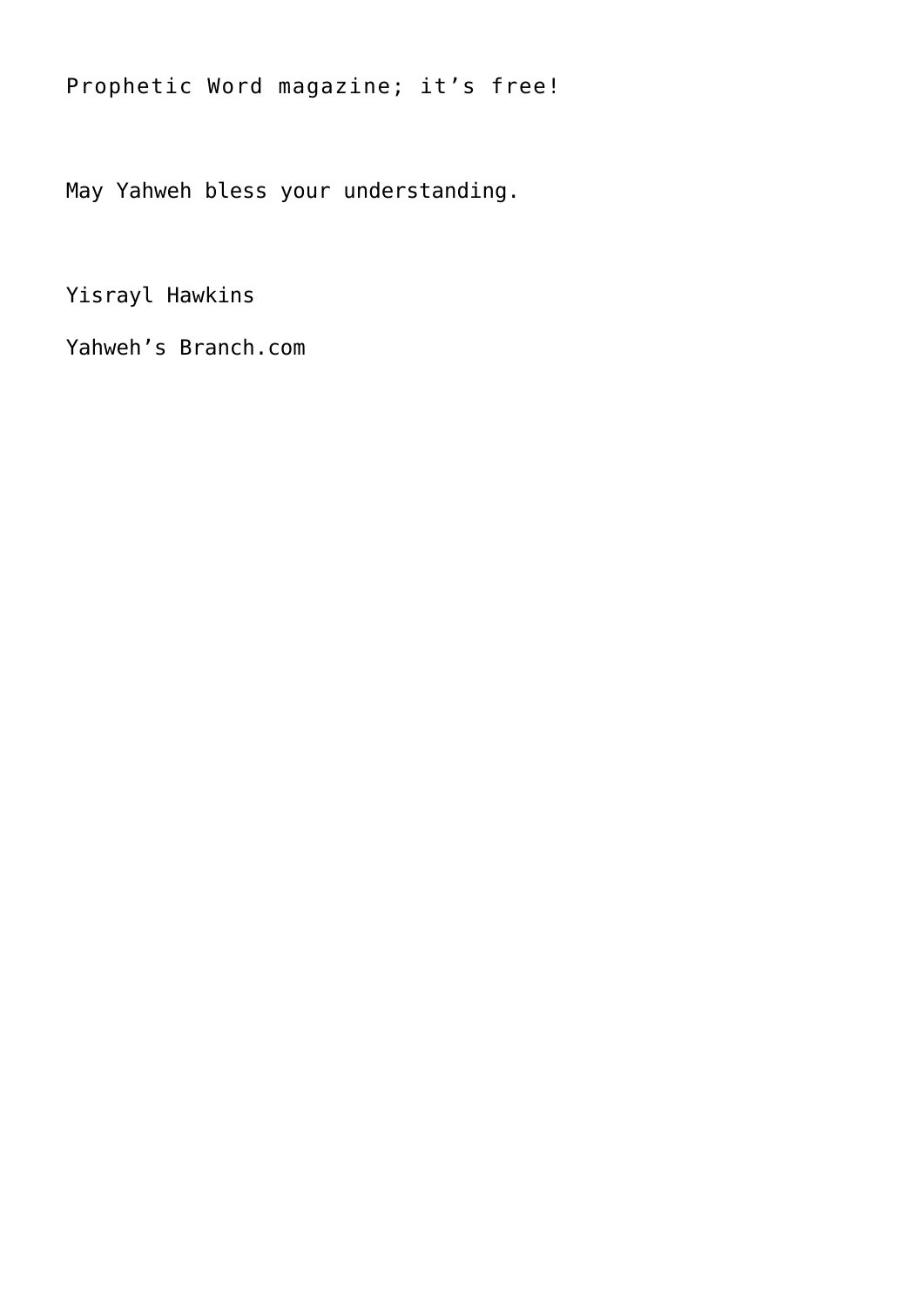Prophetic Word magazine; it’s free!

May Yahweh bless your understanding.

Yisrayl Hawkins

Yahweh’s Branch.com